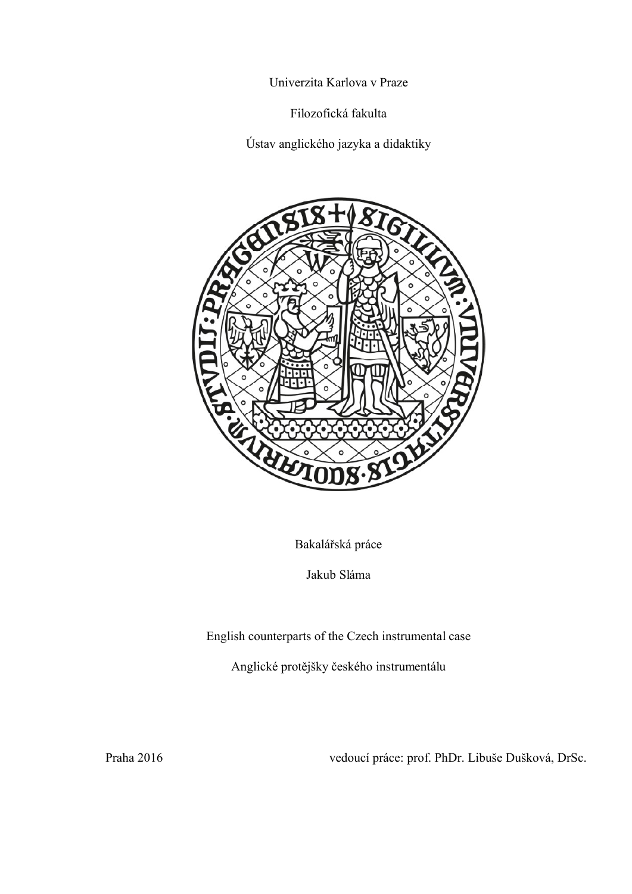Univerzita Karlova v Praze

Filozofická fakulta

Ústav anglického jazyka a didaktiky

Bakalářská práce

Jakub Sláma

English counterparts of the Czech instrumental case

Anglické protějšky českého instrumentálu

Praha 2016

vedoucí práce: prof. PhDr. Libuše Dušková, DrSc.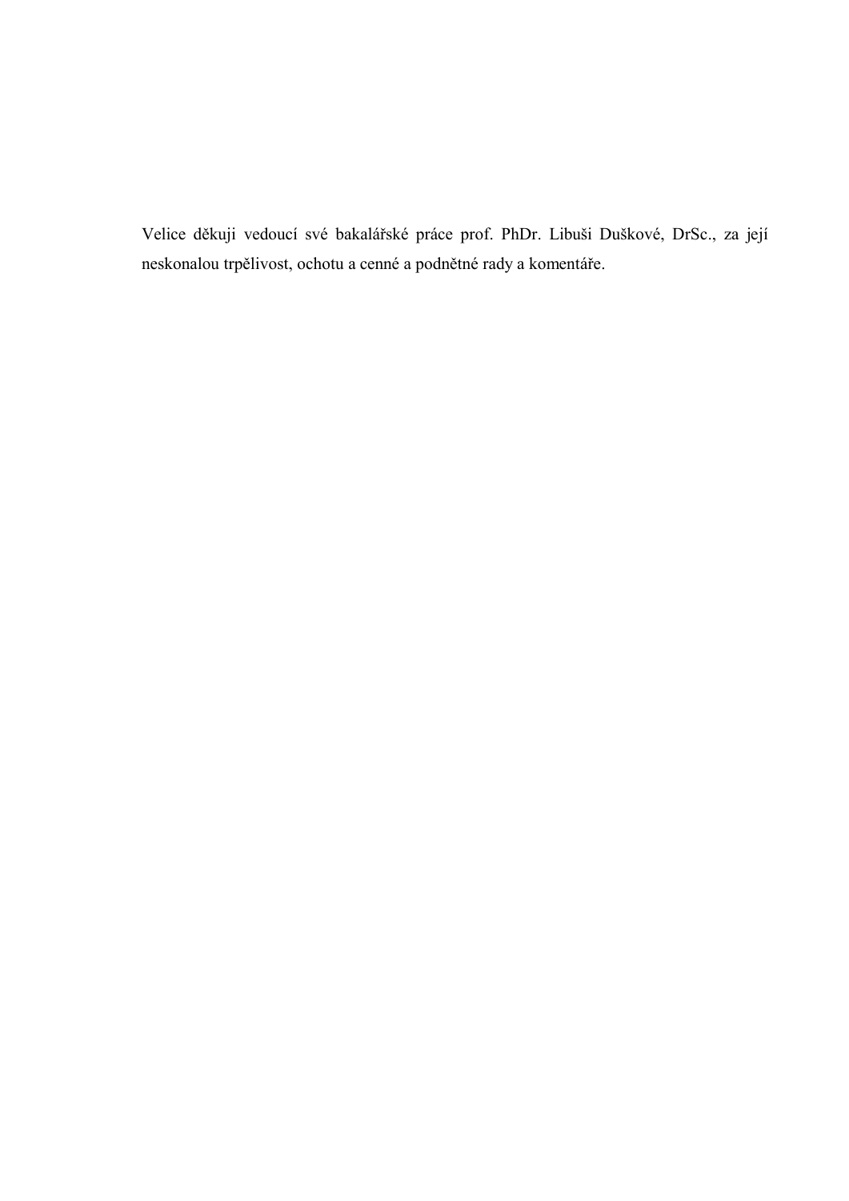Velice děkuji vedoucí své bakalářské práce prof. PhDr. Libuši Duškové, DrSc., za její neskonalou trpělivost, ochotu a cenné a podnětné rady a komentáře.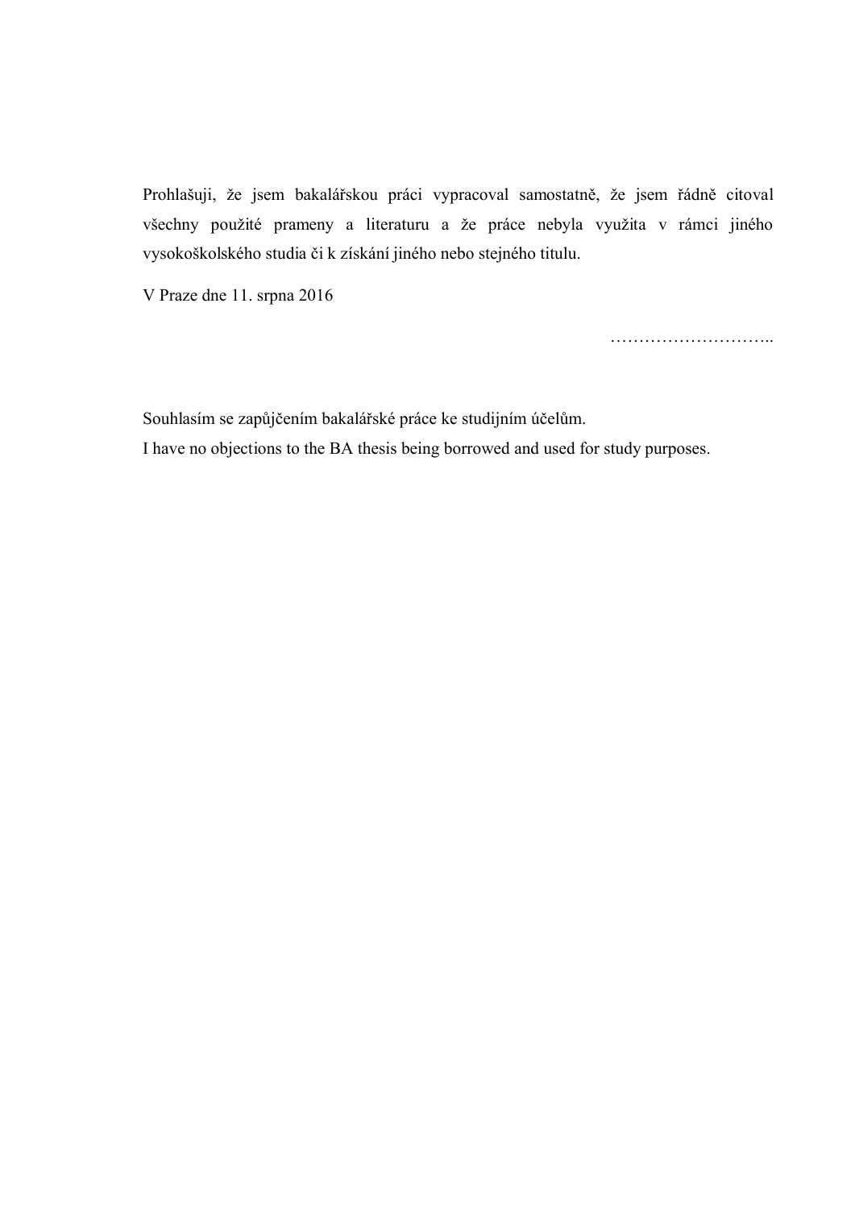Prohlašuji, že jsem bakalářskou práci vypracoval samostatně, že jsem řádně citoval všechny použité prameny a literaturu a že práce nebyla využita v rámci jiného vysokoškolského studia či k získání jiného nebo stejného titulu.

V Praze dne 11. srpna 2016

………………………..

Souhlasím se zapůjčením bakalářské práce ke studijním účelům.
I have no objections to the BA thesis being borrowed and used for study purposes.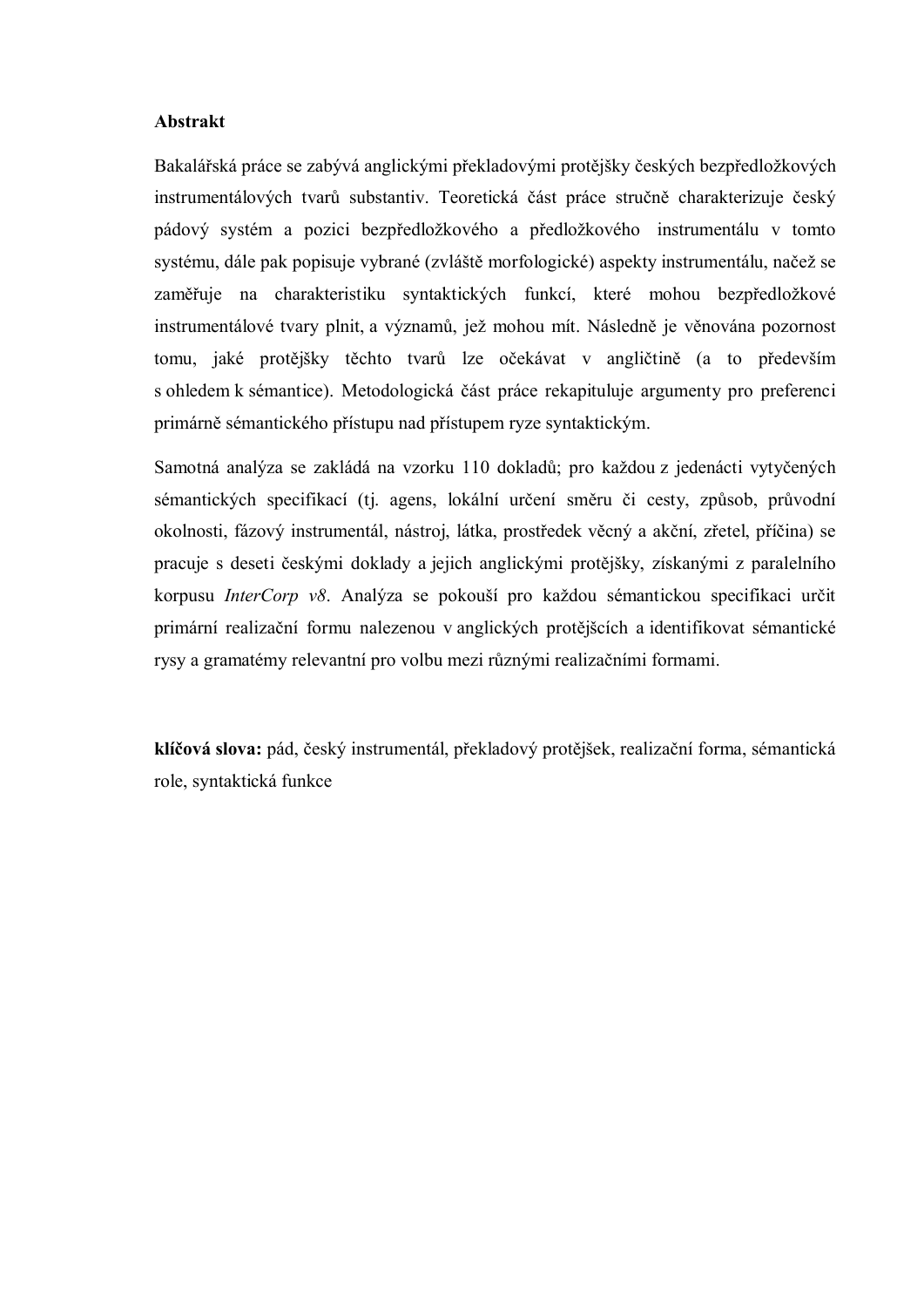**Abstrakt**

Bakalářská práce se zabývá anglickými překladovými protějšky českých bezpředložkových instrumentálových tvarů substantiv. Teoretická část práce stručně charakterizuje český pádový systém a pozici bezpředložkového a předložkového instrumentálu v tomto systému, dále pak popisuje vybrané (zvláště morfologické) aspekty instrumentálu, načež se zaměřuje na charakteristiku syntaktických funkcí, které mohou bezpředložkové instrumentálové tvary plnit, a významů, jež mohou mít. Následně je věnována pozornost tomu, jaké protějšky těchto tvarů lze očekávat v angličtině (a to především s ohledem k sémantice). Metodologická část práce rekapituluje argumenty pro preferenci primárně sémantického přístupu nad přístupem ryze syntaktickým.

Samotná analýza se zakládá na vzorku 110 dokladů; pro každou z jedenácti vytyčených sémantických specifikací (tj. agens, lokální určení směru či cesty, způsob, průvodní okolnosti, fázový instrumentál, nástroj, látka, prostředek věcný a akční, zřetel, příčina) se pracuje s deseti českými doklady a jejich anglickými protějšky, získanými z paralelního korpusu *InterCorp v8*. Analýza se pokouší pro každou sémantickou specifikaci určit primární realizační formu nalezenou v anglických protějšcích a identifikovat sémantické rysy a gramatémy relevantní pro volbu mezi různými realizačními formami.

**klíčová slova:** pád, český instrumentál, překladový protějšek, realizační forma, sémantická role, syntaktická funkce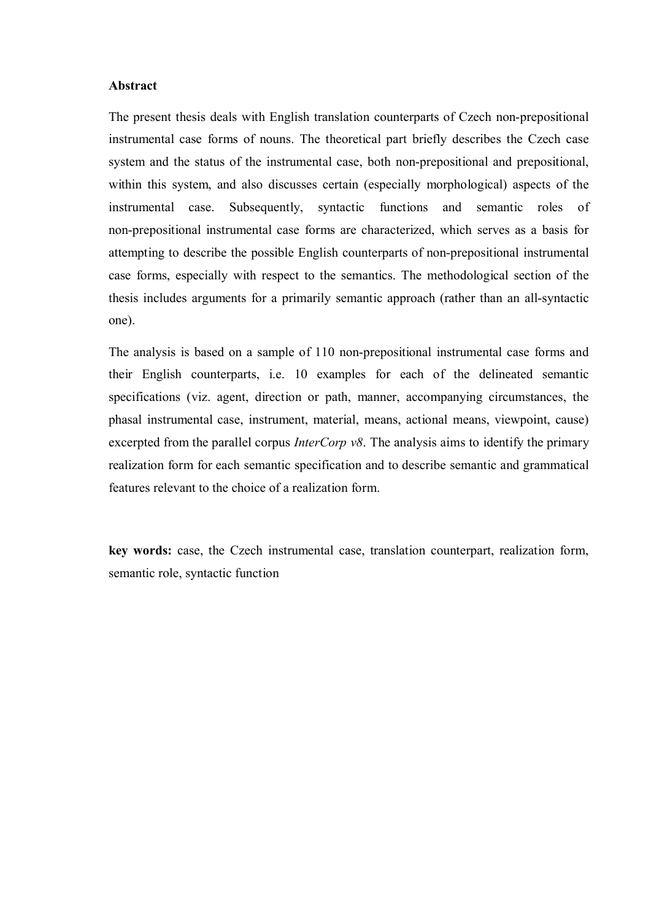**Abstract**

The present thesis deals with English translation counterparts of Czech non-prepositional instrumental case forms of nouns. The theoretical part briefly describes the Czech case system and the status of the instrumental case, both non-prepositional and prepositional, within this system, and also discusses certain (especially morphological) aspects of the instrumental case. Subsequently, syntactic functions and semantic roles of non-prepositional instrumental case forms are characterized, which serves as a basis for attempting to describe the possible English counterparts of non-prepositional instrumental case forms, especially with respect to the semantics. The methodological section of the thesis includes arguments for a primarily semantic approach (rather than an all-syntactic one).

The analysis is based on a sample of 110 non-prepositional instrumental case forms and their English counterparts, i.e. 10 examples for each of the delineated semantic specifications (viz. agent, direction or path, manner, accompanying circumstances, the phasal instrumental case, instrument, material, means, actional means, viewpoint, cause) excerpted from the parallel corpus *InterCorp v8*. The analysis aims to identify the primary realization form for each semantic specification and to describe semantic and grammatical features relevant to the choice of a realization form.

**key words:** case, the Czech instrumental case, translation counterpart, realization form, semantic role, syntactic function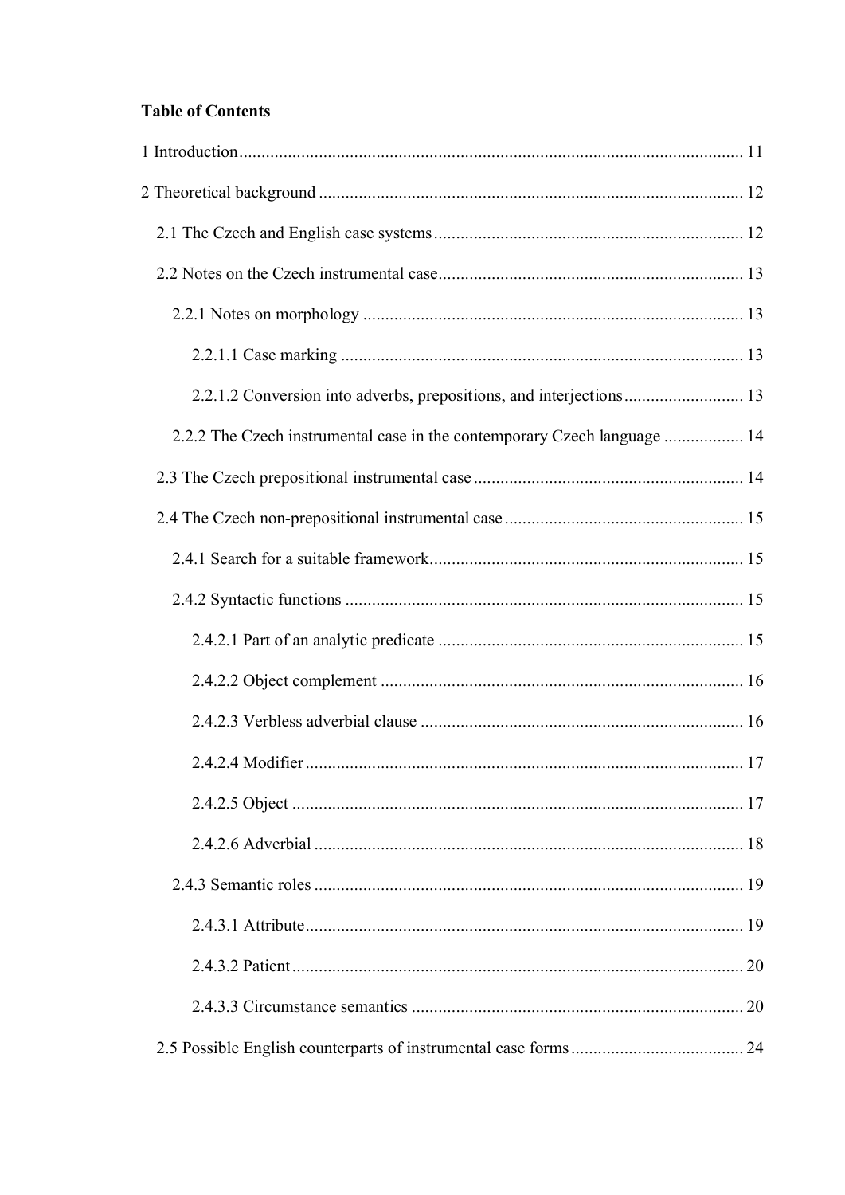**Table of Contents**

1 Introduction .......... 11

2 Theoretical background .......... 12

- 2.1 The Czech and English case systems .......... 12
- 2.2 Notes on the Czech instrumental case .......... 13
  - 2.2.1 Notes on morphology .......... 13
    - 2.2.1.1 Case marking .......... 13
    - 2.2.1.2 Conversion into adverbs, prepositions, and interjections .......... 13
  - 2.2.2 The Czech instrumental case in the contemporary Czech language .......... 14
- 2.3 The Czech prepositional instrumental case .......... 14
- 2.4 The Czech non-prepositional instrumental case .......... 15
  - 2.4.1 Search for a suitable framework .......... 15
  - 2.4.2 Syntactic functions .......... 15
    - 2.4.2.1 Part of an analytic predicate .......... 15
    - 2.4.2.2 Object complement .......... 16
    - 2.4.2.3 Verbless adverbial clause .......... 16
    - 2.4.2.4 Modifier .......... 17
    - 2.4.2.5 Object .......... 17
    - 2.4.2.6 Adverbial .......... 18
  - 2.4.3 Semantic roles .......... 19
    - 2.4.3.1 Attribute .......... 19
    - 2.4.3.2 Patient .......... 20
    - 2.4.3.3 Circumstance semantics .......... 20
- 2.5 Possible English counterparts of instrumental case forms .......... 24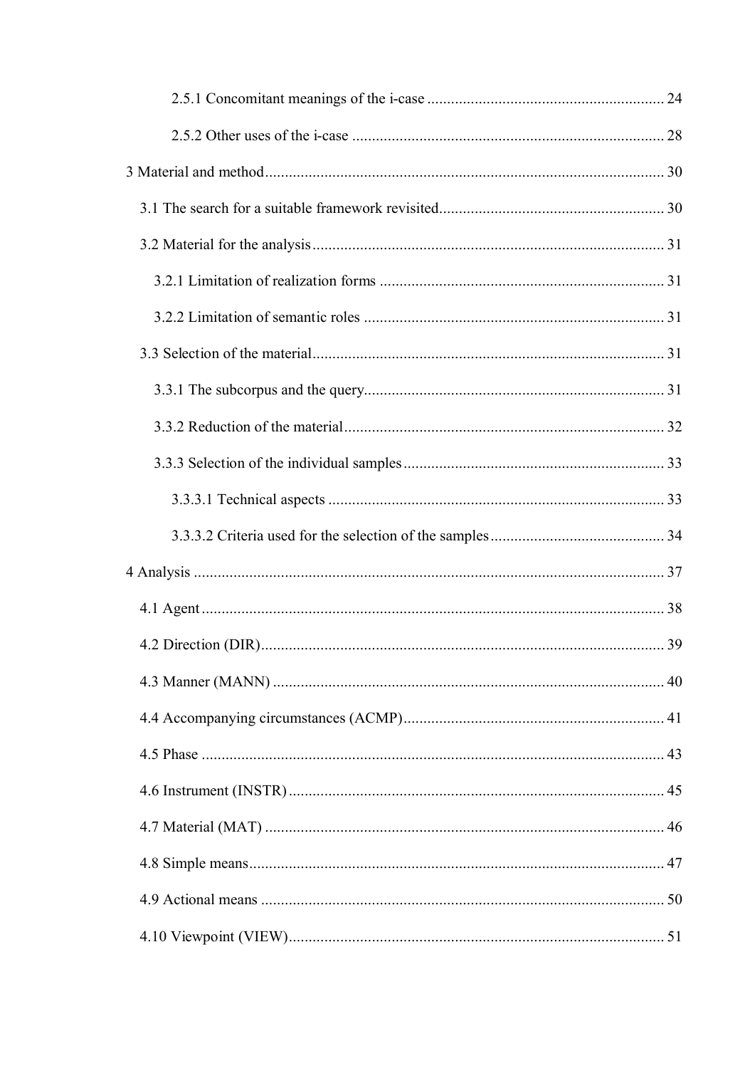2.5.1 Concomitant meanings of the i-case ........................................................... 24

2.5.2 Other uses of the i-case .............................................................................. 28

3 Material and method.................................................................................................. 30

3.1 The search for a suitable framework revisited........................................................ 30

3.2 Material for the analysis........................................................................................ 31

3.2.1 Limitation of realization forms ...................................................................... 31

3.2.2 Limitation of semantic roles .......................................................................... 31

3.3 Selection of the material........................................................................................ 31

3.3.1 The subcorpus and the query.......................................................................... 31

3.3.2 Reduction of the material................................................................................ 32

3.3.3 Selection of the individual samples................................................................. 33

3.3.3.1 Technical aspects ................................................................................... 33

3.3.3.2 Criteria used for the selection of the samples........................................... 34

4 Analysis .................................................................................................................... 37

4.1 Agent...................................................................................................................... 38

4.2 Direction (DIR)...................................................................................................... 39

4.3 Manner (MANN) .................................................................................................. 40

4.4 Accompanying circumstances (ACMP)................................................................. 41

4.5 Phase ..................................................................................................................... 43

4.6 Instrument (INSTR)............................................................................................... 45

4.7 Material (MAT) ..................................................................................................... 46

4.8 Simple means......................................................................................................... 47

4.9 Actional means ...................................................................................................... 50

4.10 Viewpoint (VIEW)............................................................................................... 51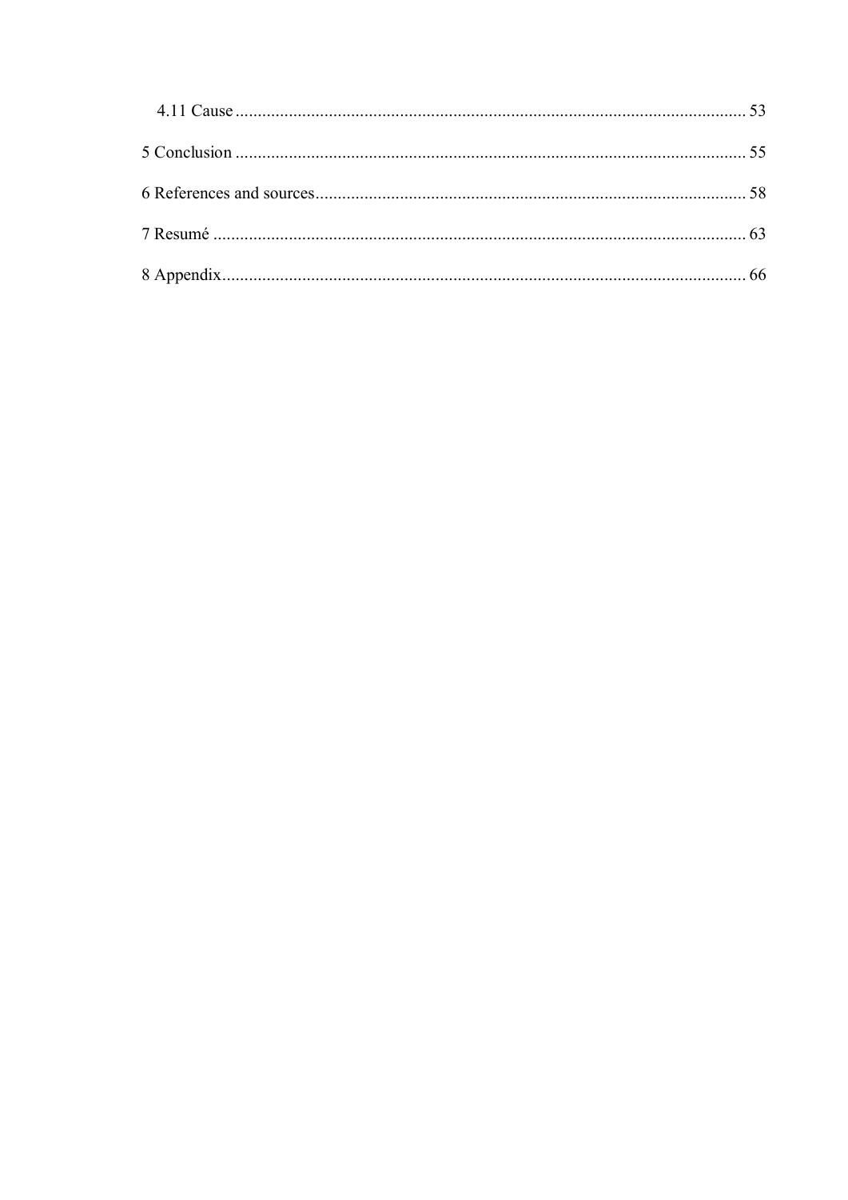4.11 Cause ........................................................................................................ 53

5 Conclusion ........................................................................................................ 55

6 References and sources.......................................................................................... 58

7 Resumé ........................................................................................................ 63

8 Appendix........................................................................................................ 66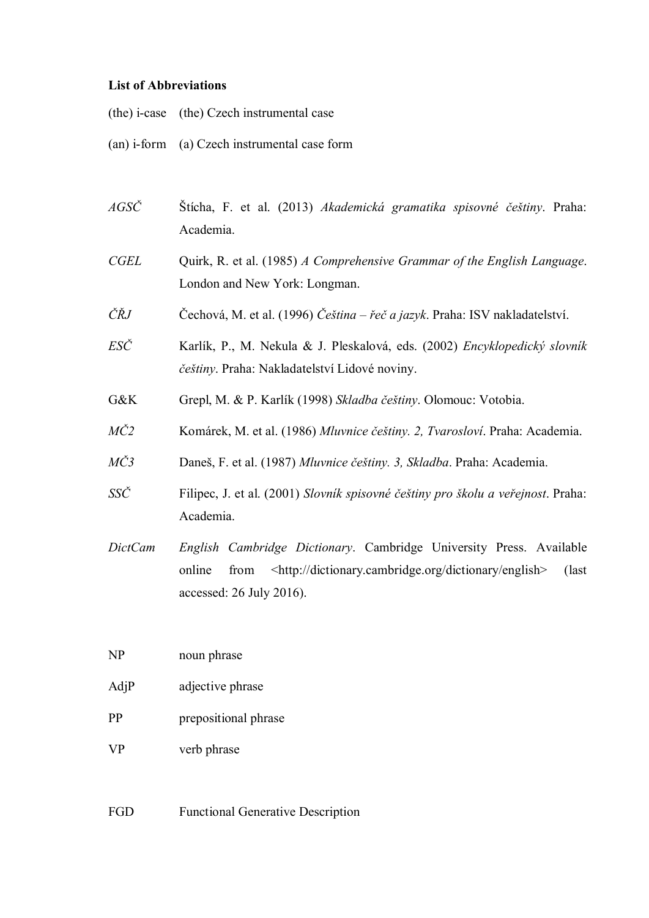**List of Abbreviations**

| | |
|---|---|
| (the) i-case | (the) Czech instrumental case |
| (an) i-form | (a) Czech instrumental case form |

| | |
|---|---|
| *AGSČ* | Štícha, F. et al. (2013) *Akademická gramatika spisovné češtiny*. Praha: Academia. |
| *CGEL* | Quirk, R. et al. (1985) *A Comprehensive Grammar of the English Language*. London and New York: Longman. |
| *ČŘJ* | Čechová, M. et al. (1996) *Čeština – řeč a jazyk*. Praha: ISV nakladatelství. |
| *ESČ* | Karlík, P., M. Nekula & J. Pleskalová, eds. (2002) *Encyklopedický slovník češtiny*. Praha: Nakladatelství Lidové noviny. |
| G&K | Grepl, M. & P. Karlík (1998) *Skladba češtiny*. Olomouc: Votobia. |
| *MČ2* | Komárek, M. et al. (1986) *Mluvnice češtiny. 2, Tvarosloví*. Praha: Academia. |
| *MČ3* | Daneš, F. et al. (1987) *Mluvnice češtiny. 3, Skladba*. Praha: Academia. |
| *SSČ* | Filipec, J. et al. (2001) *Slovník spisovné češtiny pro školu a veřejnost*. Praha: Academia. |
| *DictCam* | *English Cambridge Dictionary*. Cambridge University Press. Available online from <http://dictionary.cambridge.org/dictionary/english> (last accessed: 26 July 2016). |

| | |
|---|---|
| NP | noun phrase |
| AdjP | adjective phrase |
| PP | prepositional phrase |
| VP | verb phrase |

| | |
|---|---|
| FGD | Functional Generative Description |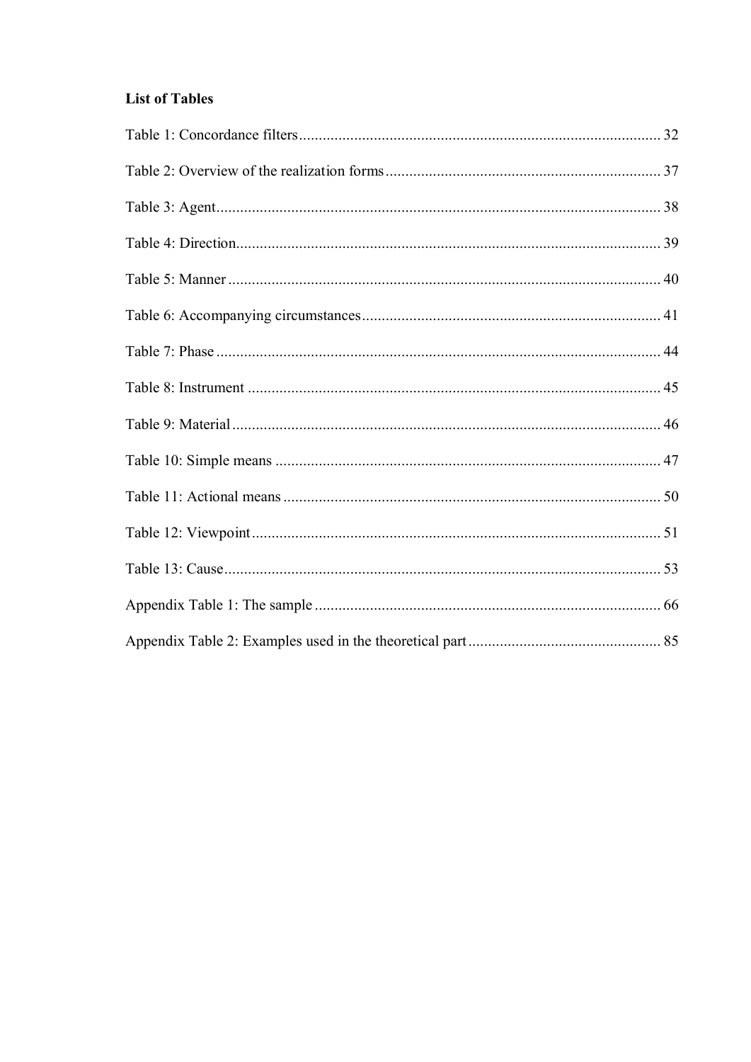**List of Tables**

Table 1: Concordance filters ........................................................................................... 32

Table 2: Overview of the realization forms ..................................................................... 37

Table 3: Agent ................................................................................................................ 38

Table 4: Direction ........................................................................................................... 39

Table 5: Manner ............................................................................................................. 40

Table 6: Accompanying circumstances ........................................................................... 41

Table 7: Phase ................................................................................................................ 44

Table 8: Instrument ........................................................................................................ 45

Table 9: Material ............................................................................................................ 46

Table 10: Simple means ................................................................................................. 47

Table 11: Actional means ............................................................................................... 50

Table 12: Viewpoint ....................................................................................................... 51

Table 13: Cause .............................................................................................................. 53

Appendix Table 1: The sample ....................................................................................... 66

Appendix Table 2: Examples used in the theoretical part ................................................ 85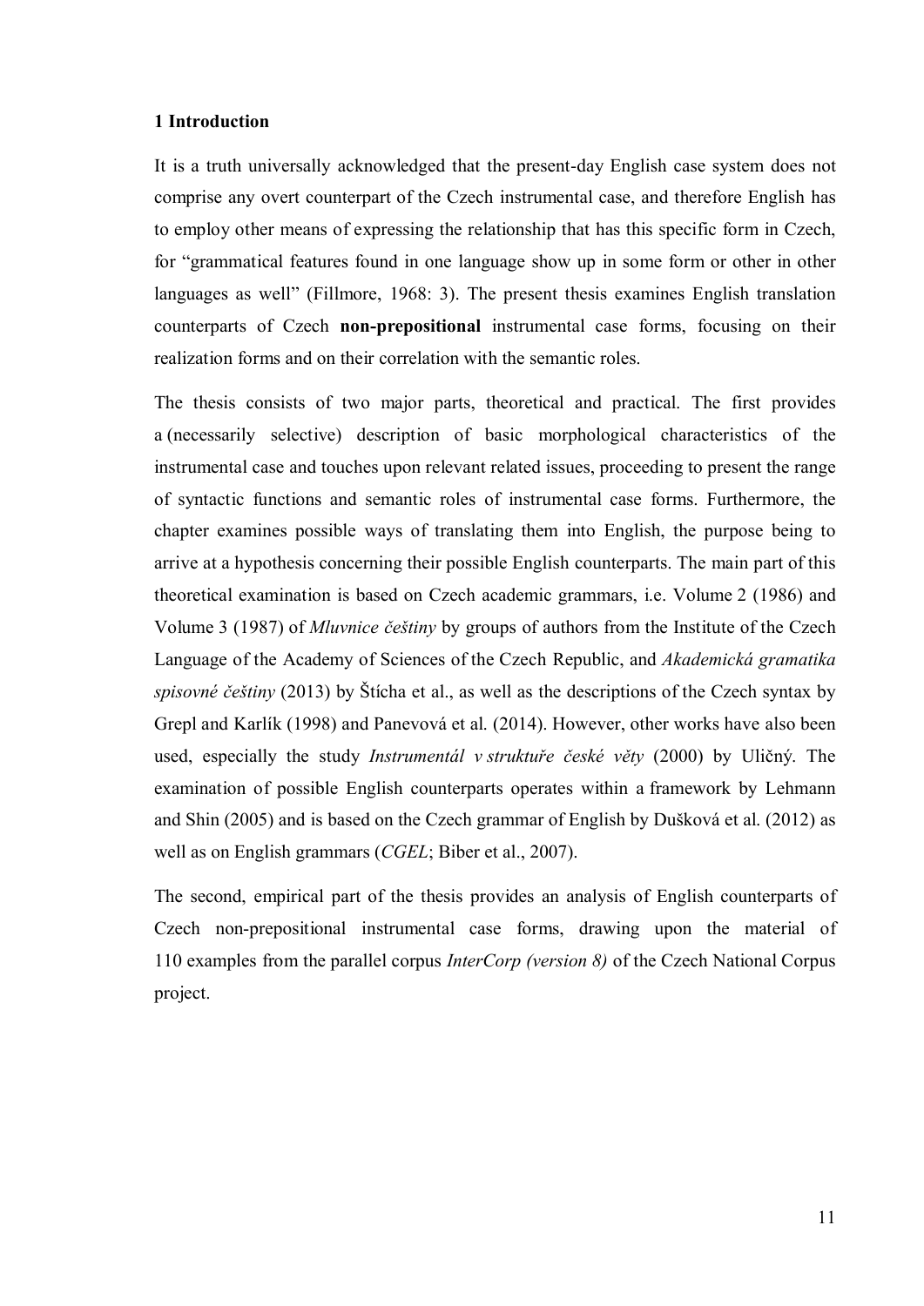# 1 Introduction

It is a truth universally acknowledged that the present-day English case system does not comprise any overt counterpart of the Czech instrumental case, and therefore English has to employ other means of expressing the relationship that has this specific form in Czech, for "grammatical features found in one language show up in some form or other in other languages as well" (Fillmore, 1968: 3). The present thesis examines English translation counterparts of Czech **non-prepositional** instrumental case forms, focusing on their realization forms and on their correlation with the semantic roles.

The thesis consists of two major parts, theoretical and practical. The first provides a (necessarily selective) description of basic morphological characteristics of the instrumental case and touches upon relevant related issues, proceeding to present the range of syntactic functions and semantic roles of instrumental case forms. Furthermore, the chapter examines possible ways of translating them into English, the purpose being to arrive at a hypothesis concerning their possible English counterparts. The main part of this theoretical examination is based on Czech academic grammars, i.e. Volume 2 (1986) and Volume 3 (1987) of *Mluvnice češtiny* by groups of authors from the Institute of the Czech Language of the Academy of Sciences of the Czech Republic, and *Akademická gramatika spisovné češtiny* (2013) by Štícha et al., as well as the descriptions of the Czech syntax by Grepl and Karlík (1998) and Panevová et al. (2014). However, other works have also been used, especially the study *Instrumentál v struktuře české věty* (2000) by Uličný. The examination of possible English counterparts operates within a framework by Lehmann and Shin (2005) and is based on the Czech grammar of English by Dušková et al. (2012) as well as on English grammars (*CGEL*; Biber et al., 2007).

The second, empirical part of the thesis provides an analysis of English counterparts of Czech non-prepositional instrumental case forms, drawing upon the material of 110 examples from the parallel corpus *InterCorp (version 8)* of the Czech National Corpus project.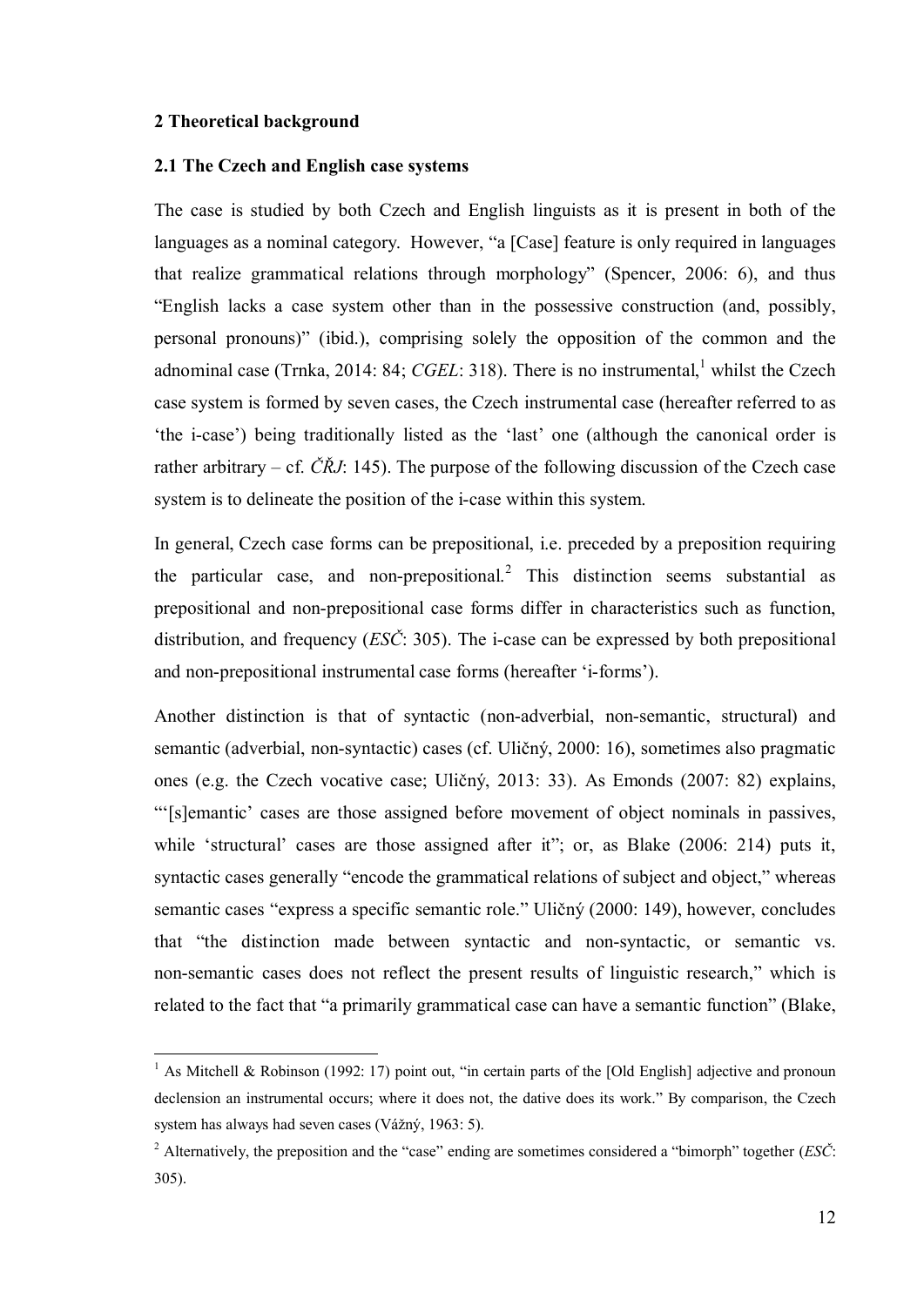## 2 Theoretical background

### 2.1 The Czech and English case systems

The case is studied by both Czech and English linguists as it is present in both of the languages as a nominal category. However, "a [Case] feature is only required in languages that realize grammatical relations through morphology" (Spencer, 2006: 6), and thus "English lacks a case system other than in the possessive construction (and, possibly, personal pronouns)" (ibid.), comprising solely the opposition of the common and the adnominal case (Trnka, 2014: 84; *CGEL*: 318). There is no instrumental,[1] whilst the Czech case system is formed by seven cases, the Czech instrumental case (hereafter referred to as 'the i-case') being traditionally listed as the 'last' one (although the canonical order is rather arbitrary – cf. *ČŘJ*: 145). The purpose of the following discussion of the Czech case system is to delineate the position of the i-case within this system.

In general, Czech case forms can be prepositional, i.e. preceded by a preposition requiring the particular case, and non-prepositional.[2] This distinction seems substantial as prepositional and non-prepositional case forms differ in characteristics such as function, distribution, and frequency (*ESČ*: 305). The i-case can be expressed by both prepositional and non-prepositional instrumental case forms (hereafter 'i-forms').

Another distinction is that of syntactic (non-adverbial, non-semantic, structural) and semantic (adverbial, non-syntactic) cases (cf. Uličný, 2000: 16), sometimes also pragmatic ones (e.g. the Czech vocative case; Uličný, 2013: 33). As Emonds (2007: 82) explains, "'[s]emantic' cases are those assigned before movement of object nominals in passives, while 'structural' cases are those assigned after it"; or, as Blake (2006: 214) puts it, syntactic cases generally "encode the grammatical relations of subject and object," whereas semantic cases "express a specific semantic role." Uličný (2000: 149), however, concludes that "the distinction made between syntactic and non-syntactic, or semantic vs. non-semantic cases does not reflect the present results of linguistic research," which is related to the fact that "a primarily grammatical case can have a semantic function" (Blake,

---

[1] As Mitchell & Robinson (1992: 17) point out, "in certain parts of the [Old English] adjective and pronoun declension an instrumental occurs; where it does not, the dative does its work." By comparison, the Czech system has always had seven cases (Vážný, 1963: 5).

[2] Alternatively, the preposition and the "case" ending are sometimes considered a "bimorph" together (*ESČ*: 305).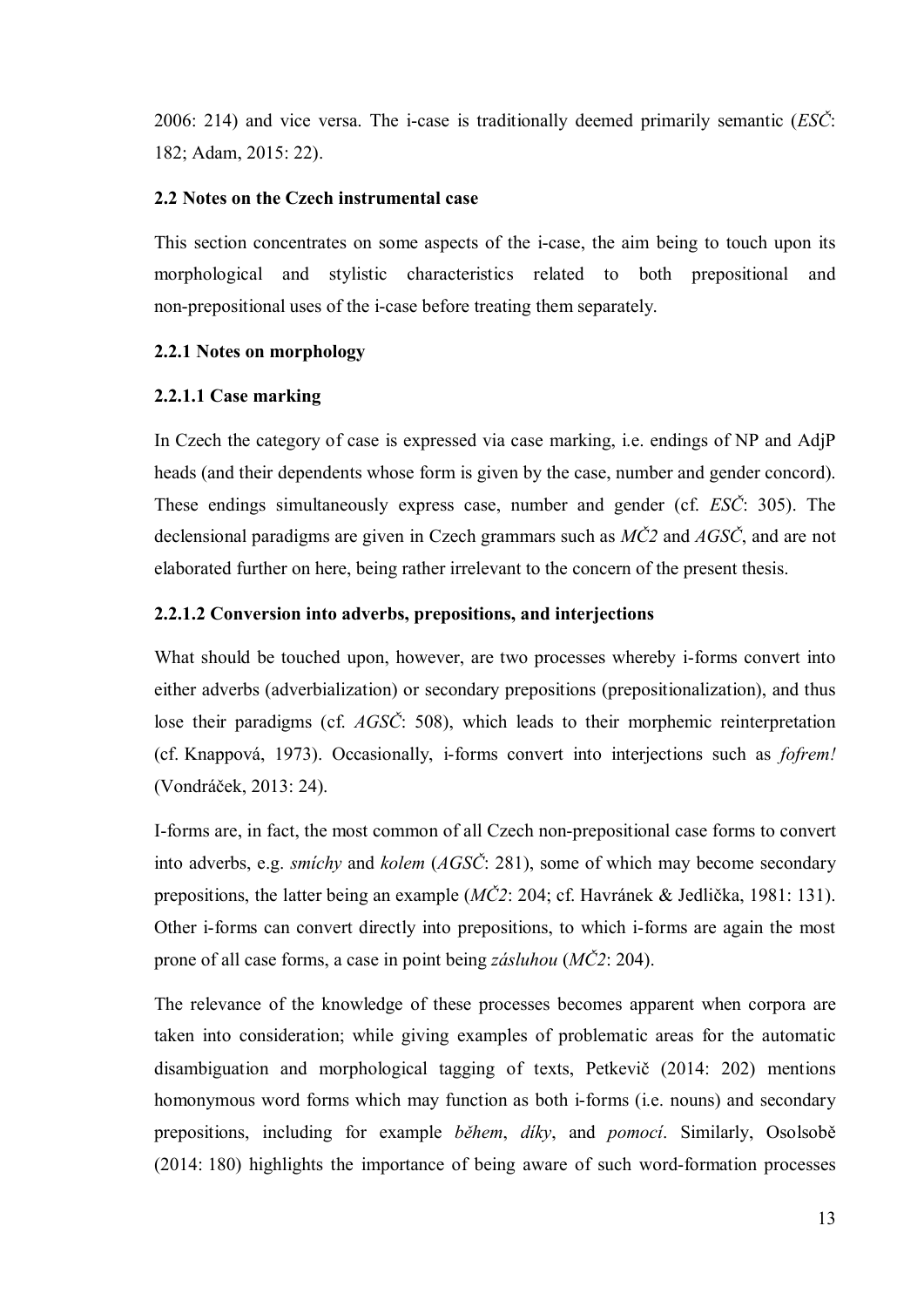2006: 214) and vice versa. The i-case is traditionally deemed primarily semantic (*ESČ*: 182; Adam, 2015: 22).

### 2.2 Notes on the Czech instrumental case

This section concentrates on some aspects of the i-case, the aim being to touch upon its morphological and stylistic characteristics related to both prepositional and non-prepositional uses of the i-case before treating them separately.

#### 2.2.1 Notes on morphology

##### 2.2.1.1 Case marking

In Czech the category of case is expressed via case marking, i.e. endings of NP and AdjP heads (and their dependents whose form is given by the case, number and gender concord). These endings simultaneously express case, number and gender (cf. *ESČ*: 305). The declensional paradigms are given in Czech grammars such as *MČ2* and *AGSČ*, and are not elaborated further on here, being rather irrelevant to the concern of the present thesis.

##### 2.2.1.2 Conversion into adverbs, prepositions, and interjections

What should be touched upon, however, are two processes whereby i-forms convert into either adverbs (adverbialization) or secondary prepositions (prepositionalization), and thus lose their paradigms (cf. *AGSČ*: 508), which leads to their morphemic reinterpretation (cf. Knappová, 1973). Occasionally, i-forms convert into interjections such as *fofrem!* (Vondráček, 2013: 24).

I-forms are, in fact, the most common of all Czech non-prepositional case forms to convert into adverbs, e.g. *smíchy* and *kolem* (*AGSČ*: 281), some of which may become secondary prepositions, the latter being an example (*MČ2*: 204; cf. Havránek & Jedlička, 1981: 131). Other i-forms can convert directly into prepositions, to which i-forms are again the most prone of all case forms, a case in point being *zásluhou* (*MČ2*: 204).

The relevance of the knowledge of these processes becomes apparent when corpora are taken into consideration; while giving examples of problematic areas for the automatic disambiguation and morphological tagging of texts, Petkevič (2014: 202) mentions homonymous word forms which may function as both i-forms (i.e. nouns) and secondary prepositions, including for example *během*, *díky*, and *pomocí*. Similarly, Osolsobě (2014: 180) highlights the importance of being aware of such word-formation processes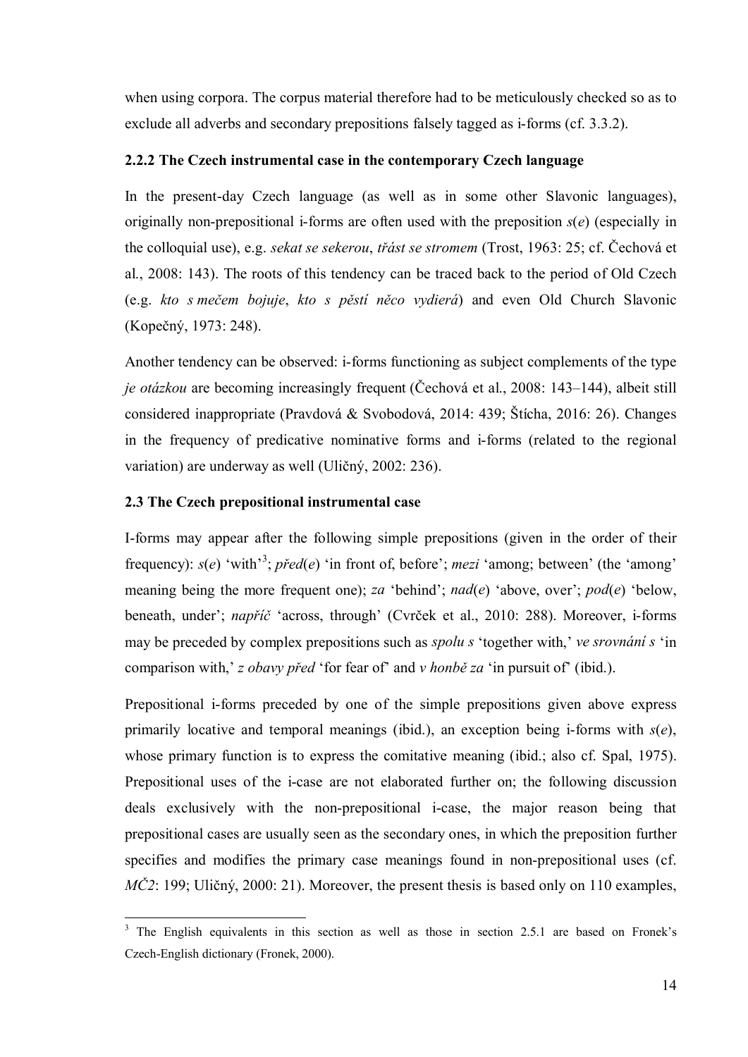when using corpora. The corpus material therefore had to be meticulously checked so as to exclude all adverbs and secondary prepositions falsely tagged as i-forms (cf. 3.3.2).

### 2.2.2 The Czech instrumental case in the contemporary Czech language

In the present-day Czech language (as well as in some other Slavonic languages), originally non-prepositional i-forms are often used with the preposition *s*(*e*) (especially in the colloquial use), e.g. *sekat se sekerou*, *třást se stromem* (Trost, 1963: 25; cf. Čechová et al., 2008: 143). The roots of this tendency can be traced back to the period of Old Czech (e.g. *kto s mečem bojuje*, *kto s pěstí něco vydierá*) and even Old Church Slavonic (Kopečný, 1973: 248).

Another tendency can be observed: i-forms functioning as subject complements of the type *je otázkou* are becoming increasingly frequent (Čechová et al., 2008: 143–144), albeit still considered inappropriate (Pravdová & Svobodová, 2014: 439; Štícha, 2016: 26). Changes in the frequency of predicative nominative forms and i-forms (related to the regional variation) are underway as well (Uličný, 2002: 236).

## 2.3 The Czech prepositional instrumental case

I-forms may appear after the following simple prepositions (given in the order of their frequency): *s*(*e*) 'with'[3]; *před*(*e*) 'in front of, before'; *mezi* 'among; between' (the 'among' meaning being the more frequent one); *za* 'behind'; *nad*(*e*) 'above, over'; *pod*(*e*) 'below, beneath, under'; *napříč* 'across, through' (Cvrček et al., 2010: 288). Moreover, i-forms may be preceded by complex prepositions such as *spolu s* 'together with,' *ve srovnání s* 'in comparison with,' *z obavy před* 'for fear of' and *v honbě za* 'in pursuit of' (ibid.).

Prepositional i-forms preceded by one of the simple prepositions given above express primarily locative and temporal meanings (ibid.), an exception being i-forms with *s*(*e*), whose primary function is to express the comitative meaning (ibid.; also cf. Spal, 1975). Prepositional uses of the i-case are not elaborated further on; the following discussion deals exclusively with the non-prepositional i-case, the major reason being that prepositional cases are usually seen as the secondary ones, in which the preposition further specifies and modifies the primary case meanings found in non-prepositional uses (cf. *MČ2*: 199; Uličný, 2000: 21). Moreover, the present thesis is based only on 110 examples,

[3] The English equivalents in this section as well as those in section 2.5.1 are based on Fronek's Czech-English dictionary (Fronek, 2000).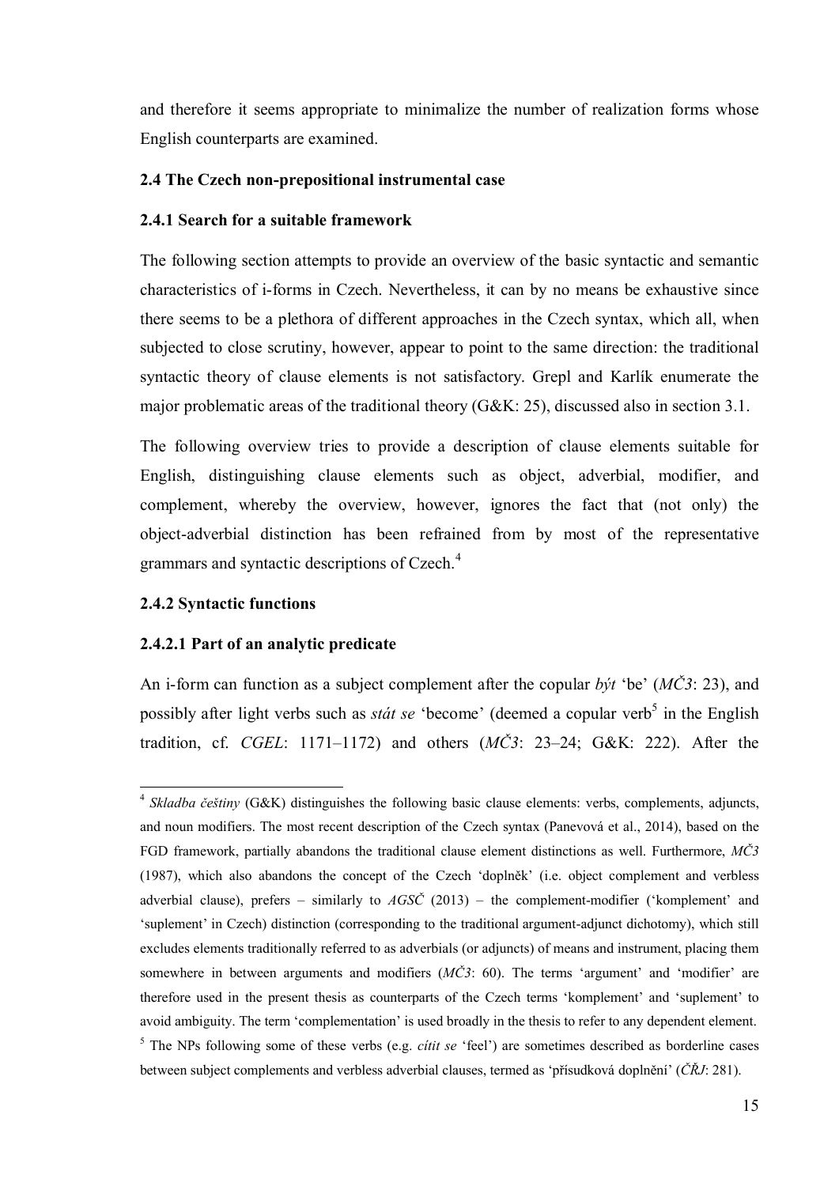and therefore it seems appropriate to minimalize the number of realization forms whose English counterparts are examined.

### 2.4 The Czech non-prepositional instrumental case

#### 2.4.1 Search for a suitable framework

The following section attempts to provide an overview of the basic syntactic and semantic characteristics of i-forms in Czech. Nevertheless, it can by no means be exhaustive since there seems to be a plethora of different approaches in the Czech syntax, which all, when subjected to close scrutiny, however, appear to point to the same direction: the traditional syntactic theory of clause elements is not satisfactory. Grepl and Karlík enumerate the major problematic areas of the traditional theory (G&K: 25), discussed also in section 3.1.

The following overview tries to provide a description of clause elements suitable for English, distinguishing clause elements such as object, adverbial, modifier, and complement, whereby the overview, however, ignores the fact that (not only) the object-adverbial distinction has been refrained from by most of the representative grammars and syntactic descriptions of Czech.[4]

#### 2.4.2 Syntactic functions

##### 2.4.2.1 Part of an analytic predicate

An i-form can function as a subject complement after the copular *být* 'be' (*MČ3*: 23), and possibly after light verbs such as *stát se* 'become' (deemed a copular verb[5] in the English tradition, cf. *CGEL*: 1171–1172) and others (*MČ3*: 23–24; G&K: 222). After the

---

[4] *Skladba češtiny* (G&K) distinguishes the following basic clause elements: verbs, complements, adjuncts, and noun modifiers. The most recent description of the Czech syntax (Panevová et al., 2014), based on the FGD framework, partially abandons the traditional clause element distinctions as well. Furthermore, *MČ3* (1987), which also abandons the concept of the Czech 'doplněk' (i.e. object complement and verbless adverbial clause), prefers – similarly to *AGSČ* (2013) – the complement-modifier ('komplement' and 'suplement' in Czech) distinction (corresponding to the traditional argument-adjunct dichotomy), which still excludes elements traditionally referred to as adverbials (or adjuncts) of means and instrument, placing them somewhere in between arguments and modifiers (*MČ3*: 60). The terms 'argument' and 'modifier' are therefore used in the present thesis as counterparts of the Czech terms 'komplement' and 'suplement' to avoid ambiguity. The term 'complementation' is used broadly in the thesis to refer to any dependent element.

[5] The NPs following some of these verbs (e.g. *cítit se* 'feel') are sometimes described as borderline cases between subject complements and verbless adverbial clauses, termed as 'přísudková doplnění' (*ČŘJ*: 281).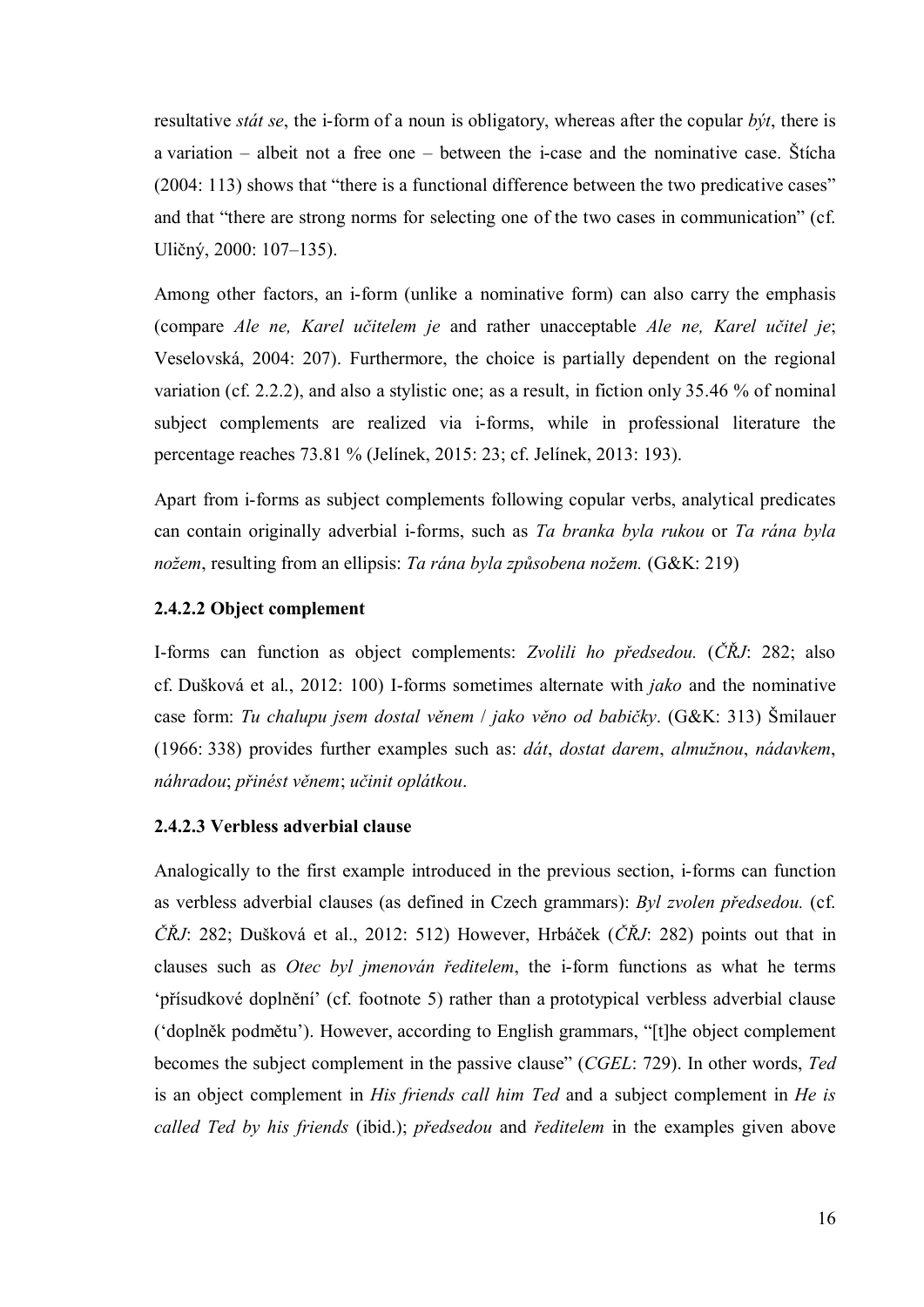resultative *stát se*, the i-form of a noun is obligatory, whereas after the copular *být*, there is a variation – albeit not a free one – between the i-case and the nominative case. Štícha (2004: 113) shows that "there is a functional difference between the two predicative cases" and that "there are strong norms for selecting one of the two cases in communication" (cf. Uličný, 2000: 107–135).

Among other factors, an i-form (unlike a nominative form) can also carry the emphasis (compare *Ale ne, Karel učitelem je* and rather unacceptable *Ale ne, Karel učitel je*; Veselovská, 2004: 207). Furthermore, the choice is partially dependent on the regional variation (cf. 2.2.2), and also a stylistic one; as a result, in fiction only 35.46 % of nominal subject complements are realized via i-forms, while in professional literature the percentage reaches 73.81 % (Jelínek, 2015: 23; cf. Jelínek, 2013: 193).

Apart from i-forms as subject complements following copular verbs, analytical predicates can contain originally adverbial i-forms, such as *Ta branka byla rukou* or *Ta rána byla nožem*, resulting from an ellipsis: *Ta rána byla způsobena nožem.* (G&K: 219)

#### 2.4.2.2 Object complement

I-forms can function as object complements: *Zvolili ho předsedou.* (*ČŘJ*: 282; also cf. Dušková et al., 2012: 100) I-forms sometimes alternate with *jako* and the nominative case form: *Tu chalupu jsem dostal věnem* / *jako věno od babičky*. (G&K: 313) Šmilauer (1966: 338) provides further examples such as: *dát*, *dostat darem*, *almužnou*, *nádavkem*, *náhradou*; *přinést věnem*; *učinit oplátkou*.

#### 2.4.2.3 Verbless adverbial clause

Analogically to the first example introduced in the previous section, i-forms can function as verbless adverbial clauses (as defined in Czech grammars): *Byl zvolen předsedou.* (cf. *ČŘJ*: 282; Dušková et al., 2012: 512) However, Hrbáček (*ČŘJ*: 282) points out that in clauses such as *Otec byl jmenován ředitelem*, the i-form functions as what he terms 'přísudkové doplnění' (cf. footnote 5) rather than a prototypical verbless adverbial clause ('doplněk podmětu'). However, according to English grammars, "[t]he object complement becomes the subject complement in the passive clause" (*CGEL*: 729). In other words, *Ted* is an object complement in *His friends call him Ted* and a subject complement in *He is called Ted by his friends* (ibid.); *předsedou* and *ředitelem* in the examples given above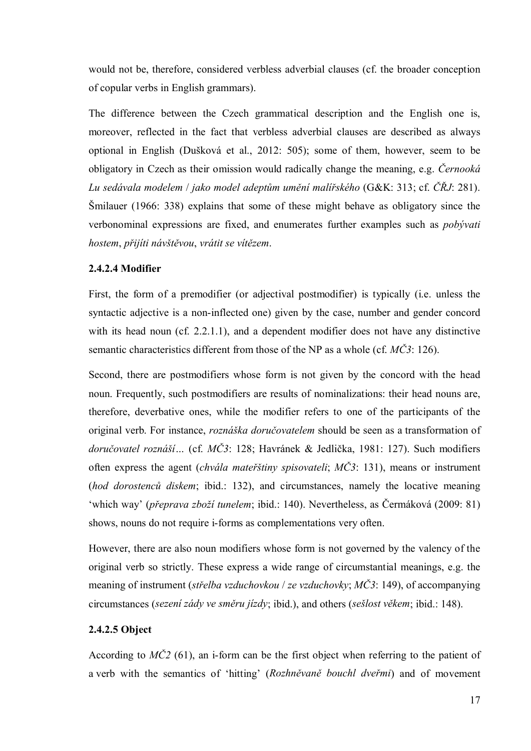would not be, therefore, considered verbless adverbial clauses (cf. the broader conception of copular verbs in English grammars).

The difference between the Czech grammatical description and the English one is, moreover, reflected in the fact that verbless adverbial clauses are described as always optional in English (Dušková et al., 2012: 505); some of them, however, seem to be obligatory in Czech as their omission would radically change the meaning, e.g. *Černooká Lu sedávala modelem* / *jako model adeptům umění malířského* (G&K: 313; cf. *ČŘJ*: 281). Šmilauer (1966: 338) explains that some of these might behave as obligatory since the verbonominal expressions are fixed, and enumerates further examples such as *pobývati hostem*, *přijíti návštěvou*, *vrátit se vítězem*.

#### 2.4.2.4 Modifier

First, the form of a premodifier (or adjectival postmodifier) is typically (i.e. unless the syntactic adjective is a non-inflected one) given by the case, number and gender concord with its head noun (cf. 2.2.1.1), and a dependent modifier does not have any distinctive semantic characteristics different from those of the NP as a whole (cf. *MČ3*: 126).

Second, there are postmodifiers whose form is not given by the concord with the head noun. Frequently, such postmodifiers are results of nominalizations: their head nouns are, therefore, deverbative ones, while the modifier refers to one of the participants of the original verb. For instance, *roznáška doručovatelem* should be seen as a transformation of *doručovatel roznáší…* (cf. *MČ3*: 128; Havránek & Jedlička, 1981: 127). Such modifiers often express the agent (*chvála mateřštiny spisovateli*; *MČ3*: 131), means or instrument (*hod dorostenců diskem*; ibid.: 132), and circumstances, namely the locative meaning 'which way' (*přeprava zboží tunelem*; ibid.: 140). Nevertheless, as Čermáková (2009: 81) shows, nouns do not require i-forms as complementations very often.

However, there are also noun modifiers whose form is not governed by the valency of the original verb so strictly. These express a wide range of circumstantial meanings, e.g. the meaning of instrument (*střelba vzduchovkou* / *ze vzduchovky*; *MČ3*: 149), of accompanying circumstances (*sezení zády ve směru jízdy*; ibid.), and others (*sešlost věkem*; ibid.: 148).

#### 2.4.2.5 Object

According to *MČ2* (61), an i-form can be the first object when referring to the patient of a verb with the semantics of 'hitting' (*Rozhněvaně bouchl dveřmi*) and of movement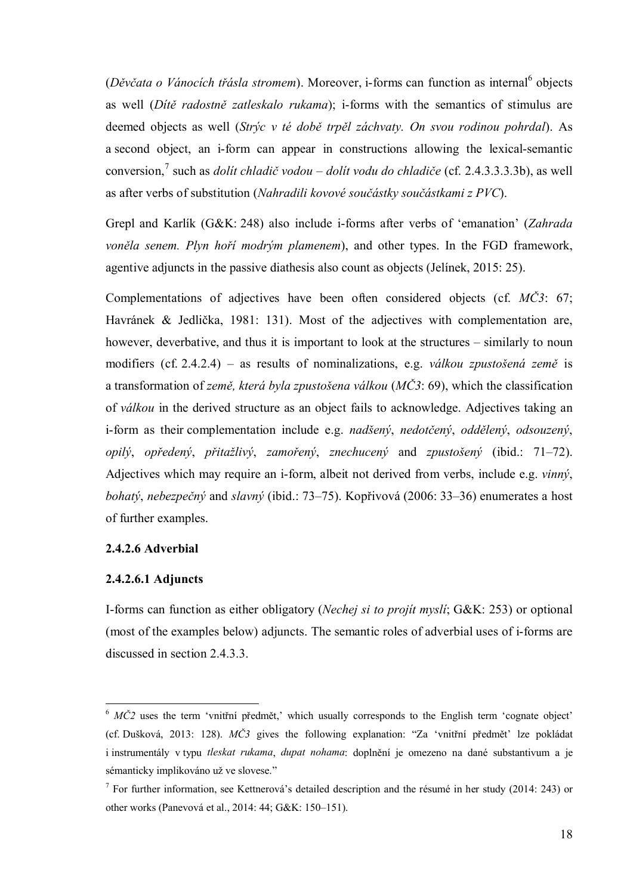(*Děvčata o Vánocích třásla stromem*). Moreover, i-forms can function as internal[6] objects as well (*Dítě radostně zatleskalo rukama*); i-forms with the semantics of stimulus are deemed objects as well (*Strýc v té době trpěl záchvaty. On svou rodinou pohrdal*). As a second object, an i-form can appear in constructions allowing the lexical-semantic conversion,[7] such as *dolít chladič vodou – dolít vodu do chladiče* (cf. 2.4.3.3.3.3b), as well as after verbs of substitution (*Nahradili kovové součástky součástkami z PVC*).

Grepl and Karlík (G&K: 248) also include i-forms after verbs of 'emanation' (*Zahrada voněla senem. Plyn hoří modrým plamenem*), and other types. In the FGD framework, agentive adjuncts in the passive diathesis also count as objects (Jelínek, 2015: 25).

Complementations of adjectives have been often considered objects (cf. *MČ3*: 67; Havránek & Jedlička, 1981: 131). Most of the adjectives with complementation are, however, deverbative, and thus it is important to look at the structures – similarly to noun modifiers (cf. 2.4.2.4) – as results of nominalizations, e.g. *válkou zpustošená země* is a transformation of *země, která byla zpustošena válkou* (*MČ3*: 69), which the classification of *válkou* in the derived structure as an object fails to acknowledge. Adjectives taking an i-form as their complementation include e.g. *nadšený*, *nedotčený*, *oddělený*, *odsouzený*, *opilý*, *opředený*, *přitažlivý*, *zamořený*, *znechucený* and *zpustošený* (ibid.: 71–72). Adjectives which may require an i-form, albeit not derived from verbs, include e.g. *vinný*, *bohatý*, *nebezpečný* and *slavný* (ibid.: 73–75). Kopřivová (2006: 33–36) enumerates a host of further examples.

#### 2.4.2.6 Adverbial

#### 2.4.2.6.1 Adjuncts

I-forms can function as either obligatory (*Nechej si to projít myslí*; G&K: 253) or optional (most of the examples below) adjuncts. The semantic roles of adverbial uses of i-forms are discussed in section 2.4.3.3.

---

[6] *MČ2* uses the term 'vnitřní předmět,' which usually corresponds to the English term 'cognate object' (cf. Dušková, 2013: 128). *MČ3* gives the following explanation: "Za 'vnitřní předmět' lze pokládat i instrumentály v typu *tleskat rukama*, *dupat nohama*: doplnění je omezeno na dané substantivum a je sémanticky implikováno už ve slovese."

[7] For further information, see Kettnerová's detailed description and the résumé in her study (2014: 243) or other works (Panevová et al., 2014: 44; G&K: 150–151).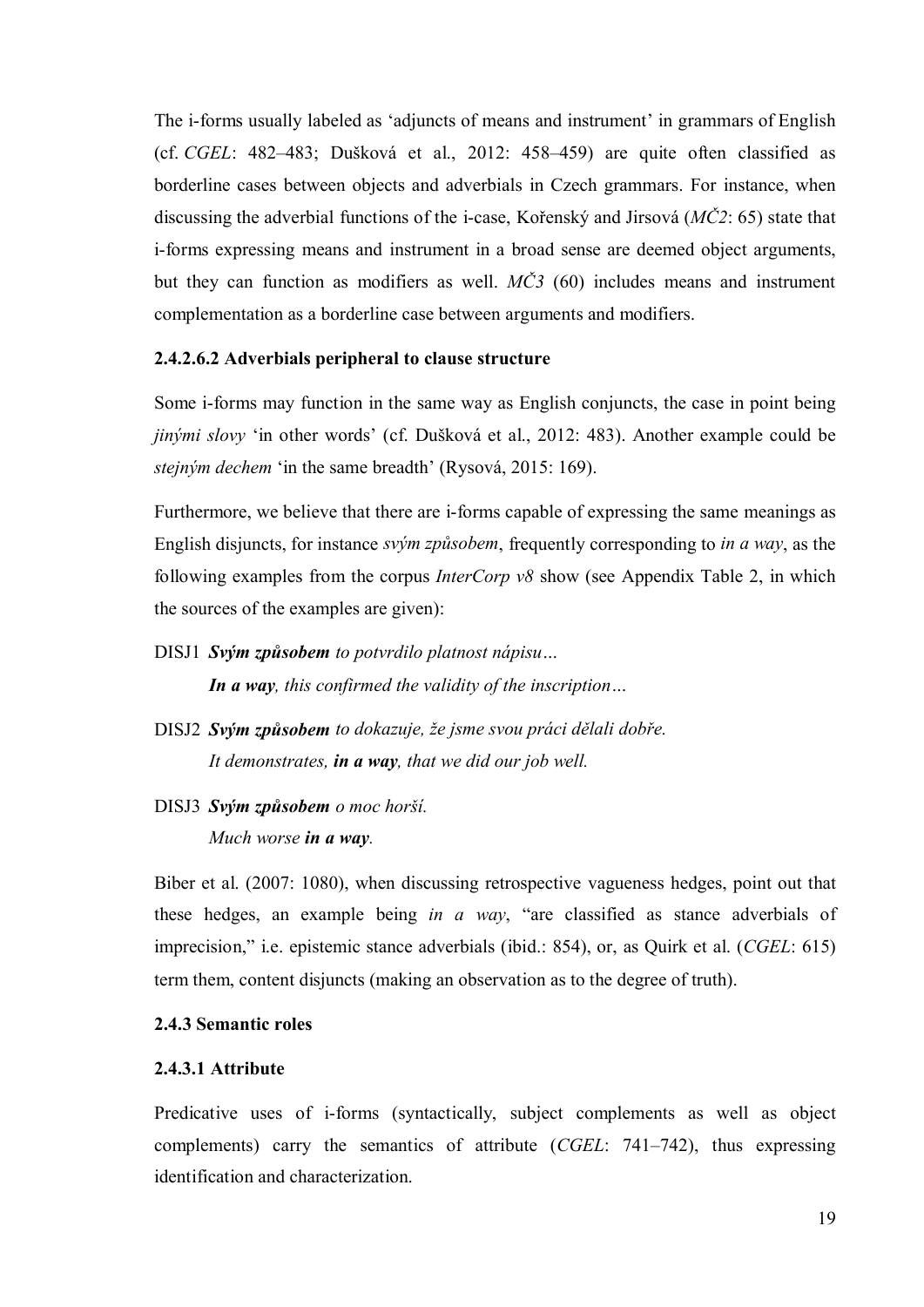The i-forms usually labeled as 'adjuncts of means and instrument' in grammars of English (cf. *CGEL*: 482–483; Dušková et al., 2012: 458–459) are quite often classified as borderline cases between objects and adverbials in Czech grammars. For instance, when discussing the adverbial functions of the i-case, Kořenský and Jirsová (*MČ2*: 65) state that i-forms expressing means and instrument in a broad sense are deemed object arguments, but they can function as modifiers as well. *MČ3* (60) includes means and instrument complementation as a borderline case between arguments and modifiers.

#### 2.4.2.6.2 Adverbials peripheral to clause structure

Some i-forms may function in the same way as English conjuncts, the case in point being *jinými slovy* 'in other words' (cf. Dušková et al., 2012: 483). Another example could be *stejným dechem* 'in the same breadth' (Rysová, 2015: 169).

Furthermore, we believe that there are i-forms capable of expressing the same meanings as English disjuncts, for instance *svým způsobem*, frequently corresponding to *in a way*, as the following examples from the corpus *InterCorp v8* show (see Appendix Table 2, in which the sources of the examples are given):

DISJ1 ***Svým způsobem** to potvrdilo platnost nápisu…*
*In a way, this confirmed the validity of the inscription…* (with ***In a way*** in bold)

DISJ2 ***Svým způsobem** to dokazuje, že jsme svou práci dělali dobře.*
*It demonstrates, **in a way**, that we did our job well.*

DISJ3 ***Svým způsobem** o moc horší.*
*Much worse **in a way**.*

Biber et al. (2007: 1080), when discussing retrospective vagueness hedges, point out that these hedges, an example being *in a way*, "are classified as stance adverbials of imprecision," i.e. epistemic stance adverbials (ibid.: 854), or, as Quirk et al. (*CGEL*: 615) term them, content disjuncts (making an observation as to the degree of truth).

### 2.4.3 Semantic roles

#### 2.4.3.1 Attribute

Predicative uses of i-forms (syntactically, subject complements as well as object complements) carry the semantics of attribute (*CGEL*: 741–742), thus expressing identification and characterization.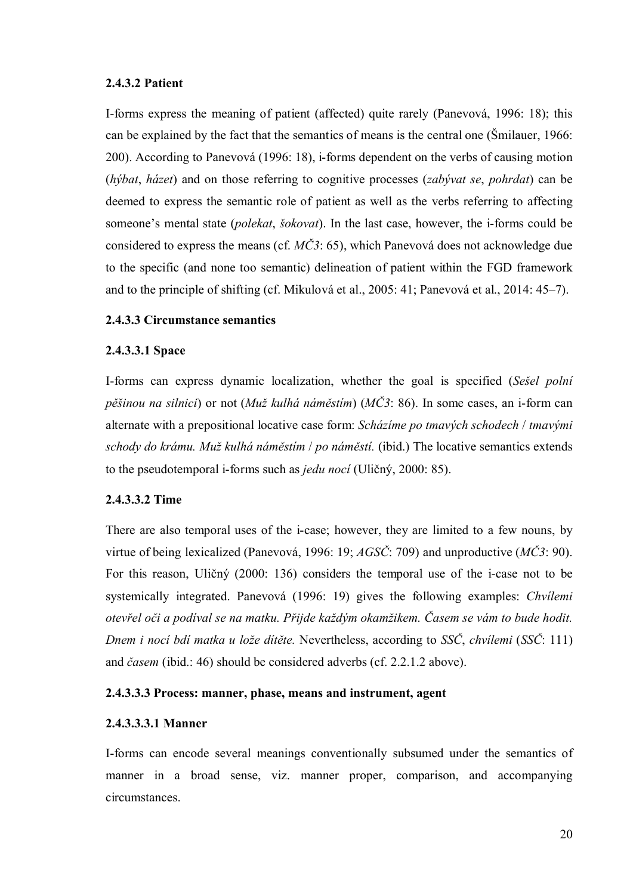#### 2.4.3.2 Patient

I-forms express the meaning of patient (affected) quite rarely (Panevová, 1996: 18); this can be explained by the fact that the semantics of means is the central one (Šmilauer, 1966: 200). According to Panevová (1996: 18), i-forms dependent on the verbs of causing motion (*hýbat*, *házet*) and on those referring to cognitive processes (*zabývat se*, *pohrdat*) can be deemed to express the semantic role of patient as well as the verbs referring to affecting someone's mental state (*polekat*, *šokovat*). In the last case, however, the i-forms could be considered to express the means (cf. *MČ3*: 65), which Panevová does not acknowledge due to the specific (and none too semantic) delineation of patient within the FGD framework and to the principle of shifting (cf. Mikulová et al., 2005: 41; Panevová et al., 2014: 45–7).

#### 2.4.3.3 Circumstance semantics

##### 2.4.3.3.1 Space

I-forms can express dynamic localization, whether the goal is specified (*Sešel polní pěšinou na silnici*) or not (*Muž kulhá náměstím*) (*MČ3*: 86). In some cases, an i-form can alternate with a prepositional locative case form: *Scházíme po tmavých schodech* / *tmavými schody do krámu. Muž kulhá náměstím* / *po náměstí.* (ibid.) The locative semantics extends to the pseudotemporal i-forms such as *jedu nocí* (Uličný, 2000: 85).

##### 2.4.3.3.2 Time

There are also temporal uses of the i-case; however, they are limited to a few nouns, by virtue of being lexicalized (Panevová, 1996: 19; *AGSČ*: 709) and unproductive (*MČ3*: 90). For this reason, Uličný (2000: 136) considers the temporal use of the i-case not to be systemically integrated. Panevová (1996: 19) gives the following examples: *Chvílemi otevřel oči a podíval se na matku. Přijde každým okamžikem. Časem se vám to bude hodit. Dnem i nocí bdí matka u lože dítěte.* Nevertheless, according to *SSČ*, *chvílemi* (*SSČ*: 111) and *časem* (ibid.: 46) should be considered adverbs (cf. 2.2.1.2 above).

##### 2.4.3.3.3 Process: manner, phase, means and instrument, agent

###### 2.4.3.3.3.1 Manner

I-forms can encode several meanings conventionally subsumed under the semantics of manner in a broad sense, viz. manner proper, comparison, and accompanying circumstances.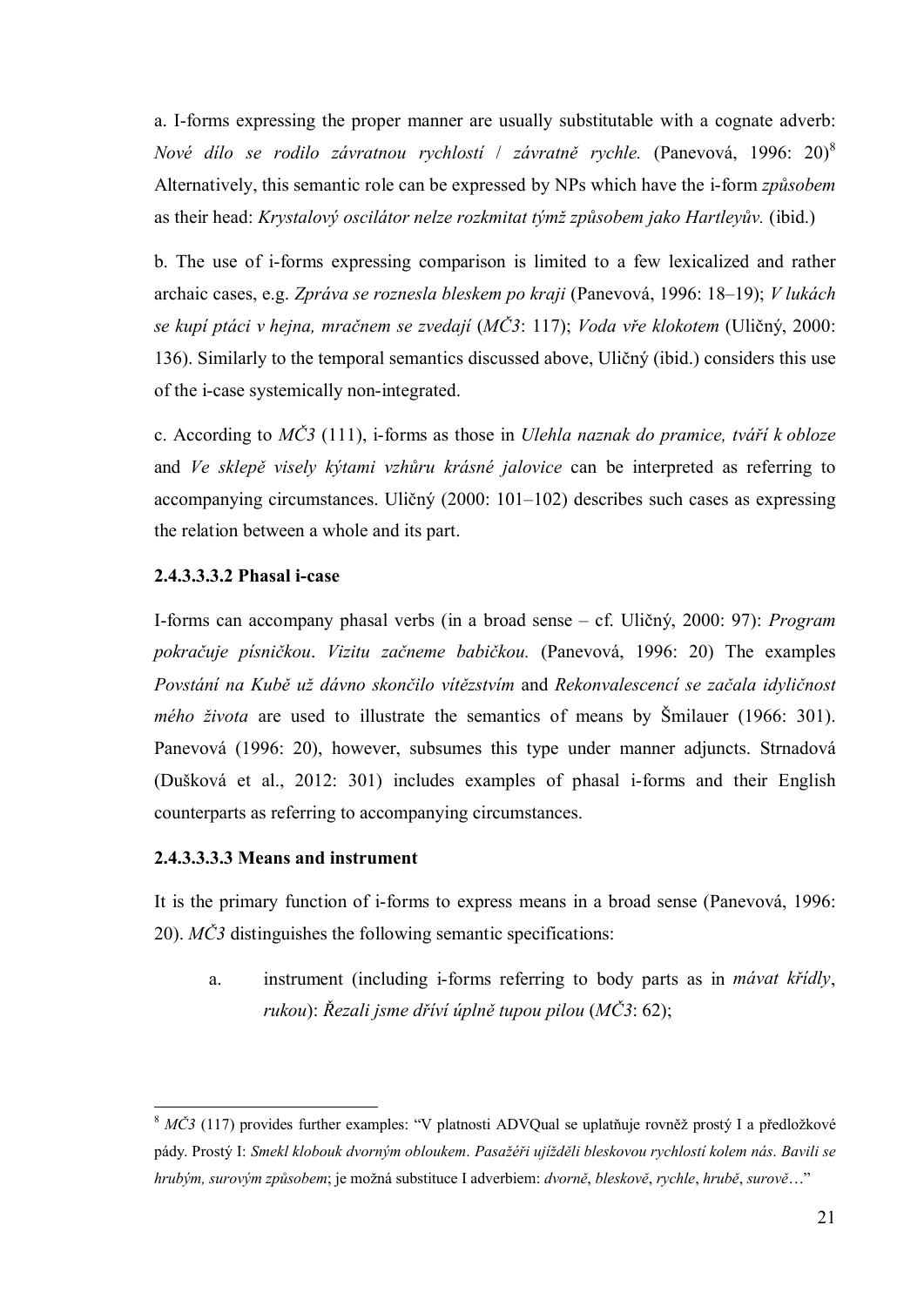a. I-forms expressing the proper manner are usually substitutable with a cognate adverb: *Nové dílo se rodilo závratnou rychlostí* / *závratně rychle.* (Panevová, 1996: 20)[8] Alternatively, this semantic role can be expressed by NPs which have the i-form *způsobem* as their head: *Krystalový oscilátor nelze rozkmitat týmž způsobem jako Hartleyův.* (ibid.)

b. The use of i-forms expressing comparison is limited to a few lexicalized and rather archaic cases, e.g. *Zpráva se roznesla bleskem po kraji* (Panevová, 1996: 18–19); *V lukách se kupí ptáci v hejna, mračnem se zvedají* (*MČ3*: 117); *Voda vře klokotem* (Uličný, 2000: 136). Similarly to the temporal semantics discussed above, Uličný (ibid.) considers this use of the i-case systemically non-integrated.

c. According to *MČ3* (111), i-forms as those in *Ulehla naznak do pramice, tváří k obloze* and *Ve sklepě visely kýtami vzhůru krásné jalovice* can be interpreted as referring to accompanying circumstances. Uličný (2000: 101–102) describes such cases as expressing the relation between a whole and its part.

#### 2.4.3.3.3.2 Phasal i-case

I-forms can accompany phasal verbs (in a broad sense – cf. Uličný, 2000: 97): *Program pokračuje písničkou*. *Vizitu začneme babičkou.* (Panevová, 1996: 20) The examples *Povstání na Kubě už dávno skončilo vítězstvím* and *Rekonvalescencí se začala idyličnost mého života* are used to illustrate the semantics of means by Šmilauer (1966: 301). Panevová (1996: 20), however, subsumes this type under manner adjuncts. Strnadová (Dušková et al., 2012: 301) includes examples of phasal i-forms and their English counterparts as referring to accompanying circumstances.

#### 2.4.3.3.3.3 Means and instrument

It is the primary function of i-forms to express means in a broad sense (Panevová, 1996: 20). *MČ3* distinguishes the following semantic specifications:

a. instrument (including i-forms referring to body parts as in *mávat křídly*, *rukou*): *Řezali jsme dříví úplně tupou pilou* (*MČ3*: 62);

---

[8] *MČ3* (117) provides further examples: "V platnosti ADVQual se uplatňuje rovněž prostý I a předložkové pády. Prostý I: *Smekl klobouk dvorným obloukem*. *Pasažéři ujížděli bleskovou rychlostí kolem nás*. *Bavili se hrubým, surovým způsobem*; je možná substituce I adverbiem: *dvorně*, *bleskově*, *rychle*, *hrubě*, *surově*…"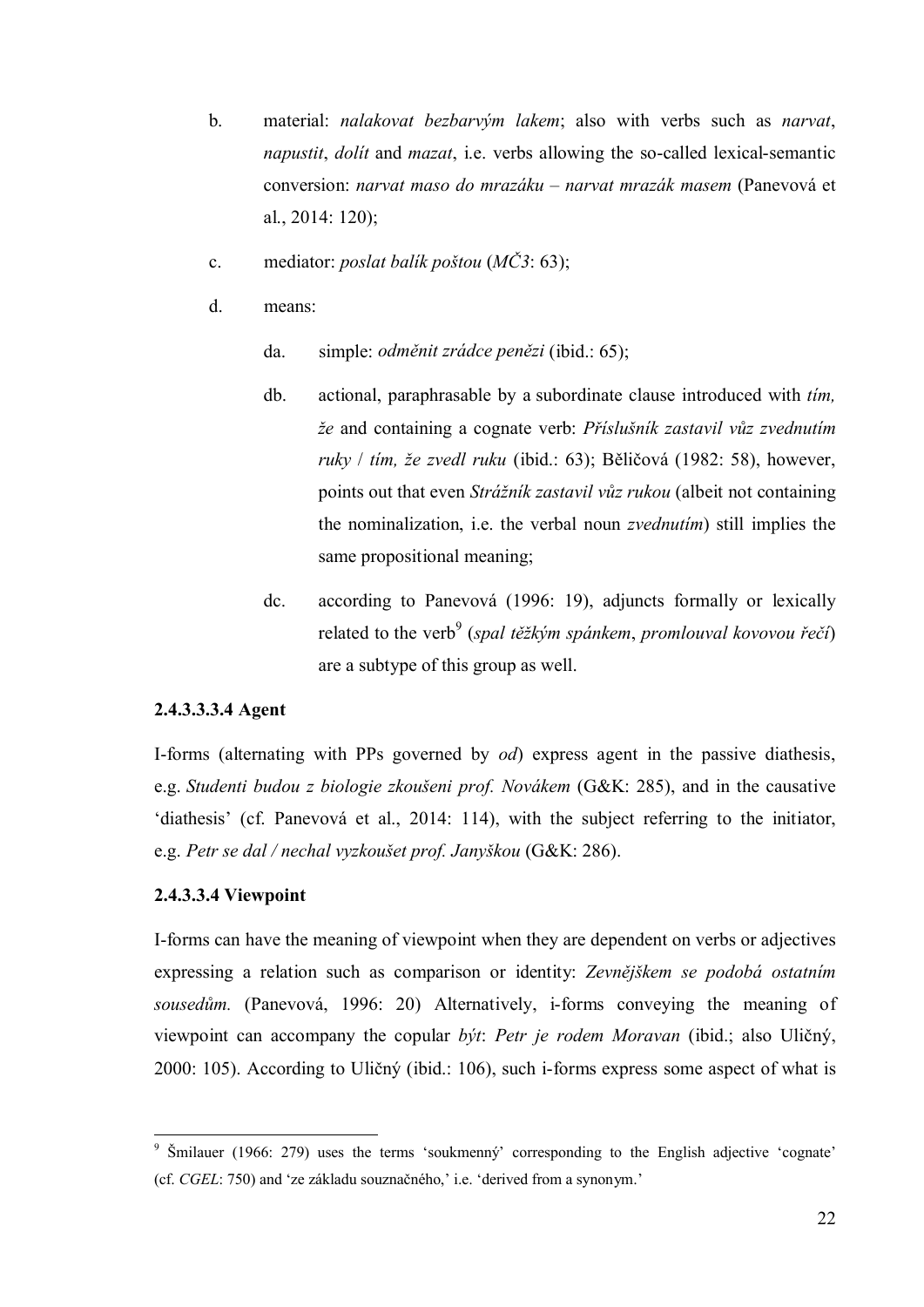b. material: *nalakovat bezbarvým lakem*; also with verbs such as *narvat*, *napustit*, *dolít* and *mazat*, i.e. verbs allowing the so-called lexical-semantic conversion: *narvat maso do mrazáku – narvat mrazák masem* (Panevová et al., 2014: 120);

c. mediator: *poslat balík poštou* (*MČ3*: 63);

d. means:

   da. simple: *odměnit zrádce penězi* (ibid.: 65);

   db. actional, paraphrasable by a subordinate clause introduced with *tím, že* and containing a cognate verb: *Příslušník zastavil vůz zvednutím ruky* / *tím, že zvedl ruku* (ibid.: 63); Běličová (1982: 58), however, points out that even *Strážník zastavil vůz rukou* (albeit not containing the nominalization, i.e. the verbal noun *zvednutím*) still implies the same propositional meaning;

   dc. according to Panevová (1996: 19), adjuncts formally or lexically related to the verb[9] (*spal těžkým spánkem*, *promlouval kovovou řečí*) are a subtype of this group as well.

#### 2.4.3.3.3.4 Agent

I-forms (alternating with PPs governed by *od*) express agent in the passive diathesis, e.g. *Studenti budou z biologie zkoušeni prof. Novákem* (G&K: 285), and in the causative 'diathesis' (cf. Panevová et al., 2014: 114), with the subject referring to the initiator, e.g. *Petr se dal / nechal vyzkoušet prof. Janyškou* (G&K: 286).

#### 2.4.3.3.4 Viewpoint

I-forms can have the meaning of viewpoint when they are dependent on verbs or adjectives expressing a relation such as comparison or identity: *Zevnějškem se podobá ostatním sousedům.* (Panevová, 1996: 20) Alternatively, i-forms conveying the meaning of viewpoint can accompany the copular *být*: *Petr je rodem Moravan* (ibid.; also Uličný, 2000: 105). According to Uličný (ibid.: 106), such i-forms express some aspect of what is

---

[9] Šmilauer (1966: 279) uses the terms 'soukmenný' corresponding to the English adjective 'cognate' (cf. *CGEL*: 750) and 'ze základu souznačného,' i.e. 'derived from a synonym.'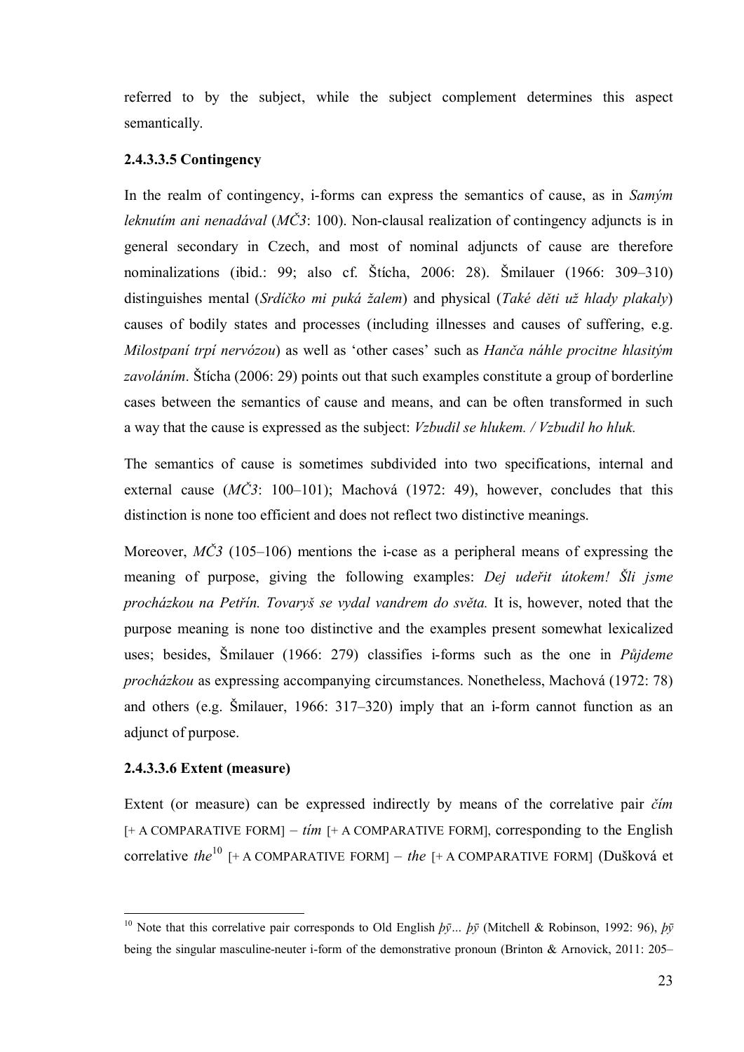referred to by the subject, while the subject complement determines this aspect semantically.

#### 2.4.3.3.5 Contingency

In the realm of contingency, i-forms can express the semantics of cause, as in *Samým leknutím ani nenadával* (*MČ3*: 100). Non-clausal realization of contingency adjuncts is in general secondary in Czech, and most of nominal adjuncts of cause are therefore nominalizations (ibid.: 99; also cf. Štícha, 2006: 28). Šmilauer (1966: 309–310) distinguishes mental (*Srdíčko mi puká žalem*) and physical (*Také děti už hlady plakaly*) causes of bodily states and processes (including illnesses and causes of suffering, e.g. *Milostpaní trpí nervózou*) as well as 'other cases' such as *Hanča náhle procitne hlasitým zavoláním*. Štícha (2006: 29) points out that such examples constitute a group of borderline cases between the semantics of cause and means, and can be often transformed in such a way that the cause is expressed as the subject: *Vzbudil se hlukem. / Vzbudil ho hluk.*

The semantics of cause is sometimes subdivided into two specifications, internal and external cause (*MČ3*: 100–101); Machová (1972: 49), however, concludes that this distinction is none too efficient and does not reflect two distinctive meanings.

Moreover, *MČ3* (105–106) mentions the i-case as a peripheral means of expressing the meaning of purpose, giving the following examples: *Dej udeřit útokem! Šli jsme procházkou na Petřín. Tovaryš se vydal vandrem do světa.* It is, however, noted that the purpose meaning is none too distinctive and the examples present somewhat lexicalized uses; besides, Šmilauer (1966: 279) classifies i-forms such as the one in *Půjdeme procházkou* as expressing accompanying circumstances. Nonetheless, Machová (1972: 78) and others (e.g. Šmilauer, 1966: 317–320) imply that an i-form cannot function as an adjunct of purpose.

#### 2.4.3.3.6 Extent (measure)

Extent (or measure) can be expressed indirectly by means of the correlative pair *čím* [+ A COMPARATIVE FORM] – *tím* [+ A COMPARATIVE FORM], corresponding to the English correlative *the*[10] [+ A COMPARATIVE FORM] – *the* [+ A COMPARATIVE FORM] (Dušková et

---

[10] Note that this correlative pair corresponds to Old English *þȳ... þȳ* (Mitchell & Robinson, 1992: 96), *þȳ* being the singular masculine-neuter i-form of the demonstrative pronoun (Brinton & Arnovick, 2011: 205–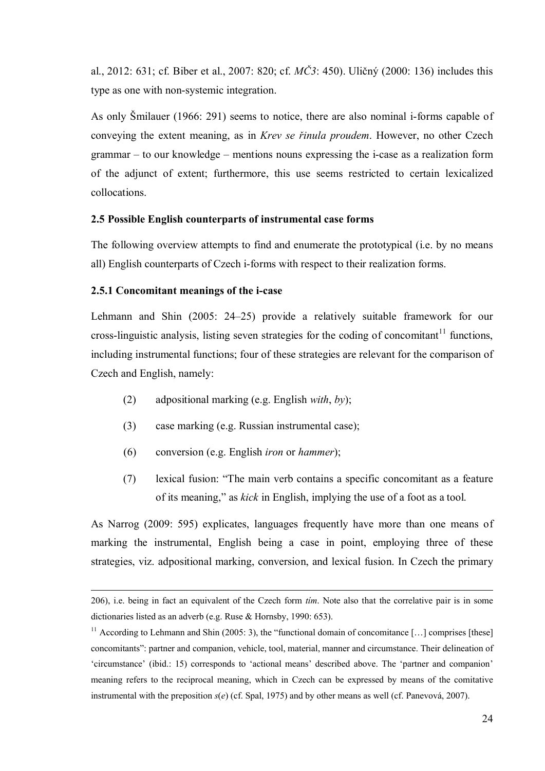al., 2012: 631; cf. Biber et al., 2007: 820; cf. *MČ3*: 450). Uličný (2000: 136) includes this type as one with non-systemic integration.

As only Šmilauer (1966: 291) seems to notice, there are also nominal i-forms capable of conveying the extent meaning, as in *Krev se řinula proudem*. However, no other Czech grammar – to our knowledge – mentions nouns expressing the i-case as a realization form of the adjunct of extent; furthermore, this use seems restricted to certain lexicalized collocations.

### 2.5 Possible English counterparts of instrumental case forms

The following overview attempts to find and enumerate the prototypical (i.e. by no means all) English counterparts of Czech i-forms with respect to their realization forms.

#### 2.5.1 Concomitant meanings of the i-case

Lehmann and Shin (2005: 24–25) provide a relatively suitable framework for our cross-linguistic analysis, listing seven strategies for the coding of concomitant[11] functions, including instrumental functions; four of these strategies are relevant for the comparison of Czech and English, namely:

(2) adpositional marking (e.g. English *with*, *by*);

(3) case marking (e.g. Russian instrumental case);

(6) conversion (e.g. English *iron* or *hammer*);

(7) lexical fusion: "The main verb contains a specific concomitant as a feature of its meaning," as *kick* in English, implying the use of a foot as a tool.

As Narrog (2009: 595) explicates, languages frequently have more than one means of marking the instrumental, English being a case in point, employing three of these strategies, viz. adpositional marking, conversion, and lexical fusion. In Czech the primary

---

206), i.e. being in fact an equivalent of the Czech form *tím*. Note also that the correlative pair is in some dictionaries listed as an adverb (e.g. Ruse & Hornsby, 1990: 653).

[11] According to Lehmann and Shin (2005: 3), the "functional domain of concomitance […] comprises [these] concomitants": partner and companion, vehicle, tool, material, manner and circumstance. Their delineation of 'circumstance' (ibid.: 15) corresponds to 'actional means' described above. The 'partner and companion' meaning refers to the reciprocal meaning, which in Czech can be expressed by means of the comitative instrumental with the preposition *s*(*e*) (cf. Spal, 1975) and by other means as well (cf. Panevová, 2007).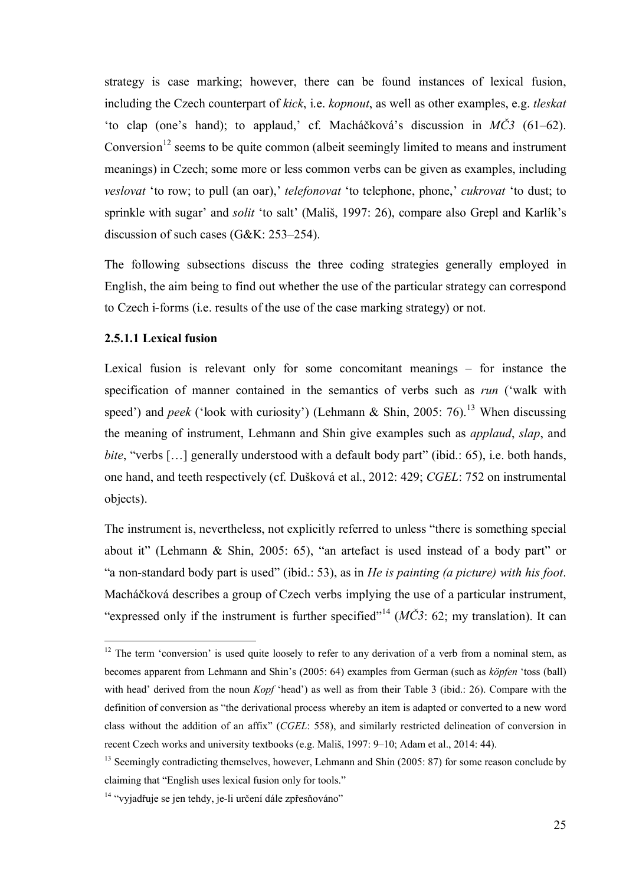strategy is case marking; however, there can be found instances of lexical fusion, including the Czech counterpart of *kick*, i.e. *kopnout*, as well as other examples, e.g. *tleskat* 'to clap (one's hand); to applaud,' cf. Macháčková's discussion in *MČ3* (61–62). Conversion[12] seems to be quite common (albeit seemingly limited to means and instrument meanings) in Czech; some more or less common verbs can be given as examples, including *veslovat* 'to row; to pull (an oar),' *telefonovat* 'to telephone, phone,' *cukrovat* 'to dust; to sprinkle with sugar' and *solit* 'to salt' (Mališ, 1997: 26), compare also Grepl and Karlík's discussion of such cases (G&K: 253–254).

The following subsections discuss the three coding strategies generally employed in English, the aim being to find out whether the use of the particular strategy can correspond to Czech i-forms (i.e. results of the use of the case marking strategy) or not.

#### 2.5.1.1 Lexical fusion

Lexical fusion is relevant only for some concomitant meanings – for instance the specification of manner contained in the semantics of verbs such as *run* ('walk with speed') and *peek* ('look with curiosity') (Lehmann & Shin, 2005: 76).[13] When discussing the meaning of instrument, Lehmann and Shin give examples such as *applaud*, *slap*, and *bite*, "verbs […] generally understood with a default body part" (ibid.: 65), i.e. both hands, one hand, and teeth respectively (cf. Dušková et al., 2012: 429; *CGEL*: 752 on instrumental objects).

The instrument is, nevertheless, not explicitly referred to unless "there is something special about it" (Lehmann & Shin, 2005: 65), "an artefact is used instead of a body part" or "a non-standard body part is used" (ibid.: 53), as in *He is painting (a picture) with his foot*. Macháčková describes a group of Czech verbs implying the use of a particular instrument, "expressed only if the instrument is further specified"[14] (*MČ3*: 62; my translation). It can

---

[12] The term 'conversion' is used quite loosely to refer to any derivation of a verb from a nominal stem, as becomes apparent from Lehmann and Shin's (2005: 64) examples from German (such as *köpfen* 'toss (ball) with head' derived from the noun *Kopf* 'head') as well as from their Table 3 (ibid.: 26). Compare with the definition of conversion as "the derivational process whereby an item is adapted or converted to a new word class without the addition of an affix" (*CGEL*: 558), and similarly restricted delineation of conversion in recent Czech works and university textbooks (e.g. Mališ, 1997: 9–10; Adam et al., 2014: 44).

[13] Seemingly contradicting themselves, however, Lehmann and Shin (2005: 87) for some reason conclude by claiming that "English uses lexical fusion only for tools."

[14] "vyjadřuje se jen tehdy, je-li určení dále zpřesňováno"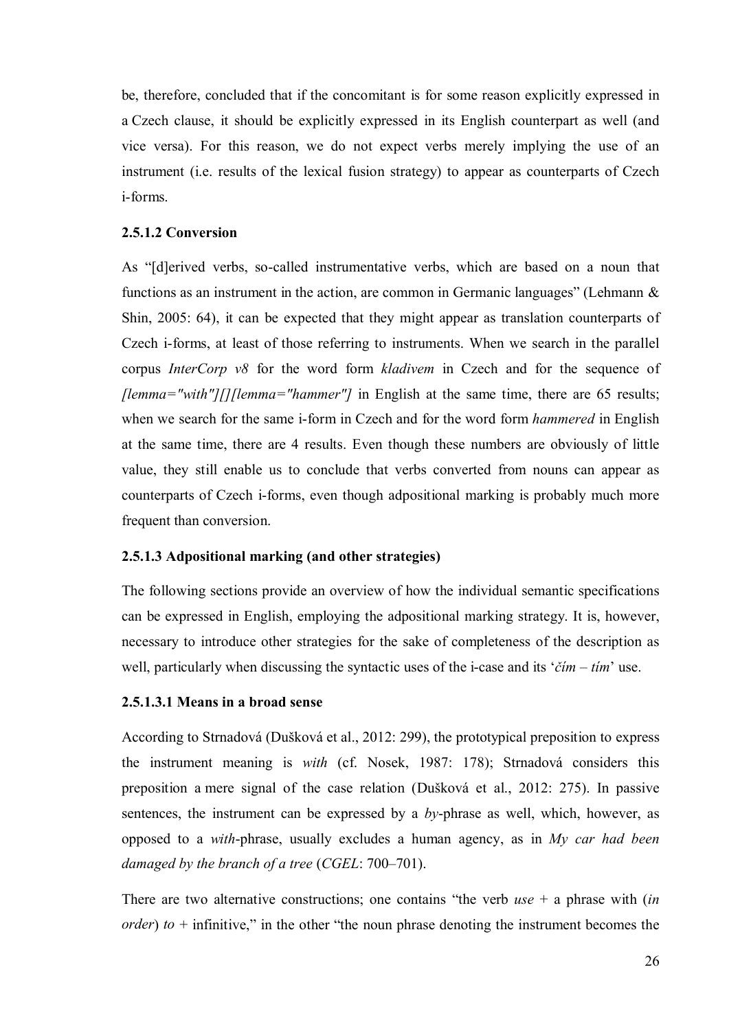be, therefore, concluded that if the concomitant is for some reason explicitly expressed in a Czech clause, it should be explicitly expressed in its English counterpart as well (and vice versa). For this reason, we do not expect verbs merely implying the use of an instrument (i.e. results of the lexical fusion strategy) to appear as counterparts of Czech i-forms.

#### 2.5.1.2 Conversion

As "[d]erived verbs, so-called instrumentative verbs, which are based on a noun that functions as an instrument in the action, are common in Germanic languages" (Lehmann & Shin, 2005: 64), it can be expected that they might appear as translation counterparts of Czech i-forms, at least of those referring to instruments. When we search in the parallel corpus *InterCorp v8* for the word form *kladivem* in Czech and for the sequence of *[lemma="with"][][lemma="hammer"]* in English at the same time, there are 65 results; when we search for the same i-form in Czech and for the word form *hammered* in English at the same time, there are 4 results. Even though these numbers are obviously of little value, they still enable us to conclude that verbs converted from nouns can appear as counterparts of Czech i-forms, even though adpositional marking is probably much more frequent than conversion.

#### 2.5.1.3 Adpositional marking (and other strategies)

The following sections provide an overview of how the individual semantic specifications can be expressed in English, employing the adpositional marking strategy. It is, however, necessary to introduce other strategies for the sake of completeness of the description as well, particularly when discussing the syntactic uses of the i-case and its '*čím* – *tím*' use.

##### 2.5.1.3.1 Means in a broad sense

According to Strnadová (Dušková et al., 2012: 299), the prototypical preposition to express the instrument meaning is *with* (cf. Nosek, 1987: 178); Strnadová considers this preposition a mere signal of the case relation (Dušková et al., 2012: 275). In passive sentences, the instrument can be expressed by a *by*-phrase as well, which, however, as opposed to a *with*-phrase, usually excludes a human agency, as in *My car had been damaged by the branch of a tree* (*CGEL*: 700–701).

There are two alternative constructions; one contains "the verb *use* + a phrase with (*in order*) *to* + infinitive," in the other "the noun phrase denoting the instrument becomes the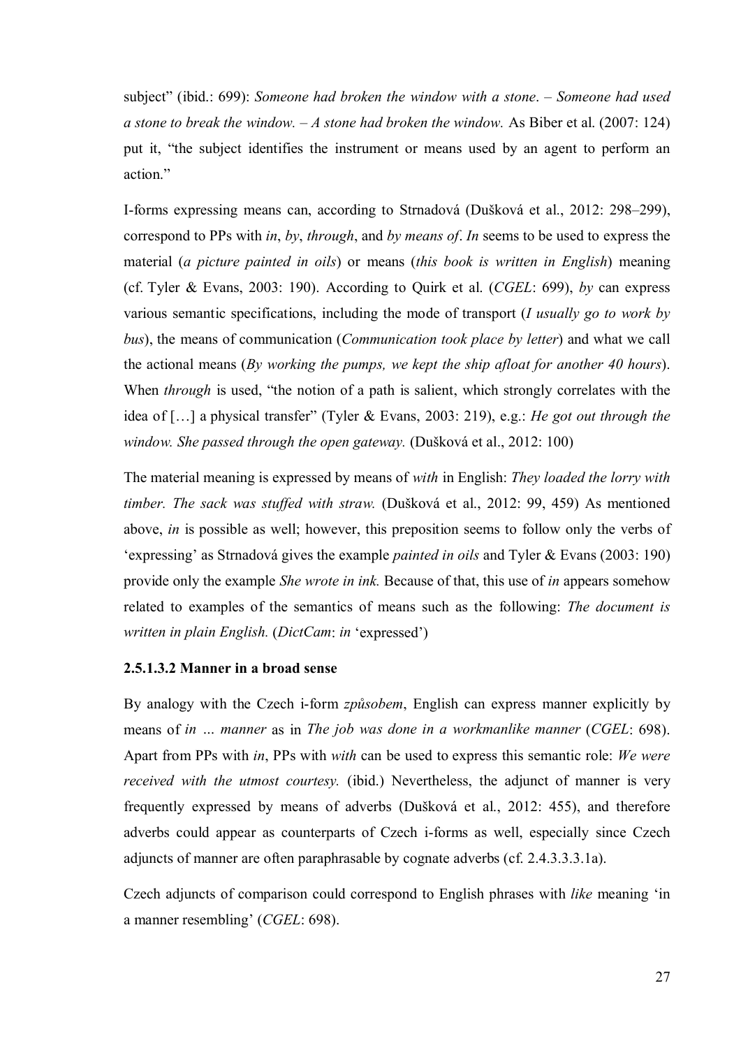subject" (ibid.: 699): *Someone had broken the window with a stone*. – *Someone had used a stone to break the window*. – *A stone had broken the window.* As Biber et al. (2007: 124) put it, "the subject identifies the instrument or means used by an agent to perform an action."

I-forms expressing means can, according to Strnadová (Dušková et al., 2012: 298–299), correspond to PPs with *in*, *by*, *through*, and *by means of*. *In* seems to be used to express the material (*a picture painted in oils*) or means (*this book is written in English*) meaning (cf. Tyler & Evans, 2003: 190). According to Quirk et al. (*CGEL*: 699), *by* can express various semantic specifications, including the mode of transport (*I usually go to work by bus*), the means of communication (*Communication took place by letter*) and what we call the actional means (*By working the pumps, we kept the ship afloat for another 40 hours*). When *through* is used, "the notion of a path is salient, which strongly correlates with the idea of […] a physical transfer" (Tyler & Evans, 2003: 219), e.g.: *He got out through the window. She passed through the open gateway.* (Dušková et al., 2012: 100)

The material meaning is expressed by means of *with* in English: *They loaded the lorry with timber. The sack was stuffed with straw.* (Dušková et al., 2012: 99, 459) As mentioned above, *in* is possible as well; however, this preposition seems to follow only the verbs of 'expressing' as Strnadová gives the example *painted in oils* and Tyler & Evans (2003: 190) provide only the example *She wrote in ink.* Because of that, this use of *in* appears somehow related to examples of the semantics of means such as the following: *The document is written in plain English.* (*DictCam*: *in* 'expressed')

#### 2.5.1.3.2 Manner in a broad sense

By analogy with the Czech i-form *způsobem*, English can express manner explicitly by means of *in … manner* as in *The job was done in a workmanlike manner* (*CGEL*: 698). Apart from PPs with *in*, PPs with *with* can be used to express this semantic role: *We were received with the utmost courtesy.* (ibid.) Nevertheless, the adjunct of manner is very frequently expressed by means of adverbs (Dušková et al., 2012: 455), and therefore adverbs could appear as counterparts of Czech i-forms as well, especially since Czech adjuncts of manner are often paraphrasable by cognate adverbs (cf. 2.4.3.3.3.1a).

Czech adjuncts of comparison could correspond to English phrases with *like* meaning 'in a manner resembling' (*CGEL*: 698).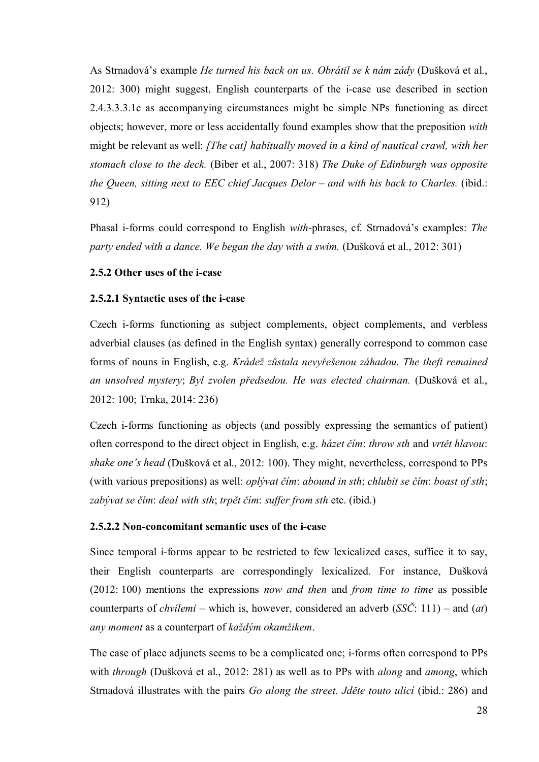As Strnadová's example *He turned his back on us. Obrátil se k nám zády* (Dušková et al., 2012: 300) might suggest, English counterparts of the i-case use described in section 2.4.3.3.3.1c as accompanying circumstances might be simple NPs functioning as direct objects; however, more or less accidentally found examples show that the preposition *with* might be relevant as well: *[The cat] habitually moved in a kind of nautical crawl, with her stomach close to the deck.* (Biber et al., 2007: 318) *The Duke of Edinburgh was opposite the Queen, sitting next to EEC chief Jacques Delor – and with his back to Charles.* (ibid.: 912)

Phasal i-forms could correspond to English *with*-phrases, cf. Strnadová's examples: *The party ended with a dance. We began the day with a swim.* (Dušková et al., 2012: 301)

### 2.5.2 Other uses of the i-case

#### 2.5.2.1 Syntactic uses of the i-case

Czech i-forms functioning as subject complements, object complements, and verbless adverbial clauses (as defined in the English syntax) generally correspond to common case forms of nouns in English, e.g. *Krádež zůstala nevyřešenou záhadou. The theft remained an unsolved mystery*; *Byl zvolen předsedou. He was elected chairman.* (Dušková et al., 2012: 100; Trnka, 2014: 236)

Czech i-forms functioning as objects (and possibly expressing the semantics of patient) often correspond to the direct object in English, e.g. *házet čím*: *throw sth* and *vrtět hlavou*: *shake one's head* (Dušková et al., 2012: 100). They might, nevertheless, correspond to PPs (with various prepositions) as well: *oplývat čím*: *abound in sth*; *chlubit se čím*: *boast of sth*; *zabývat se čím*: *deal with sth*; *trpět čím*: *suffer from sth* etc. (ibid.)

#### 2.5.2.2 Non-concomitant semantic uses of the i-case

Since temporal i-forms appear to be restricted to few lexicalized cases, suffice it to say, their English counterparts are correspondingly lexicalized. For instance, Dušková (2012: 100) mentions the expressions *now and then* and *from time to time* as possible counterparts of *chvílemi* – which is, however, considered an adverb (*SSČ*: 111) – and (*at*) *any moment* as a counterpart of *každým okamžikem*.

The case of place adjuncts seems to be a complicated one; i-forms often correspond to PPs with *through* (Dušková et al., 2012: 281) as well as to PPs with *along* and *among*, which Strnadová illustrates with the pairs *Go along the street. Jděte touto ulicí* (ibid.: 286) and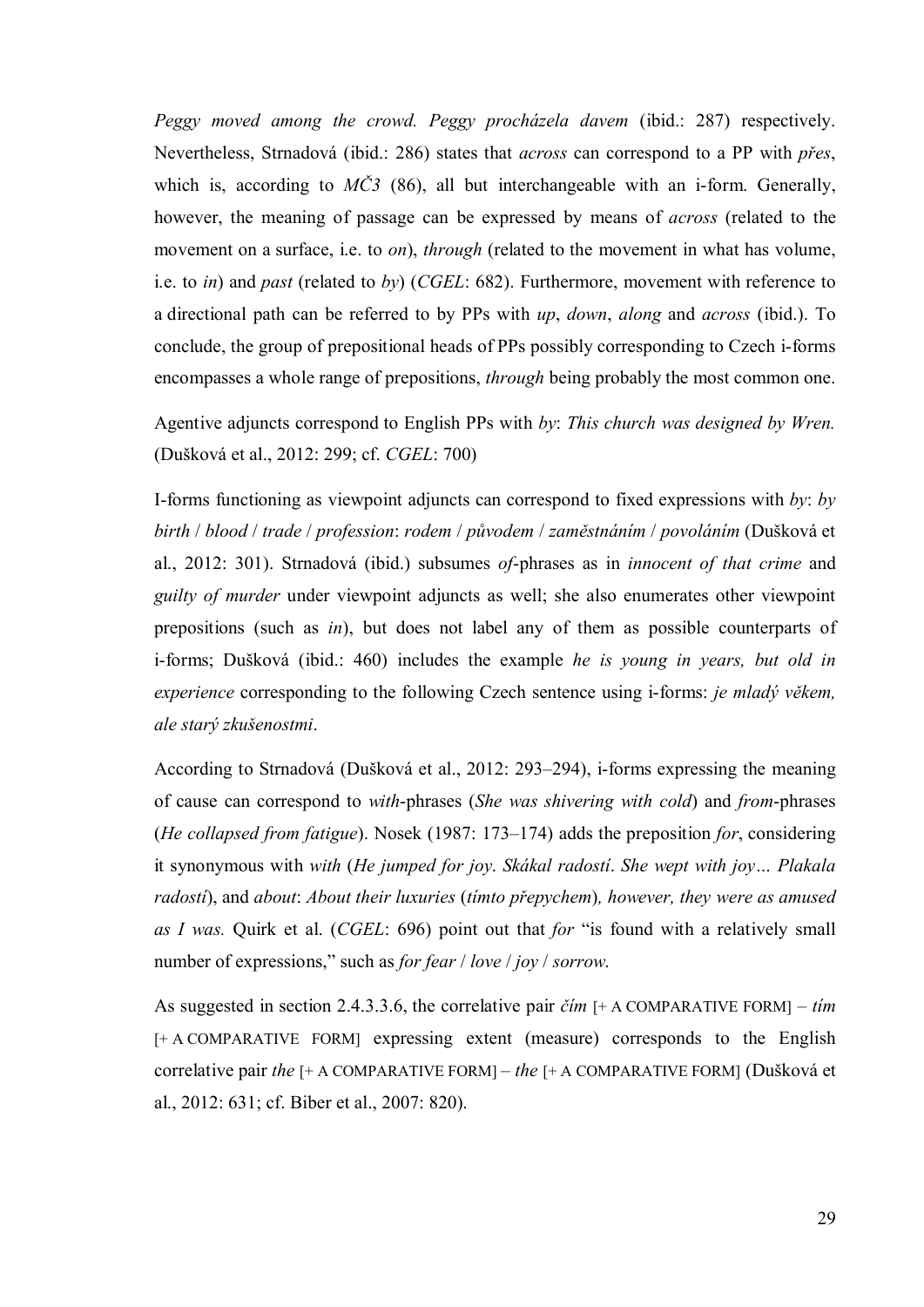*Peggy moved among the crowd. Peggy procházela davem* (ibid.: 287) respectively. Nevertheless, Strnadová (ibid.: 286) states that *across* can correspond to a PP with *přes*, which is, according to *MČ3* (86), all but interchangeable with an i-form. Generally, however, the meaning of passage can be expressed by means of *across* (related to the movement on a surface, i.e. to *on*), *through* (related to the movement in what has volume, i.e. to *in*) and *past* (related to *by*) (*CGEL*: 682). Furthermore, movement with reference to a directional path can be referred to by PPs with *up*, *down*, *along* and *across* (ibid.). To conclude, the group of prepositional heads of PPs possibly corresponding to Czech i-forms encompasses a whole range of prepositions, *through* being probably the most common one.

Agentive adjuncts correspond to English PPs with *by*: *This church was designed by Wren.* (Dušková et al., 2012: 299; cf. *CGEL*: 700)

I-forms functioning as viewpoint adjuncts can correspond to fixed expressions with *by*: *by birth* / *blood* / *trade* / *profession*: *rodem* / *původem* / *zaměstnáním* / *povoláním* (Dušková et al., 2012: 301). Strnadová (ibid.) subsumes *of*-phrases as in *innocent of that crime* and *guilty of murder* under viewpoint adjuncts as well; she also enumerates other viewpoint prepositions (such as *in*), but does not label any of them as possible counterparts of i-forms; Dušková (ibid.: 460) includes the example *he is young in years, but old in experience* corresponding to the following Czech sentence using i-forms: *je mladý věkem, ale starý zkušenostmi*.

According to Strnadová (Dušková et al., 2012: 293–294), i-forms expressing the meaning of cause can correspond to *with*-phrases (*She was shivering with cold*) and *from*-phrases (*He collapsed from fatigue*). Nosek (1987: 173–174) adds the preposition *for*, considering it synonymous with *with* (*He jumped for joy*. *Skákal radostí*. *She wept with joy… Plakala radostí*), and *about*: *About their luxuries* (*tímto přepychem*)*, however, they were as amused as I was.* Quirk et al. (*CGEL*: 696) point out that *for* "is found with a relatively small number of expressions," such as *for fear* / *love* / *joy* / *sorrow*.

As suggested in section 2.4.3.3.6, the correlative pair *čím* [+ A COMPARATIVE FORM] – *tím* [+ A COMPARATIVE FORM] expressing extent (measure) corresponds to the English correlative pair *the* [+ A COMPARATIVE FORM] – *the* [+ A COMPARATIVE FORM] (Dušková et al., 2012: 631; cf. Biber et al., 2007: 820).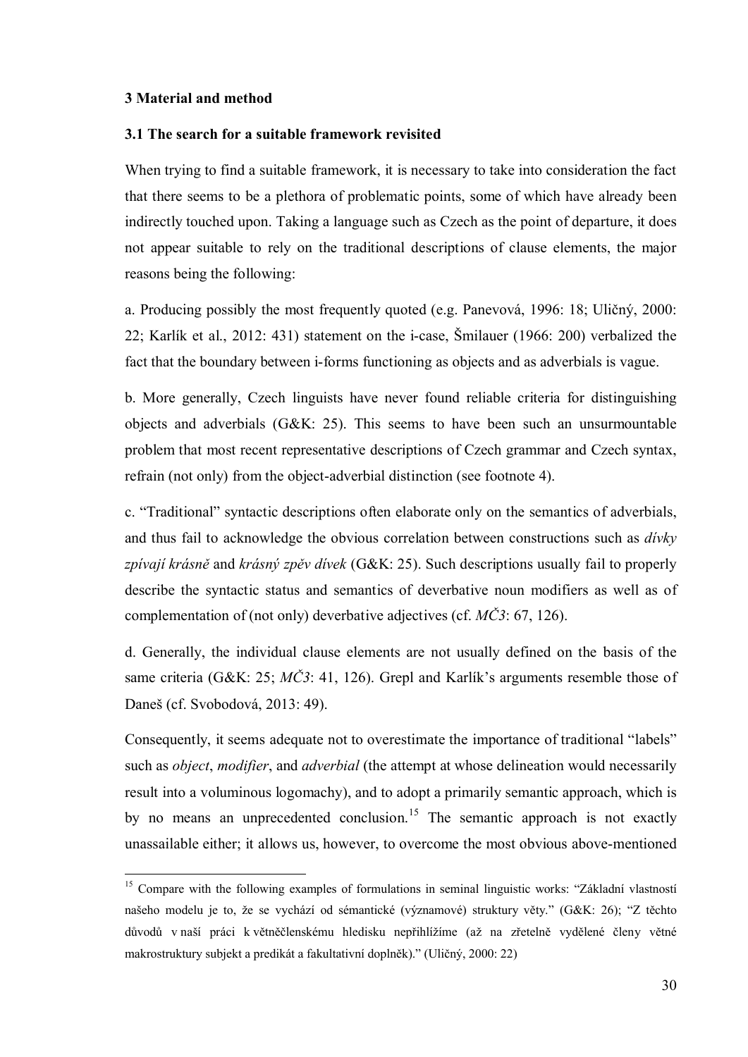## 3 Material and method

### 3.1 The search for a suitable framework revisited

When trying to find a suitable framework, it is necessary to take into consideration the fact that there seems to be a plethora of problematic points, some of which have already been indirectly touched upon. Taking a language such as Czech as the point of departure, it does not appear suitable to rely on the traditional descriptions of clause elements, the major reasons being the following:

a. Producing possibly the most frequently quoted (e.g. Panevová, 1996: 18; Uličný, 2000: 22; Karlík et al., 2012: 431) statement on the i-case, Šmilauer (1966: 200) verbalized the fact that the boundary between i-forms functioning as objects and as adverbials is vague.

b. More generally, Czech linguists have never found reliable criteria for distinguishing objects and adverbials (G&K: 25). This seems to have been such an unsurmountable problem that most recent representative descriptions of Czech grammar and Czech syntax, refrain (not only) from the object-adverbial distinction (see footnote 4).

c. "Traditional" syntactic descriptions often elaborate only on the semantics of adverbials, and thus fail to acknowledge the obvious correlation between constructions such as *dívky zpívají krásně* and *krásný zpěv dívek* (G&K: 25). Such descriptions usually fail to properly describe the syntactic status and semantics of deverbative noun modifiers as well as of complementation of (not only) deverbative adjectives (cf. *MČ3*: 67, 126).

d. Generally, the individual clause elements are not usually defined on the basis of the same criteria (G&K: 25; *MČ3*: 41, 126). Grepl and Karlík's arguments resemble those of Daneš (cf. Svobodová, 2013: 49).

Consequently, it seems adequate not to overestimate the importance of traditional "labels" such as *object*, *modifier*, and *adverbial* (the attempt at whose delineation would necessarily result into a voluminous logomachy), and to adopt a primarily semantic approach, which is by no means an unprecedented conclusion.[15] The semantic approach is not exactly unassailable either; it allows us, however, to overcome the most obvious above-mentioned

---

[15] Compare with the following examples of formulations in seminal linguistic works: "Základní vlastností našeho modelu je to, že se vychází od sémantické (významové) struktury věty." (G&K: 26); "Z těchto důvodů v naší práci k větněčlenskému hledisku nepřihlížíme (až na zřetelně vydělené členy větné makrostruktury subjekt a predikát a fakultativní doplněk)." (Uličný, 2000: 22)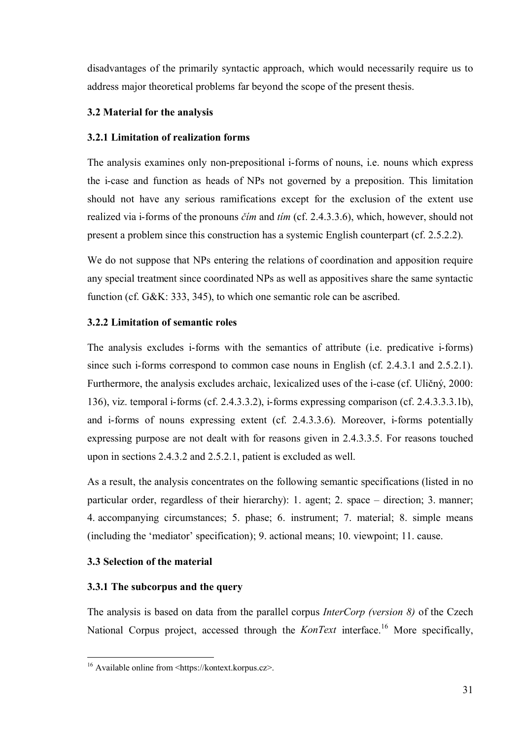disadvantages of the primarily syntactic approach, which would necessarily require us to address major theoretical problems far beyond the scope of the present thesis.

### 3.2 Material for the analysis

#### 3.2.1 Limitation of realization forms

The analysis examines only non-prepositional i-forms of nouns, i.e. nouns which express the i-case and function as heads of NPs not governed by a preposition. This limitation should not have any serious ramifications except for the exclusion of the extent use realized via i-forms of the pronouns *čím* and *tím* (cf. 2.4.3.3.6), which, however, should not present a problem since this construction has a systemic English counterpart (cf. 2.5.2.2).

We do not suppose that NPs entering the relations of coordination and apposition require any special treatment since coordinated NPs as well as appositives share the same syntactic function (cf. G&K: 333, 345), to which one semantic role can be ascribed.

#### 3.2.2 Limitation of semantic roles

The analysis excludes i-forms with the semantics of attribute (i.e. predicative i-forms) since such i-forms correspond to common case nouns in English (cf. 2.4.3.1 and 2.5.2.1). Furthermore, the analysis excludes archaic, lexicalized uses of the i-case (cf. Uličný, 2000: 136), viz. temporal i-forms (cf. 2.4.3.3.2), i-forms expressing comparison (cf. 2.4.3.3.3.1b), and i-forms of nouns expressing extent (cf. 2.4.3.3.6). Moreover, i-forms potentially expressing purpose are not dealt with for reasons given in 2.4.3.3.5. For reasons touched upon in sections 2.4.3.2 and 2.5.2.1, patient is excluded as well.

As a result, the analysis concentrates on the following semantic specifications (listed in no particular order, regardless of their hierarchy): 1. agent; 2. space – direction; 3. manner; 4. accompanying circumstances; 5. phase; 6. instrument; 7. material; 8. simple means (including the 'mediator' specification); 9. actional means; 10. viewpoint; 11. cause.

### 3.3 Selection of the material

#### 3.3.1 The subcorpus and the query

The analysis is based on data from the parallel corpus *InterCorp (version 8)* of the Czech National Corpus project, accessed through the *KonText* interface.[16] More specifically,

[16] Available online from <https://kontext.korpus.cz>.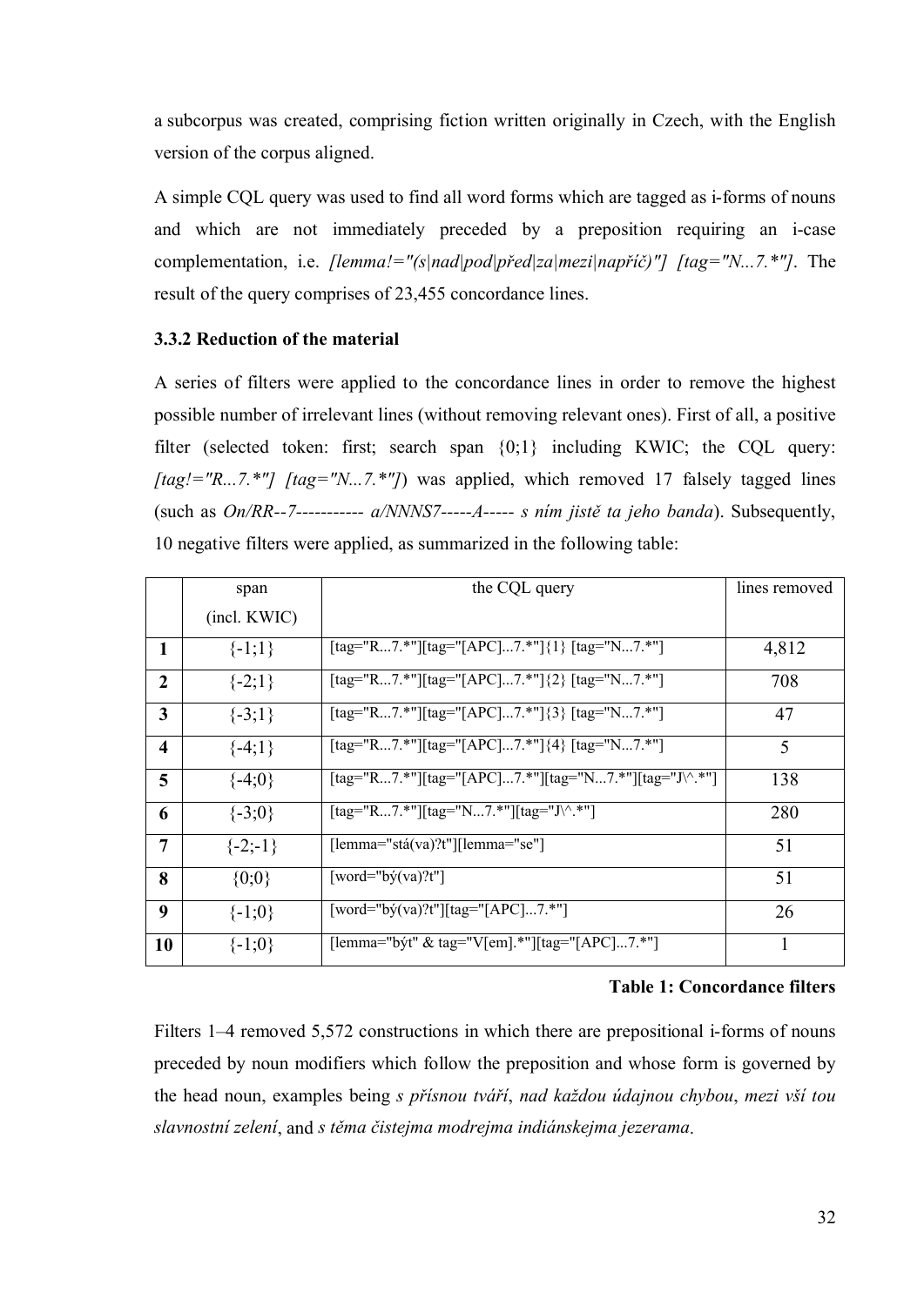a subcorpus was created, comprising fiction written originally in Czech, with the English version of the corpus aligned.

A simple CQL query was used to find all word forms which are tagged as i-forms of nouns and which are not immediately preceded by a preposition requiring an i-case complementation, i.e. *[lemma!="(s|nad|pod|před|za|mezi|napříč)"] [tag="N...7.*"]*. The result of the query comprises of 23,455 concordance lines.

### 3.3.2 Reduction of the material

A series of filters were applied to the concordance lines in order to remove the highest possible number of irrelevant lines (without removing relevant ones). First of all, a positive filter (selected token: first; search span {0;1} including KWIC; the CQL query: *[tag!="R...7.*"] [tag="N...7.*"]*) was applied, which removed 17 falsely tagged lines (such as *On/RR--7----------- a/NNNS7-----A----- s ním jistě ta jeho banda*). Subsequently, 10 negative filters were applied, as summarized in the following table:

| | span (incl. KWIC) | the CQL query | lines removed |
|---|---|---|---|
| **1** | {-1;1} | [tag="R...7.*"][tag="[APC]...7.*"]{1} [tag="N...7.*"] | 4,812 |
| **2** | {-2;1} | [tag="R...7.*"][tag="[APC]...7.*"]{2} [tag="N...7.*"] | 708 |
| **3** | {-3;1} | [tag="R...7.*"][tag="[APC]...7.*"]{3} [tag="N...7.*"] | 47 |
| **4** | {-4;1} | [tag="R...7.*"][tag="[APC]...7.*"]{4} [tag="N...7.*"] | 5 |
| **5** | {-4;0} | [tag="R...7.*"][tag="[APC]...7.*"][tag="N...7.*"][tag="J\^.*"] | 138 |
| **6** | {-3;0} | [tag="R...7.*"][tag="N...7.*"][tag="J\^.*"] | 280 |
| **7** | {-2;-1} | [lemma="stá(va)?t"][lemma="se"] | 51 |
| **8** | {0;0} | [word="bý(va)?t"] | 51 |
| **9** | {-1;0} | [word="bý(va)?t"][tag="[APC]...7.*"] | 26 |
| **10** | {-1;0} | [lemma="být" & tag="V[em].*"][tag="[APC]...7.*"] | 1 |

**Table 1: Concordance filters**

Filters 1–4 removed 5,572 constructions in which there are prepositional i-forms of nouns preceded by noun modifiers which follow the preposition and whose form is governed by the head noun, examples being *s přísnou tváří*, *nad každou údajnou chybou*, *mezi vší tou slavnostní zelení*, and *s těma čistejma modrejma indiánskejma jezerama*.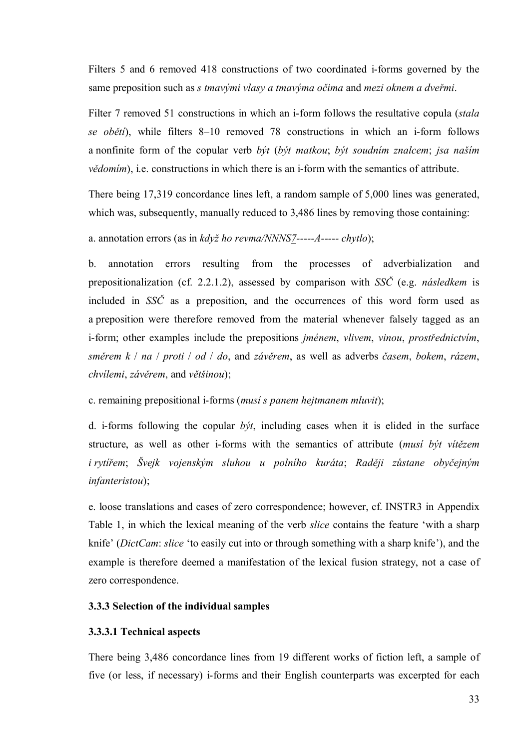Filters 5 and 6 removed 418 constructions of two coordinated i-forms governed by the same preposition such as *s tmavými vlasy a tmavýma očima* and *mezi oknem a dveřmi*.

Filter 7 removed 51 constructions in which an i-form follows the resultative copula (*stala se obětí*), while filters 8–10 removed 78 constructions in which an i-form follows a nonfinite form of the copular verb *být* (*být matkou*; *být soudním znalcem*; *jsa naším vědomím*), i.e. constructions in which there is an i-form with the semantics of attribute.

There being 17,319 concordance lines left, a random sample of 5,000 lines was generated, which was, subsequently, manually reduced to 3,486 lines by removing those containing:

a. annotation errors (as in *když ho revma/NNNS7-----A----- chytlo*);

b. annotation errors resulting from the processes of adverbialization and prepositionalization (cf. 2.2.1.2), assessed by comparison with *SSČ* (e.g. *následkem* is included in *SSČ* as a preposition, and the occurrences of this word form used as a preposition were therefore removed from the material whenever falsely tagged as an i-form; other examples include the prepositions *jménem*, *vlivem*, *vinou*, *prostřednictvím*, *směrem k* / *na* / *proti* / *od* / *do*, and *závěrem*, as well as adverbs *časem*, *bokem*, *rázem*, *chvílemi*, *závěrem*, and *většinou*);

c. remaining prepositional i-forms (*musí s panem hejtmanem mluvit*);

d. i-forms following the copular *být*, including cases when it is elided in the surface structure, as well as other i-forms with the semantics of attribute (*musí být vítězem i rytířem*; *Švejk vojenským sluhou u polního kuráta*; *Raději zůstane obyčejným infanteristou*);

e. loose translations and cases of zero correspondence; however, cf. INSTR3 in Appendix Table 1, in which the lexical meaning of the verb *slice* contains the feature 'with a sharp knife' (*DictCam*: *slice* 'to easily cut into or through something with a sharp knife'), and the example is therefore deemed a manifestation of the lexical fusion strategy, not a case of zero correspondence.

### 3.3.3 Selection of the individual samples

#### 3.3.3.1 Technical aspects

There being 3,486 concordance lines from 19 different works of fiction left, a sample of five (or less, if necessary) i-forms and their English counterparts was excerpted for each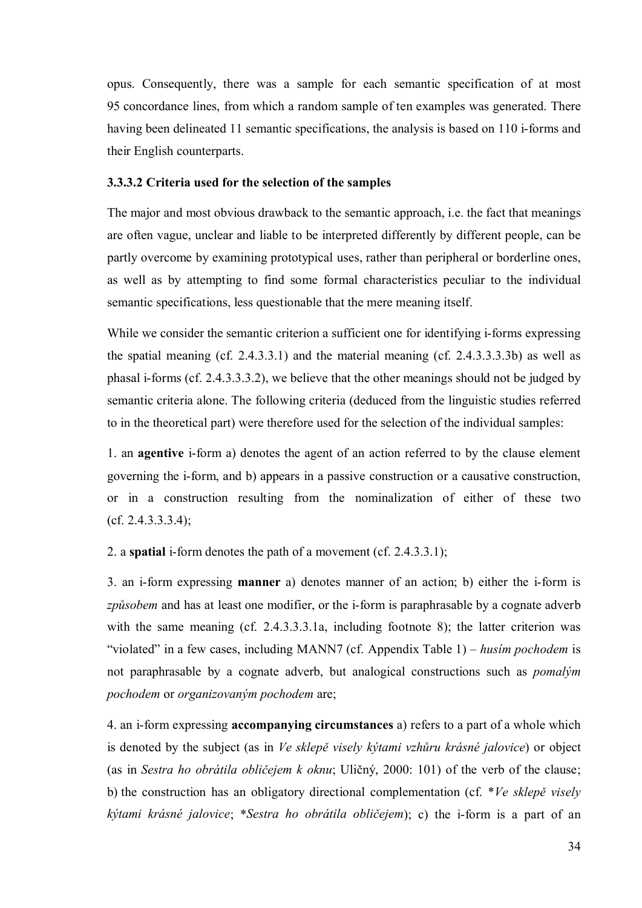opus. Consequently, there was a sample for each semantic specification of at most 95 concordance lines, from which a random sample of ten examples was generated. There having been delineated 11 semantic specifications, the analysis is based on 110 i-forms and their English counterparts.

#### 3.3.3.2 Criteria used for the selection of the samples

The major and most obvious drawback to the semantic approach, i.e. the fact that meanings are often vague, unclear and liable to be interpreted differently by different people, can be partly overcome by examining prototypical uses, rather than peripheral or borderline ones, as well as by attempting to find some formal characteristics peculiar to the individual semantic specifications, less questionable that the mere meaning itself.

While we consider the semantic criterion a sufficient one for identifying i-forms expressing the spatial meaning (cf. 2.4.3.3.1) and the material meaning (cf. 2.4.3.3.3.3b) as well as phasal i-forms (cf. 2.4.3.3.3.2), we believe that the other meanings should not be judged by semantic criteria alone. The following criteria (deduced from the linguistic studies referred to in the theoretical part) were therefore used for the selection of the individual samples:

1. an **agentive** i-form a) denotes the agent of an action referred to by the clause element governing the i-form, and b) appears in a passive construction or a causative construction, or in a construction resulting from the nominalization of either of these two (cf. 2.4.3.3.3.4);

2. a **spatial** i-form denotes the path of a movement (cf. 2.4.3.3.1);

3. an i-form expressing **manner** a) denotes manner of an action; b) either the i-form is *způsobem* and has at least one modifier, or the i-form is paraphrasable by a cognate adverb with the same meaning (cf. 2.4.3.3.3.1a, including footnote 8); the latter criterion was "violated" in a few cases, including MANN7 (cf. Appendix Table 1) – *husím pochodem* is not paraphrasable by a cognate adverb, but analogical constructions such as *pomalým pochodem* or *organizovaným pochodem* are;

4. an i-form expressing **accompanying circumstances** a) refers to a part of a whole which is denoted by the subject (as in *Ve sklepě visely kýtami vzhůru krásné jalovice*) or object (as in *Sestra ho obrátila obličejem k oknu*; Uličný, 2000: 101) of the verb of the clause; b) the construction has an obligatory directional complementation (cf. \**Ve sklepě visely kýtami krásné jalovice*; \**Sestra ho obrátila obličejem*); c) the i-form is a part of an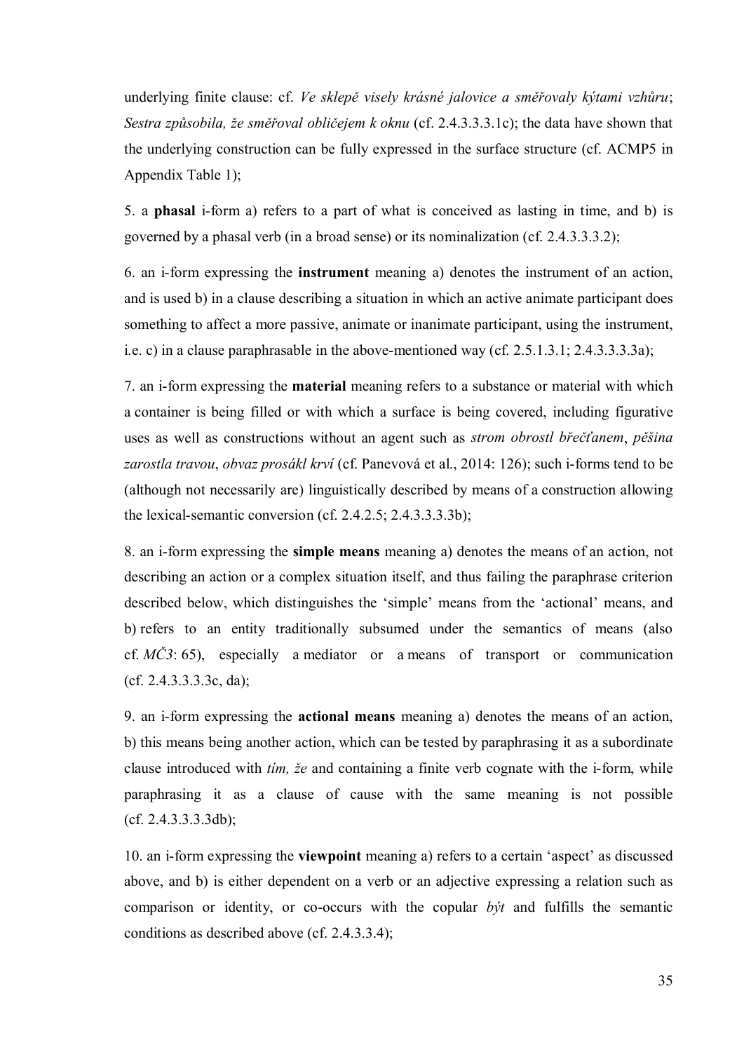underlying finite clause: cf. *Ve sklepě visely krásné jalovice a směřovaly kýtami vzhůru*; *Sestra způsobila, že směřoval obličejem k oknu* (cf. 2.4.3.3.3.1c); the data have shown that the underlying construction can be fully expressed in the surface structure (cf. ACMP5 in Appendix Table 1);

5. a **phasal** i-form a) refers to a part of what is conceived as lasting in time, and b) is governed by a phasal verb (in a broad sense) or its nominalization (cf. 2.4.3.3.3.2);

6. an i-form expressing the **instrument** meaning a) denotes the instrument of an action, and is used b) in a clause describing a situation in which an active animate participant does something to affect a more passive, animate or inanimate participant, using the instrument, i.e. c) in a clause paraphrasable in the above-mentioned way (cf. 2.5.1.3.1; 2.4.3.3.3.3a);

7. an i-form expressing the **material** meaning refers to a substance or material with which a container is being filled or with which a surface is being covered, including figurative uses as well as constructions without an agent such as *strom obrostl břečťanem*, *pěšina zarostla travou*, *obvaz prosákl krví* (cf. Panevová et al., 2014: 126); such i-forms tend to be (although not necessarily are) linguistically described by means of a construction allowing the lexical-semantic conversion (cf. 2.4.2.5; 2.4.3.3.3.3b);

8. an i-form expressing the **simple means** meaning a) denotes the means of an action, not describing an action or a complex situation itself, and thus failing the paraphrase criterion described below, which distinguishes the 'simple' means from the 'actional' means, and b) refers to an entity traditionally subsumed under the semantics of means (also cf. *MČ3*: 65), especially a mediator or a means of transport or communication (cf. 2.4.3.3.3.3c, da);

9. an i-form expressing the **actional means** meaning a) denotes the means of an action, b) this means being another action, which can be tested by paraphrasing it as a subordinate clause introduced with *tím, že* and containing a finite verb cognate with the i-form, while paraphrasing it as a clause of cause with the same meaning is not possible (cf. 2.4.3.3.3.3db);

10. an i-form expressing the **viewpoint** meaning a) refers to a certain 'aspect' as discussed above, and b) is either dependent on a verb or an adjective expressing a relation such as comparison or identity, or co-occurs with the copular *být* and fulfills the semantic conditions as described above (cf. 2.4.3.3.4);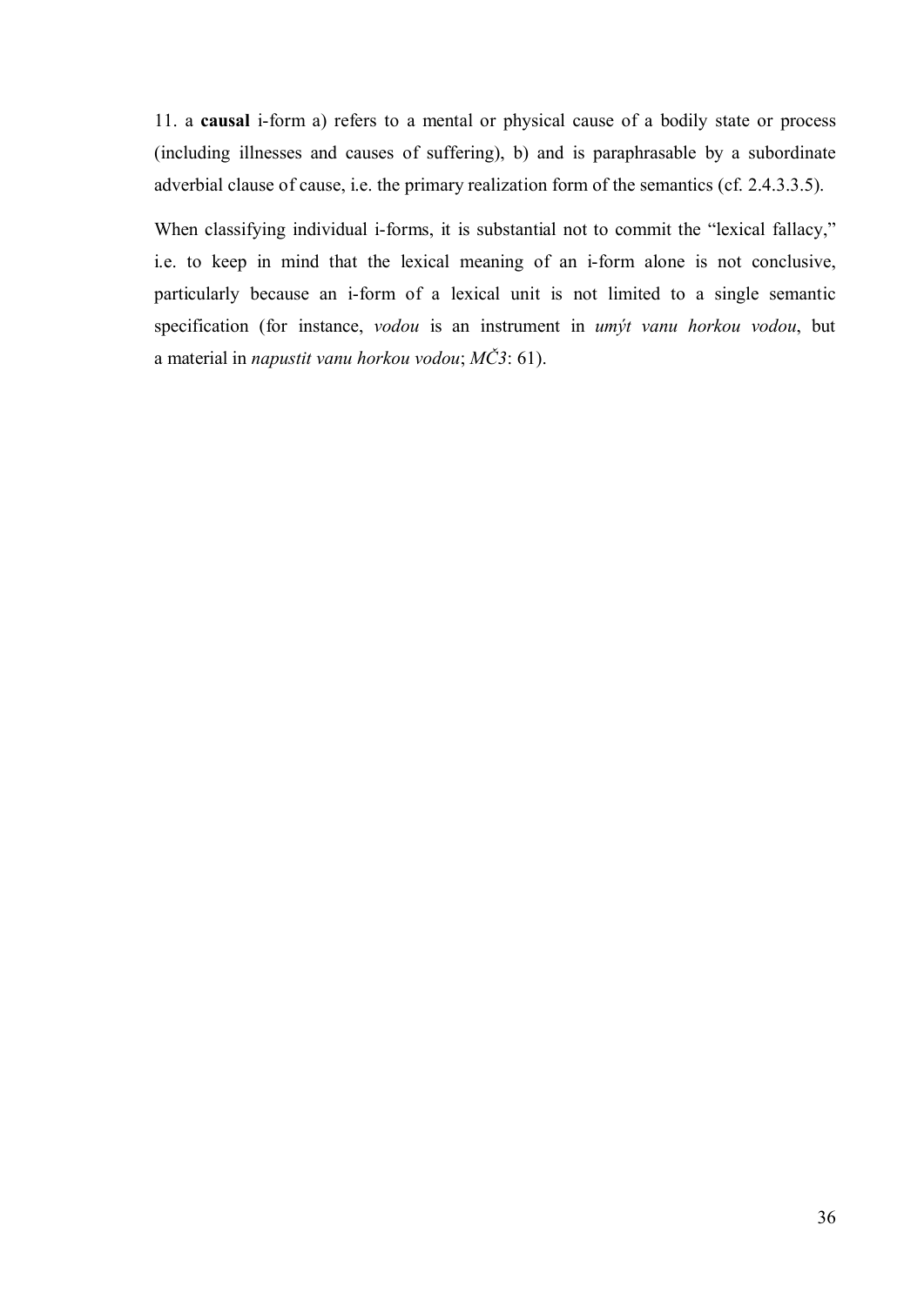11. a **causal** i-form a) refers to a mental or physical cause of a bodily state or process (including illnesses and causes of suffering), b) and is paraphrasable by a subordinate adverbial clause of cause, i.e. the primary realization form of the semantics (cf. 2.4.3.3.5).

When classifying individual i-forms, it is substantial not to commit the "lexical fallacy," i.e. to keep in mind that the lexical meaning of an i-form alone is not conclusive, particularly because an i-form of a lexical unit is not limited to a single semantic specification (for instance, *vodou* is an instrument in *umýt vanu horkou vodou*, but a material in *napustit vanu horkou vodou*; *MČ3*: 61).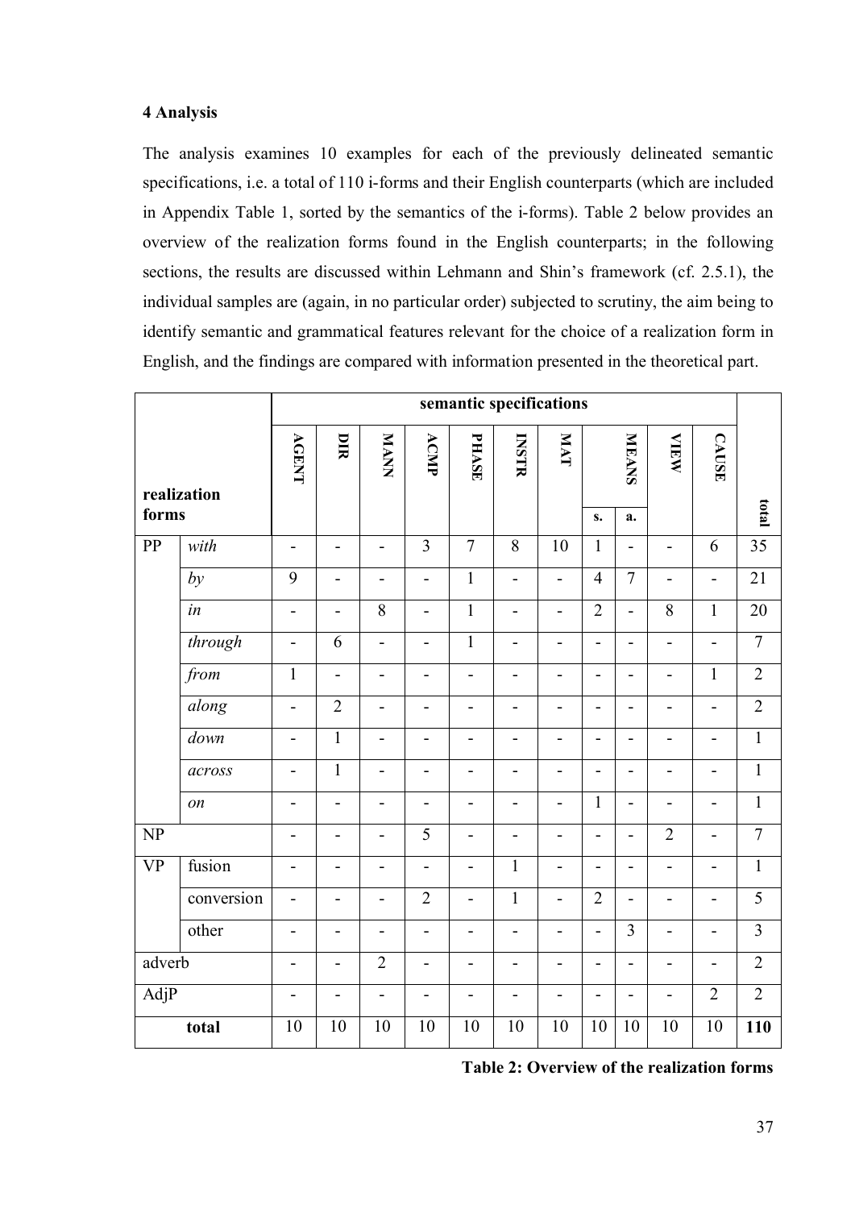## 4 Analysis

The analysis examines 10 examples for each of the previously delineated semantic specifications, i.e. a total of 110 i-forms and their English counterparts (which are included in Appendix Table 1, sorted by the semantics of the i-forms). Table 2 below provides an overview of the realization forms found in the English counterparts; in the following sections, the results are discussed within Lehmann and Shin's framework (cf. 2.5.1), the individual samples are (again, in no particular order) subjected to scrutiny, the aim being to identify semantic and grammatical features relevant for the choice of a realization form in English, and the findings are compared with information presented in the theoretical part.

| **realization forms** | | **semantic specifications** | | | | | | | | | | | **total** |
|---|---|---|---|---|---|---|---|---|---|---|---|---|---|
| | | **AGENT** | **DIR** | **MANN** | **ACMP** | **PHASE** | **INSTR** | **MAT** | **MEANS** | | **VIEW** | **CAUSE** | |
| | | | | | | | | | **s.** | **a.** | | | |
| PP | *with* | - | - | - | 3 | 7 | 8 | 10 | 1 | - | - | 6 | 35 |
| | *by* | 9 | - | - | - | 1 | - | - | 4 | 7 | - | - | 21 |
| | *in* | - | - | 8 | - | 1 | - | - | 2 | - | 8 | 1 | 20 |
| | *through* | - | 6 | - | - | 1 | - | - | - | - | - | - | 7 |
| | *from* | 1 | - | - | - | - | - | - | - | - | - | 1 | 2 |
| | *along* | - | 2 | - | - | - | - | - | - | - | - | - | 2 |
| | *down* | - | 1 | - | - | - | - | - | - | - | - | - | 1 |
| | *across* | - | 1 | - | - | - | - | - | - | - | - | - | 1 |
| | *on* | - | - | - | - | - | - | - | 1 | - | - | - | 1 |
| NP | | - | - | - | 5 | - | - | - | - | - | 2 | - | 7 |
| VP | fusion | - | - | - | - | - | 1 | - | - | - | - | - | 1 |
| | conversion | - | - | - | 2 | - | 1 | - | 2 | - | - | - | 5 |
| | other | - | - | - | - | - | - | - | - | 3 | - | - | 3 |
| adverb | | - | - | 2 | - | - | - | - | - | - | - | - | 2 |
| AdjP | | - | - | - | - | - | - | - | - | - | - | 2 | 2 |
| **total** | | 10 | 10 | 10 | 10 | 10 | 10 | 10 | 10 | 10 | 10 | 10 | **110** |

**Table 2: Overview of the realization forms**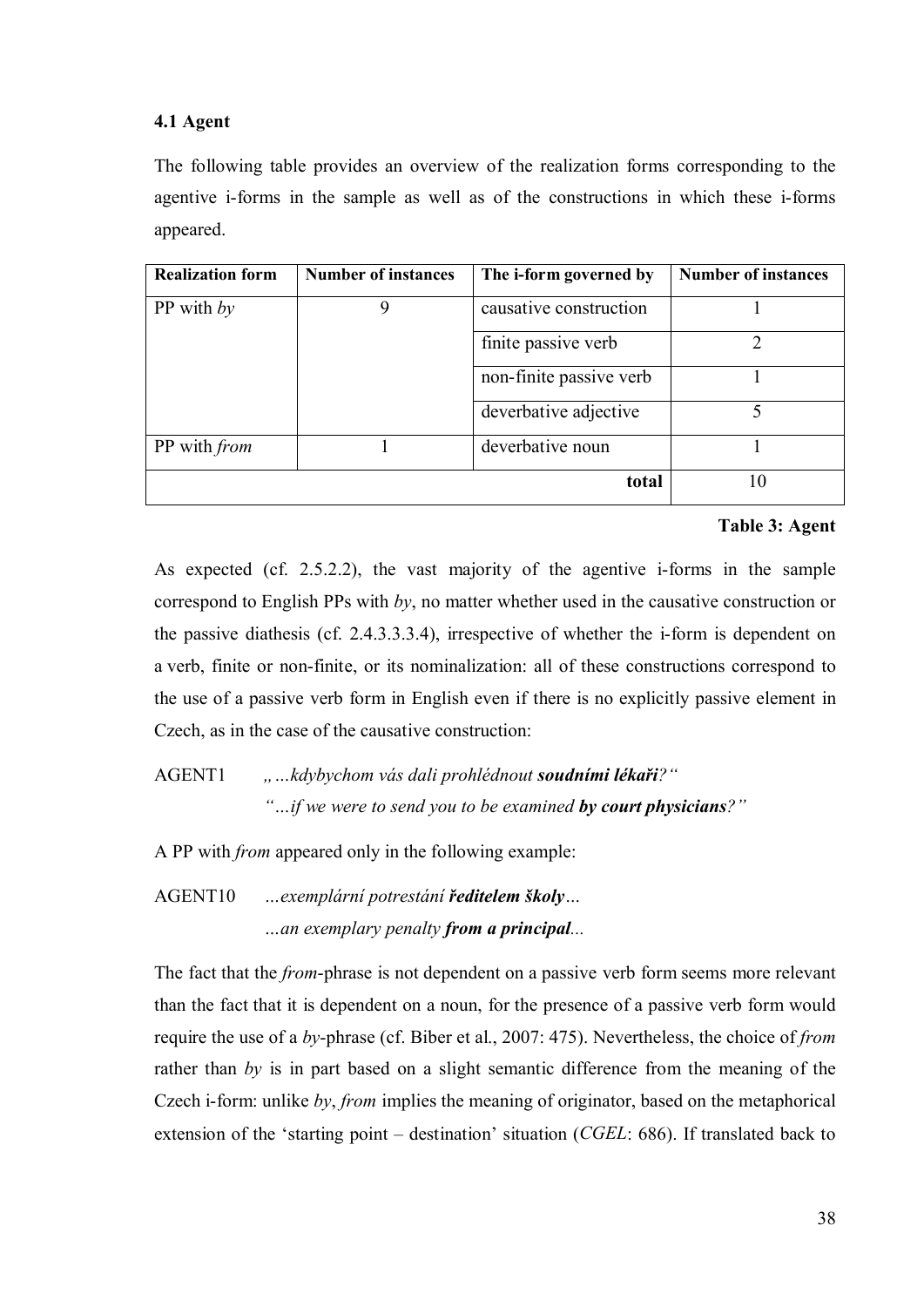### 4.1 Agent

The following table provides an overview of the realization forms corresponding to the agentive i-forms in the sample as well as of the constructions in which these i-forms appeared.

| Realization form | Number of instances | The i-form governed by | Number of instances |
|---|---|---|---|
| PP with *by* | 9 | causative construction | 1 |
| | | finite passive verb | 2 |
| | | non-finite passive verb | 1 |
| | | deverbative adjective | 5 |
| PP with *from* | 1 | deverbative noun | 1 |
| | | **total** | 10 |

**Table 3: Agent**

As expected (cf. 2.5.2.2), the vast majority of the agentive i-forms in the sample correspond to English PPs with *by*, no matter whether used in the causative construction or the passive diathesis (cf. 2.4.3.3.3.4), irrespective of whether the i-form is dependent on a verb, finite or non-finite, or its nominalization: all of these constructions correspond to the use of a passive verb form in English even if there is no explicitly passive element in Czech, as in the case of the causative construction:

AGENT1 *„…kdybychom vás dali prohlédnout **soudními lékaři**?“*
*“…if we were to send you to be examined **by court physicians**?”*

A PP with *from* appeared only in the following example:

AGENT10 *…exemplární potrestání **ředitelem školy**…*
*…an exemplary penalty **from a principal**…*

The fact that the *from*-phrase is not dependent on a passive verb form seems more relevant than the fact that it is dependent on a noun, for the presence of a passive verb form would require the use of a *by*-phrase (cf. Biber et al., 2007: 475). Nevertheless, the choice of *from* rather than *by* is in part based on a slight semantic difference from the meaning of the Czech i-form: unlike *by*, *from* implies the meaning of originator, based on the metaphorical extension of the ‘starting point – destination’ situation (*CGEL*: 686). If translated back to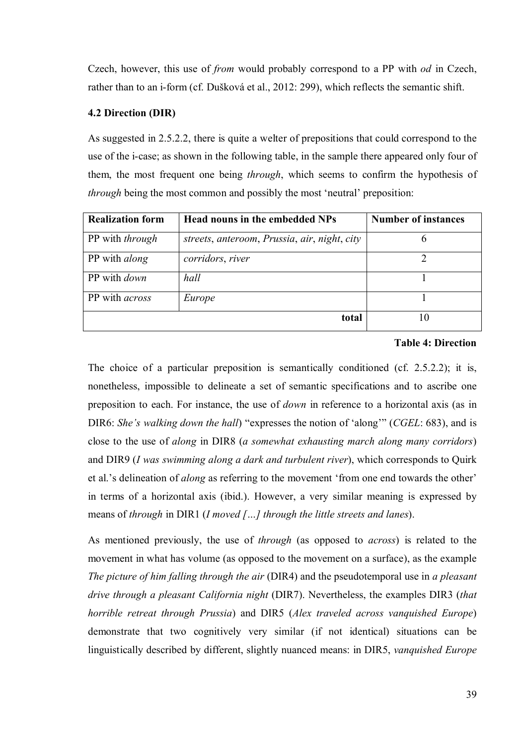Czech, however, this use of *from* would probably correspond to a PP with *od* in Czech, rather than to an i-form (cf. Dušková et al., 2012: 299), which reflects the semantic shift.

### 4.2 Direction (DIR)

As suggested in 2.5.2.2, there is quite a welter of prepositions that could correspond to the use of the i-case; as shown in the following table, in the sample there appeared only four of them, the most frequent one being *through*, which seems to confirm the hypothesis of *through* being the most common and possibly the most 'neutral' preposition:

| Realization form | Head nouns in the embedded NPs | Number of instances |
|---|---|---|
| PP with *through* | *streets*, *anteroom*, *Prussia*, *air*, *night*, *city* | 6 |
| PP with *along* | *corridors*, *river* | 2 |
| PP with *down* | *hall* | 1 |
| PP with *across* | *Europe* | 1 |
| | **total** | 10 |

**Table 4: Direction**

The choice of a particular preposition is semantically conditioned (cf. 2.5.2.2); it is, nonetheless, impossible to delineate a set of semantic specifications and to ascribe one preposition to each. For instance, the use of *down* in reference to a horizontal axis (as in DIR6: *She's walking down the hall*) "expresses the notion of 'along'" (*CGEL*: 683), and is close to the use of *along* in DIR8 (*a somewhat exhausting march along many corridors*) and DIR9 (*I was swimming along a dark and turbulent river*), which corresponds to Quirk et al.'s delineation of *along* as referring to the movement 'from one end towards the other' in terms of a horizontal axis (ibid.). However, a very similar meaning is expressed by means of *through* in DIR1 (*I moved […] through the little streets and lanes*).

As mentioned previously, the use of *through* (as opposed to *across*) is related to the movement in what has volume (as opposed to the movement on a surface), as the example *The picture of him falling through the air* (DIR4) and the pseudotemporal use in *a pleasant drive through a pleasant California night* (DIR7). Nevertheless, the examples DIR3 (*that horrible retreat through Prussia*) and DIR5 (*Alex traveled across vanquished Europe*) demonstrate that two cognitively very similar (if not identical) situations can be linguistically described by different, slightly nuanced means: in DIR5, *vanquished Europe*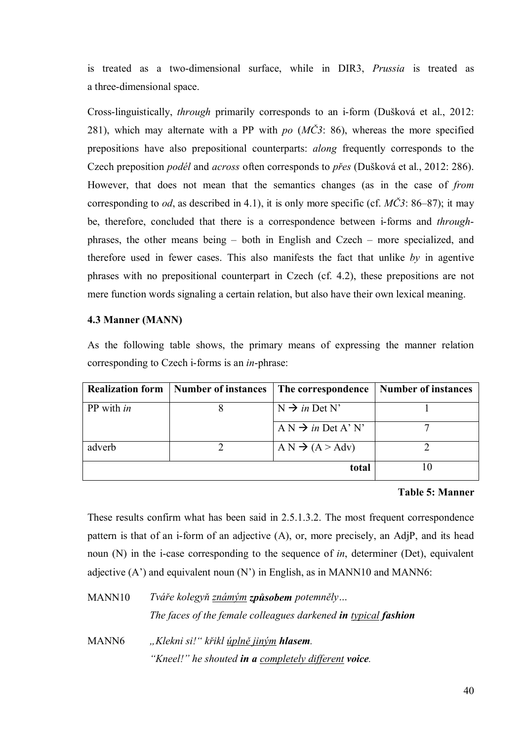is treated as a two-dimensional surface, while in DIR3, *Prussia* is treated as a three-dimensional space.

Cross-linguistically, *through* primarily corresponds to an i-form (Dušková et al., 2012: 281), which may alternate with a PP with *po* (*MČ3*: 86), whereas the more specified prepositions have also prepositional counterparts: *along* frequently corresponds to the Czech preposition *podél* and *across* often corresponds to *přes* (Dušková et al., 2012: 286). However, that does not mean that the semantics changes (as in the case of *from* corresponding to *od*, as described in 4.1), it is only more specific (cf. *MČ3*: 86–87); it may be, therefore, concluded that there is a correspondence between i-forms and *through*-phrases, the other means being – both in English and Czech – more specialized, and therefore used in fewer cases. This also manifests the fact that unlike *by* in agentive phrases with no prepositional counterpart in Czech (cf. 4.2), these prepositions are not mere function words signaling a certain relation, but also have their own lexical meaning.

### 4.3 Manner (MANN)

As the following table shows, the primary means of expressing the manner relation corresponding to Czech i-forms is an *in*-phrase:

| Realization form | Number of instances | The correspondence | Number of instances |
|---|---|---|---|
| PP with *in* | 8 | N → *in* Det N' | 1 |
| | | A N → *in* Det A' N' | 7 |
| adverb | 2 | A N → (A > Adv) | 2 |
| | | **total** | 10 |

**Table 5: Manner**

These results confirm what has been said in 2.5.1.3.2. The most frequent correspondence pattern is that of an i-form of an adjective (A), or, more precisely, an AdjP, and its head noun (N) in the i-case corresponding to the sequence of *in*, determiner (Det), equivalent adjective (A') and equivalent noun (N') in English, as in MANN10 and MANN6:

MANN10 *Tváře kolegyň <u>známým</u>* ***způsobem*** *potemněly…*
*The faces of the female colleagues darkened* ***in*** *<u>typical</u>* ***fashion***

MANN6 *„Klekni si!“ křikl <u>úplně jiným</u>* ***hlasem****.*
*“Kneel!” he shouted* ***in a*** *<u>completely different</u>* ***voice****.*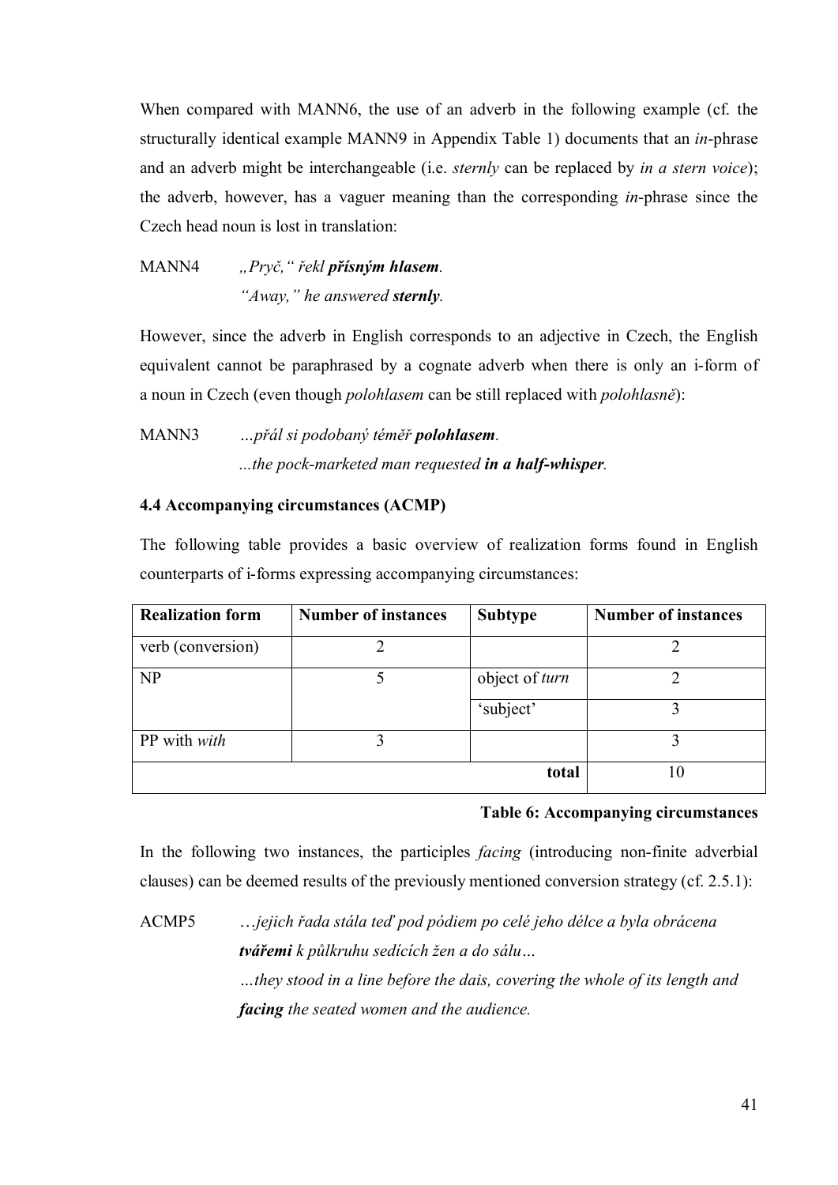When compared with MANN6, the use of an adverb in the following example (cf. the structurally identical example MANN9 in Appendix Table 1) documents that an *in*-phrase and an adverb might be interchangeable (i.e. *sternly* can be replaced by *in a stern voice*); the adverb, however, has a vaguer meaning than the corresponding *in*-phrase since the Czech head noun is lost in translation:

MANN4 *„Pryč," řekl **přísným hlasem**.*
*"Away," he answered **sternly**.*

However, since the adverb in English corresponds to an adjective in Czech, the English equivalent cannot be paraphrased by a cognate adverb when there is only an i-form of a noun in Czech (even though *polohlasem* can be still replaced with *polohlasně*):

MANN3 *...přál si podobaný téměř **polohlasem**.*
*...the pock-marketed man requested **in a half-whisper**.*

### 4.4 Accompanying circumstances (ACMP)

The following table provides a basic overview of realization forms found in English counterparts of i-forms expressing accompanying circumstances:

| **Realization form** | **Number of instances** | **Subtype** | **Number of instances** |
|---|---|---|---|
| verb (conversion) | 2 | | 2 |
| NP | 5 | object of *turn* | 2 |
| | | 'subject' | 3 |
| PP with *with* | 3 | | 3 |
| | | **total** | 10 |

**Table 6: Accompanying circumstances**

In the following two instances, the participles *facing* (introducing non-finite adverbial clauses) can be deemed results of the previously mentioned conversion strategy (cf. 2.5.1):

ACMP5 *…jejich řada stála teď pod pódiem po celé jeho délce a byla obrácena **tvářemi** k půlkruhu sedících žen a do sálu…*
*…they stood in a line before the dais, covering the whole of its length and **facing** the seated women and the audience.*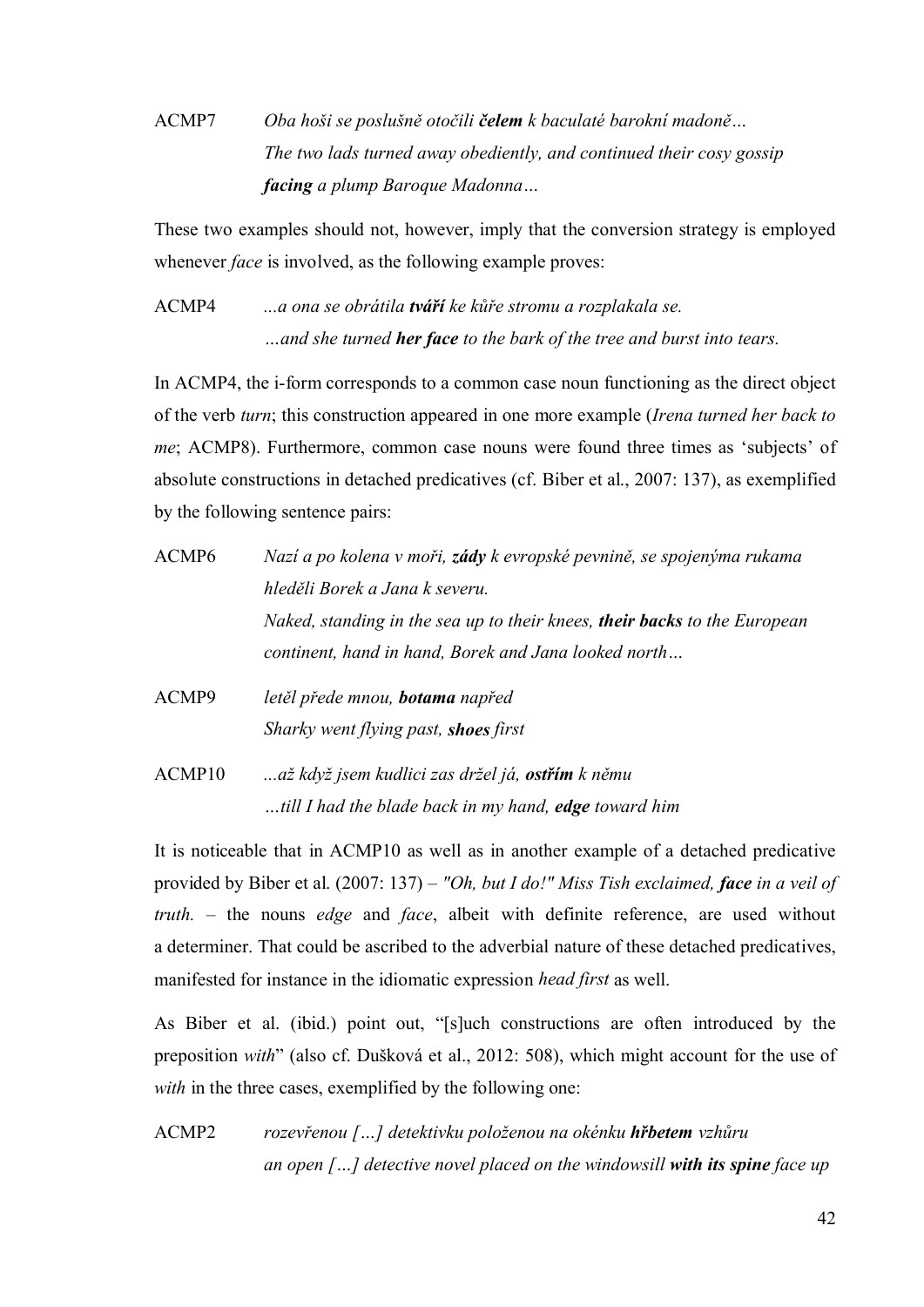ACMP7 *Oba hoši se poslušně otočili **čelem** k baculaté barokní madoně…*
*The two lads turned away obediently, and continued their cosy gossip **facing** a plump Baroque Madonna…*

These two examples should not, however, imply that the conversion strategy is employed whenever *face* is involved, as the following example proves:

ACMP4 *...a ona se obrátila **tváří** ke kůře stromu a rozplakala se.*
*…and she turned **her face** to the bark of the tree and burst into tears.*

In ACMP4, the i-form corresponds to a common case noun functioning as the direct object of the verb *turn*; this construction appeared in one more example (*Irena turned her back to me*; ACMP8). Furthermore, common case nouns were found three times as 'subjects' of absolute constructions in detached predicatives (cf. Biber et al., 2007: 137), as exemplified by the following sentence pairs:

ACMP6 *Nazí a po kolena v moři, **záda** k evropské pevnině, se spojenýma rukama hleděli Borek a Jana k severu.*
*Naked, standing in the sea up to their knees, **their backs** to the European continent, hand in hand, Borek and Jana looked north…*

ACMP9 *letěl přede mnou, **botama** napřed*
*Sharky went flying past, **shoes** first*

ACMP10 *...až když jsem kudlici zas držel já, **ostřím** k němu*
*…till I had the blade back in my hand, **edge** toward him*

It is noticeable that in ACMP10 as well as in another example of a detached predicative provided by Biber et al. (2007: 137) – *"Oh, but I do!" Miss Tish exclaimed, **face** in a veil of truth.* – the nouns *edge* and *face*, albeit with definite reference, are used without a determiner. That could be ascribed to the adverbial nature of these detached predicatives, manifested for instance in the idiomatic expression *head first* as well.

As Biber et al. (ibid.) point out, "[s]uch constructions are often introduced by the preposition *with*" (also cf. Dušková et al., 2012: 508), which might account for the use of *with* in the three cases, exemplified by the following one:

ACMP2 *rozevřenou […] detektivku položenou na okénku **hřbetem** vzhůru*
*an open […] detective novel placed on the windowsill **with its spine** face up*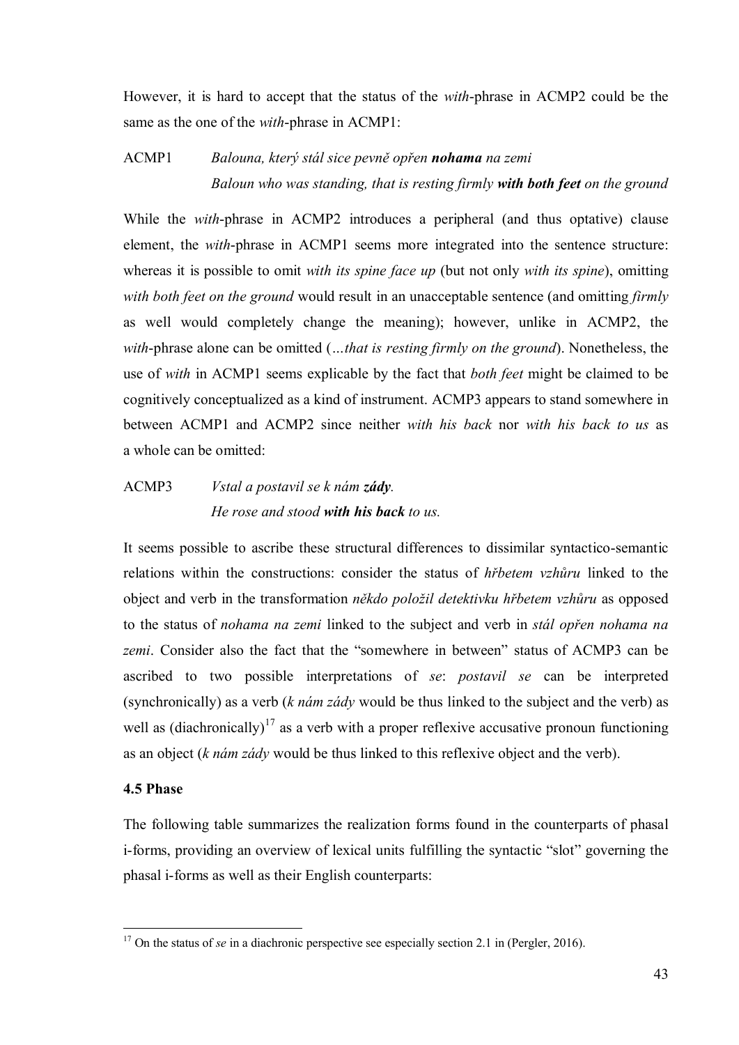However, it is hard to accept that the status of the *with*-phrase in ACMP2 could be the same as the one of the *with*-phrase in ACMP1:

ACMP1 *Balouna, který stál sice pevně opřen **nohama** na zemi*
*Baloun who was standing, that is resting firmly **with both feet** on the ground*

While the *with*-phrase in ACMP2 introduces a peripheral (and thus optative) clause element, the *with*-phrase in ACMP1 seems more integrated into the sentence structure: whereas it is possible to omit *with its spine face up* (but not only *with its spine*), omitting *with both feet on the ground* would result in an unacceptable sentence (and omitting *firmly* as well would completely change the meaning); however, unlike in ACMP2, the *with*-phrase alone can be omitted (*…that is resting firmly on the ground*). Nonetheless, the use of *with* in ACMP1 seems explicable by the fact that *both feet* might be claimed to be cognitively conceptualized as a kind of instrument. ACMP3 appears to stand somewhere in between ACMP1 and ACMP2 since neither *with his back* nor *with his back to us* as a whole can be omitted:

ACMP3 *Vstal a postavil se k nám **zády**.*
*He rose and stood **with his back** to us.*

It seems possible to ascribe these structural differences to dissimilar syntactico-semantic relations within the constructions: consider the status of *hřbetem vzhůru* linked to the object and verb in the transformation *někdo položil detektivku hřbetem vzhůru* as opposed to the status of *nohama na zemi* linked to the subject and verb in *stál opřen nohama na zemi*. Consider also the fact that the "somewhere in between" status of ACMP3 can be ascribed to two possible interpretations of *se*: *postavil se* can be interpreted (synchronically) as a verb (*k nám zády* would be thus linked to the subject and the verb) as well as (diachronically)[17] as a verb with a proper reflexive accusative pronoun functioning as an object (*k nám zády* would be thus linked to this reflexive object and the verb).

### 4.5 Phase

The following table summarizes the realization forms found in the counterparts of phasal i-forms, providing an overview of lexical units fulfilling the syntactic "slot" governing the phasal i-forms as well as their English counterparts:

[17] On the status of *se* in a diachronic perspective see especially section 2.1 in (Pergler, 2016).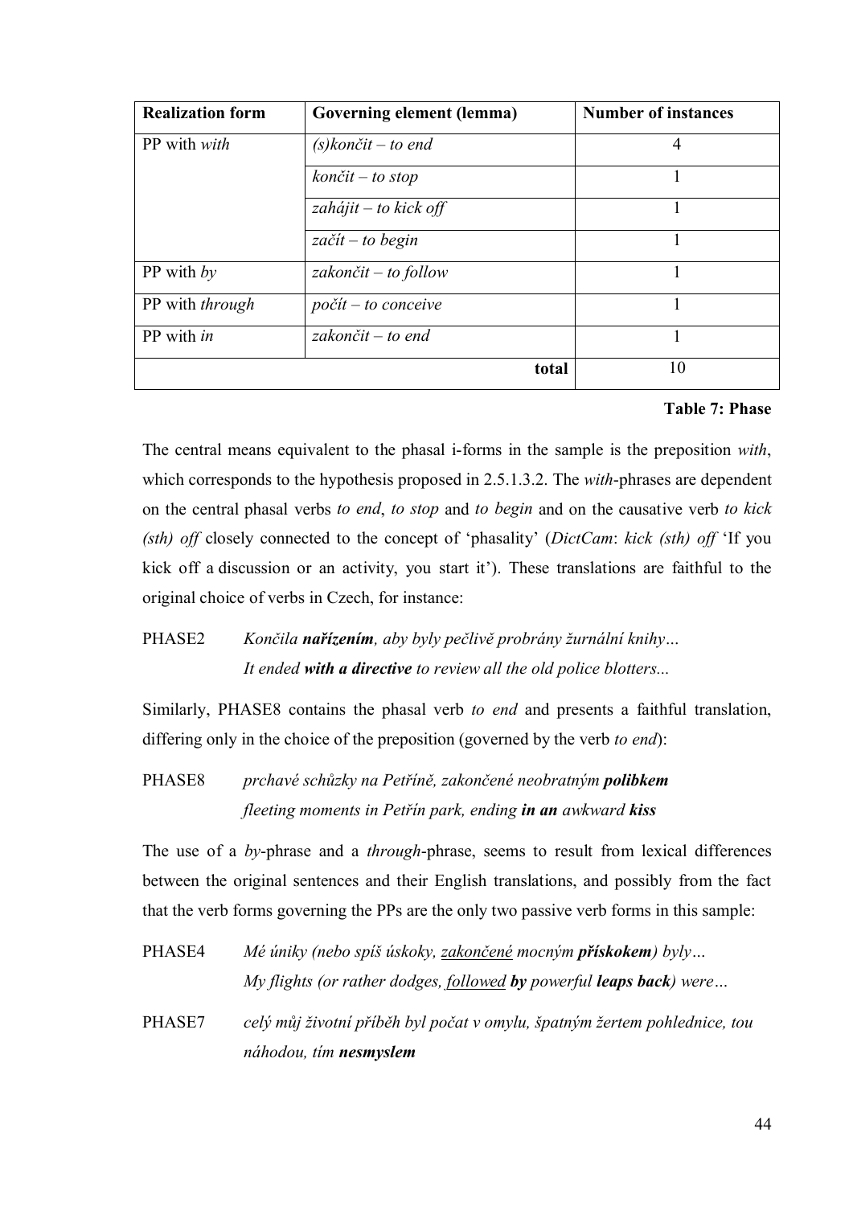| Realization form | Governing element (lemma) | Number of instances |
| --- | --- | --- |
| PP with *with* | *(s)končit – to end* | 4 |
| | *končit – to stop* | 1 |
| | *zahájit – to kick off* | 1 |
| | *začít – to begin* | 1 |
| PP with *by* | *zakončit – to follow* | 1 |
| PP with *through* | *počít – to conceive* | 1 |
| PP with *in* | *zakončit – to end* | 1 |
| | **total** | 10 |

**Table 7: Phase**

The central means equivalent to the phasal i-forms in the sample is the preposition *with*, which corresponds to the hypothesis proposed in 2.5.1.3.2. The *with*-phrases are dependent on the central phasal verbs *to end*, *to stop* and *to begin* and on the causative verb *to kick (sth) off* closely connected to the concept of 'phasality' (*DictCam*: *kick (sth) off* 'If you kick off a discussion or an activity, you start it'). These translations are faithful to the original choice of verbs in Czech, for instance:

PHASE2 *Končila **nařízením**, aby byly pečlivě probrány žurnální knihy…*
*It ended **with a directive** to review all the old police blotters...*

Similarly, PHASE8 contains the phasal verb *to end* and presents a faithful translation, differing only in the choice of the preposition (governed by the verb *to end*):

PHASE8 *prchavé schůzky na Petříně, zakončené neobratným **polibkem***
*fleeting moments in Petřín park, ending **in an** awkward **kiss***

The use of a *by*-phrase and a *through*-phrase, seems to result from lexical differences between the original sentences and their English translations, and possibly from the fact that the verb forms governing the PPs are the only two passive verb forms in this sample:

PHASE4 *Mé úniky (nebo spíš úskoky, <u>zakončené</u> mocným **řískokem**) byly…*
*My flights (or rather dodges, <u>followed</u> **by** powerful **leaps back**) were…*

PHASE7 *celý můj životní příběh byl počat v omylu, špatným žertem pohlednice, tou náhodou, tím **nesmyslem***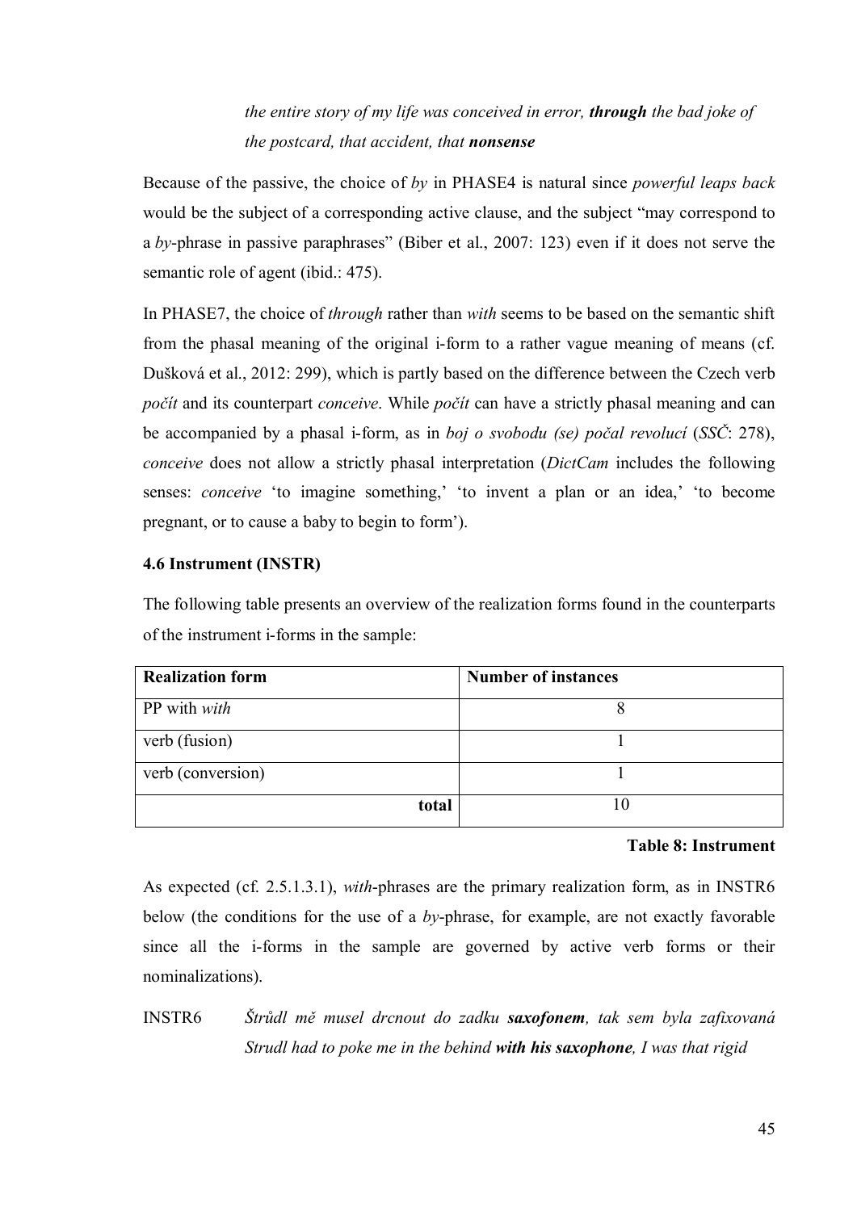*the entire story of my life was conceived in error,* ***through*** *the bad joke of the postcard, that accident, that* ***nonsense***

Because of the passive, the choice of *by* in PHASE4 is natural since *powerful leaps back* would be the subject of a corresponding active clause, and the subject "may correspond to a *by*-phrase in passive paraphrases" (Biber et al., 2007: 123) even if it does not serve the semantic role of agent (ibid.: 475).

In PHASE7, the choice of *through* rather than *with* seems to be based on the semantic shift from the phasal meaning of the original i-form to a rather vague meaning of means (cf. Dušková et al., 2012: 299), which is partly based on the difference between the Czech verb *počít* and its counterpart *conceive*. While *počít* can have a strictly phasal meaning and can be accompanied by a phasal i-form, as in *boj o svobodu (se) počal revolucí* (*SSČ*: 278), *conceive* does not allow a strictly phasal interpretation (*DictCam* includes the following senses: *conceive* 'to imagine something,' 'to invent a plan or an idea,' 'to become pregnant, or to cause a baby to begin to form').

### 4.6 Instrument (INSTR)

The following table presents an overview of the realization forms found in the counterparts of the instrument i-forms in the sample:

| Realization form | Number of instances |
|---|---|
| PP with *with* | 8 |
| verb (fusion) | 1 |
| verb (conversion) | 1 |
| **total** | 10 |

**Table 8: Instrument**

As expected (cf. 2.5.1.3.1), *with*-phrases are the primary realization form, as in INSTR6 below (the conditions for the use of a *by*-phrase, for example, are not exactly favorable since all the i-forms in the sample are governed by active verb forms or their nominalizations).

INSTR6 *Štrůdl mě musel drcnout do zadku* ***saxofonem****, tak sem byla zafixovaná*
*Strudl had to poke me in the behind* ***with his saxophone****, I was that rigid*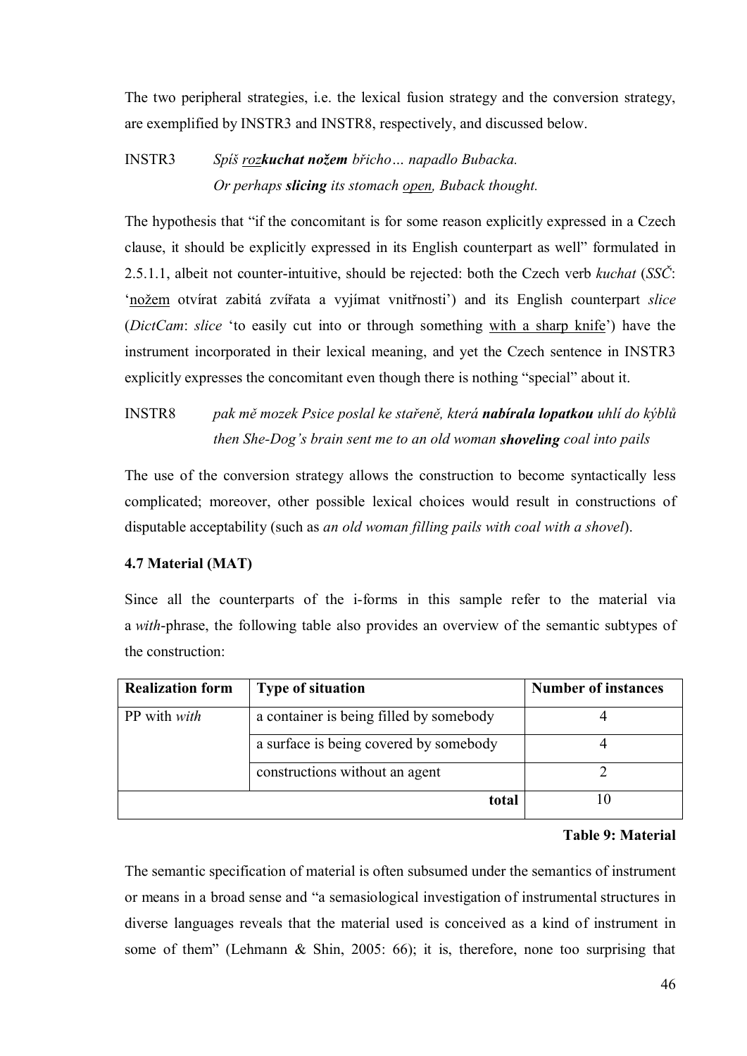The two peripheral strategies, i.e. the lexical fusion strategy and the conversion strategy, are exemplified by INSTR3 and INSTR8, respectively, and discussed below.

INSTR3 *Spíš <u>roz</u>**kuchat nožem** břicho… napadlo Bubacka.*
*Or perhaps **slicing** its stomach <u>open</u>, Buback thought.*

The hypothesis that "if the concomitant is for some reason explicitly expressed in a Czech clause, it should be explicitly expressed in its English counterpart as well" formulated in 2.5.1.1, albeit not counter-intuitive, should be rejected: both the Czech verb *kuchat* (*SSČ*: '<u>nožem</u> otvírat zabitá zvířata a vyjímat vnitřnosti') and its English counterpart *slice* (*DictCam*: *slice* 'to easily cut into or through something <u>with a sharp knife</u>') have the instrument incorporated in their lexical meaning, and yet the Czech sentence in INSTR3 explicitly expresses the concomitant even though there is nothing "special" about it.

INSTR8 *pak mě mozek Psice poslal ke stařeně, která **nabírala lopatkou** uhlí do kýblů*
*then She-Dog's brain sent me to an old woman **shoveling** coal into pails*

The use of the conversion strategy allows the construction to become syntactically less complicated; moreover, other possible lexical choices would result in constructions of disputable acceptability (such as *an old woman filling pails with coal with a shovel*).

**4.7 Material (MAT)**

Since all the counterparts of the i-forms in this sample refer to the material via a *with*-phrase, the following table also provides an overview of the semantic subtypes of the construction:

| **Realization form** | **Type of situation** | **Number of instances** |
|---|---|---|
| PP with *with* | a container is being filled by somebody | 4 |
| | a surface is being covered by somebody | 4 |
| | constructions without an agent | 2 |
| | **total** | 10 |

**Table 9: Material**

The semantic specification of material is often subsumed under the semantics of instrument or means in a broad sense and "a semasiological investigation of instrumental structures in diverse languages reveals that the material used is conceived as a kind of instrument in some of them" (Lehmann & Shin, 2005: 66); it is, therefore, none too surprising that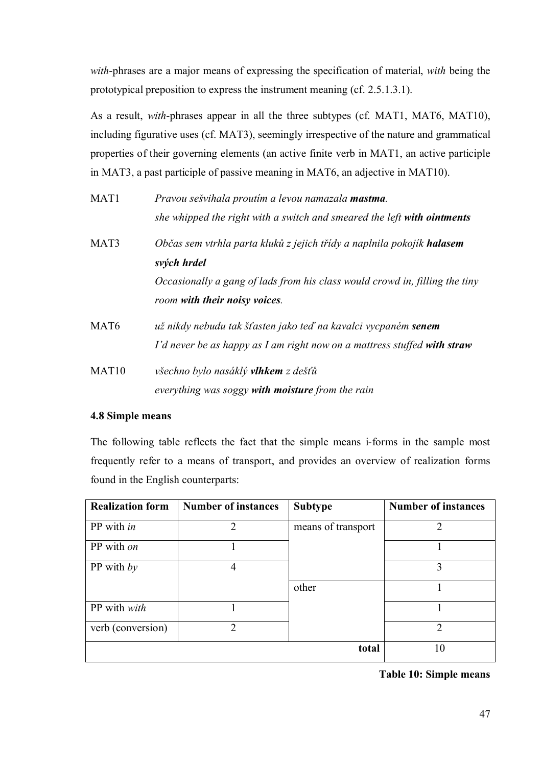*with*-phrases are a major means of expressing the specification of material, *with* being the prototypical preposition to express the instrument meaning (cf. 2.5.1.3.1).

As a result, *with*-phrases appear in all the three subtypes (cf. MAT1, MAT6, MAT10), including figurative uses (cf. MAT3), seemingly irrespective of the nature and grammatical properties of their governing elements (an active finite verb in MAT1, an active participle in MAT3, a past participle of passive meaning in MAT6, an adjective in MAT10).

MAT1 *Pravou sešvihala proutím a levou namazala **mastma**.*
*she whipped the right with a switch and smeared the left **with ointments***

MAT3 *Občas sem vtrhla parta kluků z jejich třídy a naplnila pokojík **halasem svých hrdel***
*Occasionally a gang of lads from his class would crowd in, filling the tiny room **with their noisy voices**.*

MAT6 *už nikdy nebudu tak šťasten jako teď na kavalci vycpaném **senem***
*I'd never be as happy as I am right now on a mattress stuffed **with straw***

MAT10 *všechno bylo nasáklý **vlhkem** z dešťů*
*everything was soggy **with moisture** from the rain*

### 4.8 Simple means

The following table reflects the fact that the simple means i-forms in the sample most frequently refer to a means of transport, and provides an overview of realization forms found in the English counterparts:

| Realization form | Number of instances | Subtype | Number of instances |
|---|---|---|---|
| PP with *in* | 2 | means of transport | 2 |
| PP with *on* | 1 | | 1 |
| PP with *by* | 4 | | 3 |
| | | other | 1 |
| PP with *with* | 1 | | 1 |
| verb (conversion) | 2 | | 2 |
| | | total | 10 |

**Table 10: Simple means**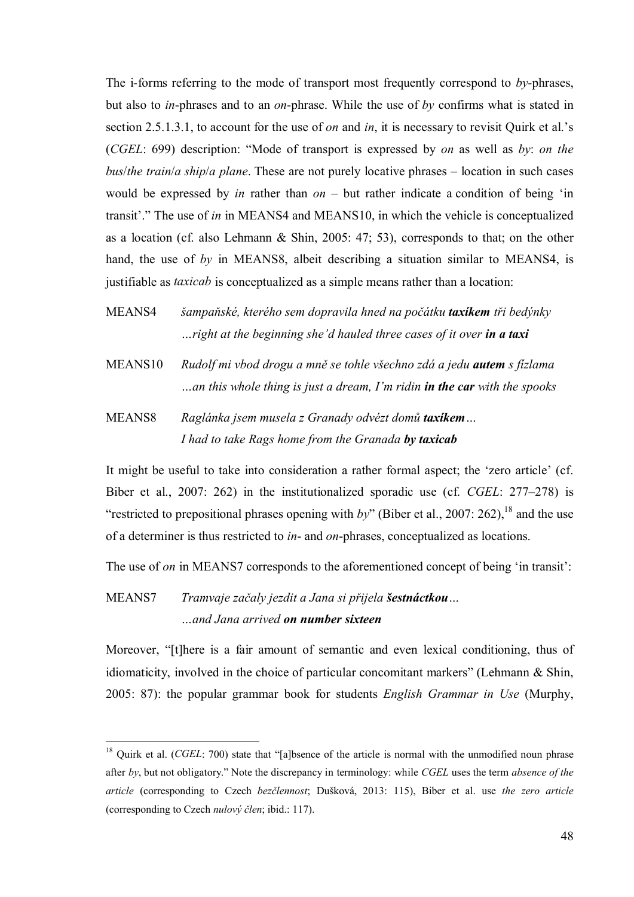The i-forms referring to the mode of transport most frequently correspond to *by*-phrases, but also to *in*-phrases and to an *on*-phrase. While the use of *by* confirms what is stated in section 2.5.1.3.1, to account for the use of *on* and *in*, it is necessary to revisit Quirk et al.'s (*CGEL*: 699) description: "Mode of transport is expressed by *on* as well as *by*: *on the bus*/*the train*/*a ship*/*a plane*. These are not purely locative phrases – location in such cases would be expressed by *in* rather than *on* – but rather indicate a condition of being 'in transit'." The use of *in* in MEANS4 and MEANS10, in which the vehicle is conceptualized as a location (cf. also Lehmann & Shin, 2005: 47; 53), corresponds to that; on the other hand, the use of *by* in MEANS8, albeit describing a situation similar to MEANS4, is justifiable as *taxicab* is conceptualized as a simple means rather than a location:

MEANS4 *šampaňské, kterého sem dopravila hned na počátku **taxíkem** tři bedýnky*
*…right at the beginning she'd hauled three cases of it over **in a taxi***

MEANS10 *Rudolf mi vbod drogu a mně se tohle všechno zdá a jedu **autem** s fízlama*
*…an this whole thing is just a dream, I'm ridin **in the car** with the spooks*

MEANS8 *Raglánka jsem musela z Granady odvézt domů **taxíkem**…*
*I had to take Rags home from the Granada **by taxicab***

It might be useful to take into consideration a rather formal aspect; the 'zero article' (cf. Biber et al., 2007: 262) in the institutionalized sporadic use (cf. *CGEL*: 277–278) is "restricted to prepositional phrases opening with *by*" (Biber et al., 2007: 262),[18] and the use of a determiner is thus restricted to *in*- and *on*-phrases, conceptualized as locations.

The use of *on* in MEANS7 corresponds to the aforementioned concept of being 'in transit':

MEANS7 *Tramvaje začaly jezdit a Jana si přijela **šestnáctkou**…*
*…and Jana arrived **on number sixteen***

Moreover, "[t]here is a fair amount of semantic and even lexical conditioning, thus of idiomaticity, involved in the choice of particular concomitant markers" (Lehmann & Shin, 2005: 87): the popular grammar book for students *English Grammar in Use* (Murphy,

---

[18] Quirk et al. (*CGEL*: 700) state that "[a]bsence of the article is normal with the unmodified noun phrase after *by*, but not obligatory." Note the discrepancy in terminology: while *CGEL* uses the term *absence of the article* (corresponding to Czech *bezčlennost*; Dušková, 2013: 115), Biber et al. use *the zero article* (corresponding to Czech *nulový člen*; ibid.: 117).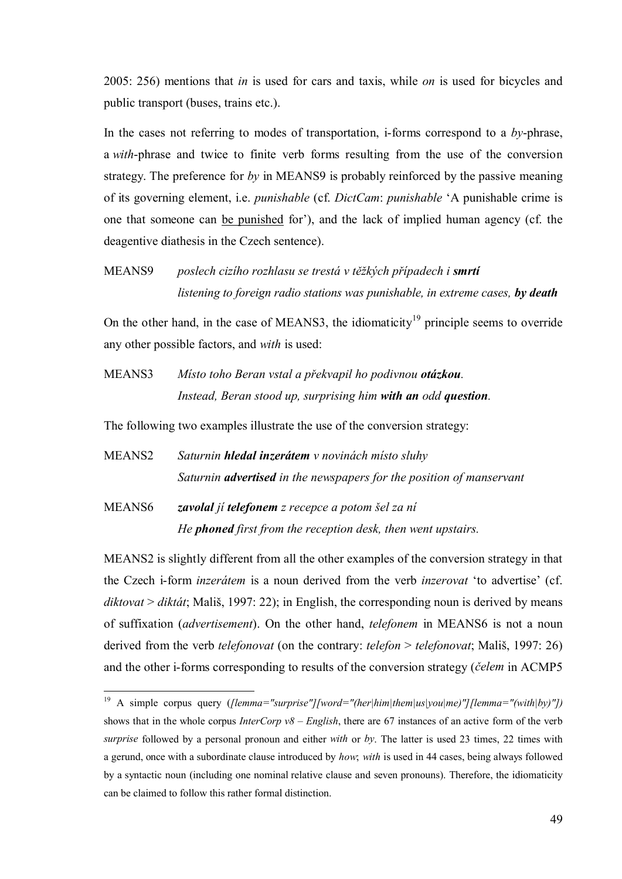2005: 256) mentions that *in* is used for cars and taxis, while *on* is used for bicycles and public transport (buses, trains etc.).

In the cases not referring to modes of transportation, i-forms correspond to a *by*-phrase, a *with*-phrase and twice to finite verb forms resulting from the use of the conversion strategy. The preference for *by* in MEANS9 is probably reinforced by the passive meaning of its governing element, i.e. *punishable* (cf. *DictCam*: *punishable* 'A punishable crime is one that someone can <u>be punished</u> for'), and the lack of implied human agency (cf. the deagentive diathesis in the Czech sentence).

MEANS9 *poslech cizího rozhlasu se trestá v těžkých případech i* ***smrtí***
*listening to foreign radio stations was punishable, in extreme cases,* ***by death***

On the other hand, in the case of MEANS3, the idiomaticity[19] principle seems to override any other possible factors, and *with* is used:

MEANS3 *Místo toho Beran vstal a překvapil ho podivnou* ***otázkou****.*
*Instead, Beran stood up, surprising him* ***with an*** *odd* ***question****.*

The following two examples illustrate the use of the conversion strategy:

MEANS2 *Saturnin* ***hledal inzerátem*** *v novinách místo sluhy*
*Saturnin* ***advertised*** *in the newspapers for the position of manservant*

MEANS6 ***zavolal*** *jí* ***telefonem*** *z recepce a potom šel za ní*
*He* ***phoned*** *first from the reception desk, then went upstairs.*

MEANS2 is slightly different from all the other examples of the conversion strategy in that the Czech i-form *inzerátem* is a noun derived from the verb *inzerovat* 'to advertise' (cf. *diktovat* > *diktát*; Mališ, 1997: 22); in English, the corresponding noun is derived by means of suffixation (*advertisement*). On the other hand, *telefonem* in MEANS6 is not a noun derived from the verb *telefonovat* (on the contrary: *telefon* > *telefonovat*; Mališ, 1997: 26) and the other i-forms corresponding to results of the conversion strategy (*čelem* in ACMP5

---

[19] A simple corpus query (*[lemma="surprise"][word="(her|him|them|us|you|me)"][lemma="(with|by)"]*) shows that in the whole corpus *InterCorp v8 – English*, there are 67 instances of an active form of the verb *surprise* followed by a personal pronoun and either *with* or *by*. The latter is used 23 times, 22 times with a gerund, once with a subordinate clause introduced by *how*; *with* is used in 44 cases, being always followed by a syntactic noun (including one nominal relative clause and seven pronouns). Therefore, the idiomaticity can be claimed to follow this rather formal distinction.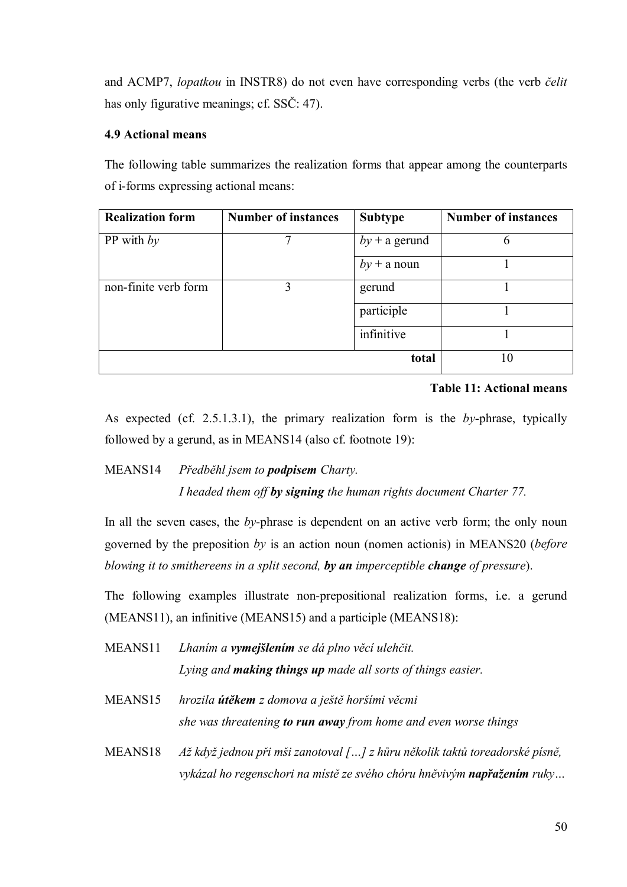and ACMP7, *lopatkou* in INSTR8) do not even have corresponding verbs (the verb *čelit* has only figurative meanings; cf. SSČ: 47).

### 4.9 Actional means

The following table summarizes the realization forms that appear among the counterparts of i-forms expressing actional means:

| **Realization form** | **Number of instances** | **Subtype** | **Number of instances** |
|---|---|---|---|
| PP with *by* | 7 | *by* + a gerund | 6 |
| | | *by* + a noun | 1 |
| non-finite verb form | 3 | gerund | 1 |
| | | participle | 1 |
| | | infinitive | 1 |
| | | **total** | 10 |

**Table 11: Actional means**

As expected (cf. 2.5.1.3.1), the primary realization form is the *by*-phrase, typically followed by a gerund, as in MEANS14 (also cf. footnote 19):

MEANS14 *Předběhl jsem to **podpisem** Charty.*
*I headed them off **by signing** the human rights document Charter 77.*

In all the seven cases, the *by*-phrase is dependent on an active verb form; the only noun governed by the preposition *by* is an action noun (nomen actionis) in MEANS20 (*before blowing it to smithereens in a split second, **by an** imperceptible **change** of pressure*).

The following examples illustrate non-prepositional realization forms, i.e. a gerund (MEANS11), an infinitive (MEANS15) and a participle (MEANS18):

MEANS11 *Lhaním a **vymejšlením** se dá plno věcí ulehčit.*
*Lying and **making things up** made all sorts of things easier.*

MEANS15 *hrozila **útěkem** z domova a ještě horšími věcmi*
*she was threatening **to run away** from home and even worse things*

MEANS18 *Až když jednou při mši zanotoval […] z hůru několik taktů toreadorské písně, vykázal ho regenschori na místě ze svého chóru hněvivým **napřažením** ruky…*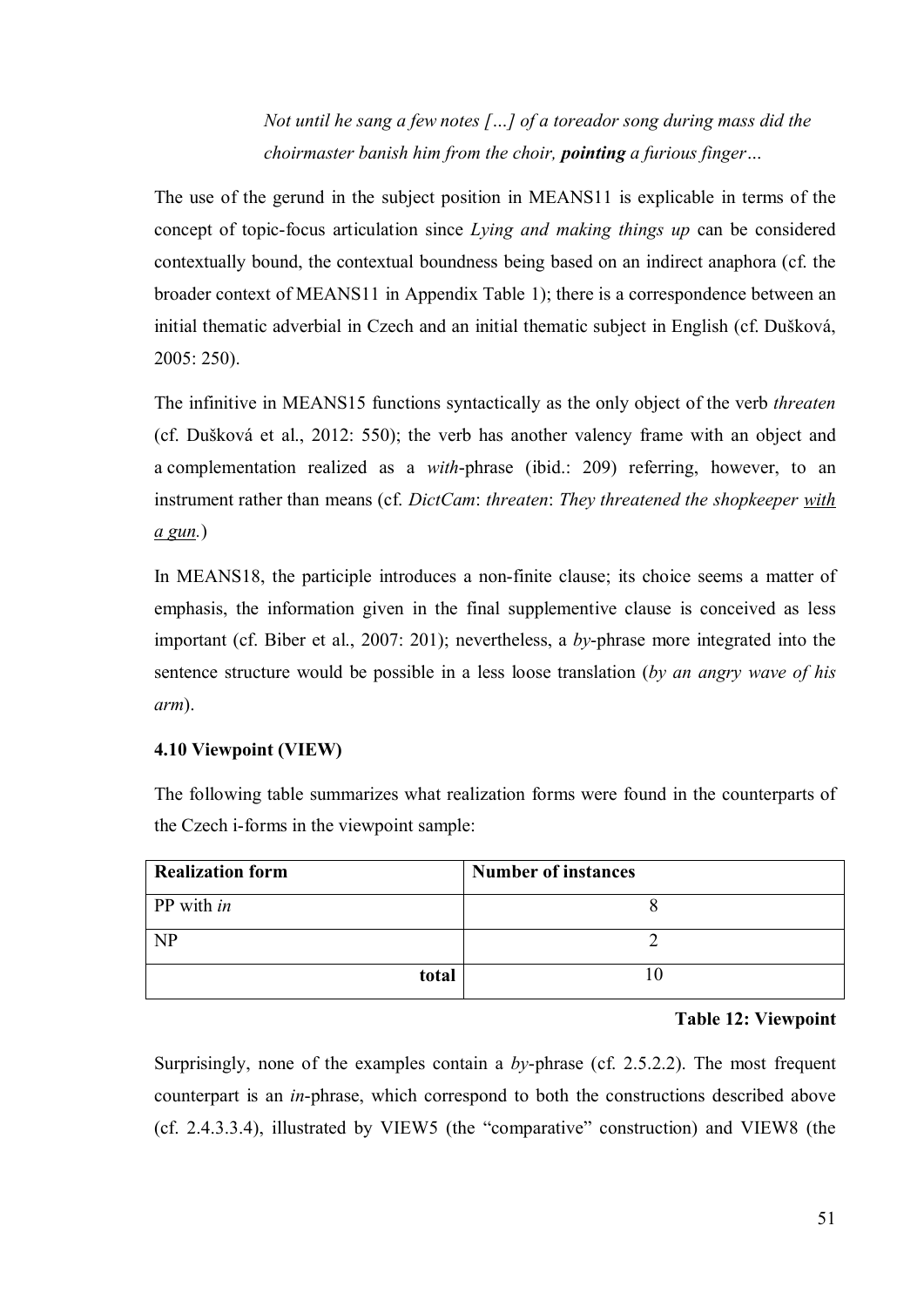*Not until he sang a few notes […] of a toreador song during mass did the choirmaster banish him from the choir, **pointing** a furious finger…*

The use of the gerund in the subject position in MEANS11 is explicable in terms of the concept of topic-focus articulation since *Lying and making things up* can be considered contextually bound, the contextual boundness being based on an indirect anaphora (cf. the broader context of MEANS11 in Appendix Table 1); there is a correspondence between an initial thematic adverbial in Czech and an initial thematic subject in English (cf. Dušková, 2005: 250).

The infinitive in MEANS15 functions syntactically as the only object of the verb *threaten* (cf. Dušková et al., 2012: 550); the verb has another valency frame with an object and a complementation realized as a *with*-phrase (ibid.: 209) referring, however, to an instrument rather than means (cf. *DictCam*: *threaten*: *They threatened the shopkeeper <u>with a gun</u>.*)

In MEANS18, the participle introduces a non-finite clause; its choice seems a matter of emphasis, the information given in the final supplementive clause is conceived as less important (cf. Biber et al., 2007: 201); nevertheless, a *by*-phrase more integrated into the sentence structure would be possible in a less loose translation (*by an angry wave of his arm*).

#### 4.10 Viewpoint (VIEW)

The following table summarizes what realization forms were found in the counterparts of the Czech i-forms in the viewpoint sample:

| Realization form | Number of instances |
|---|---|
| PP with *in* | 8 |
| NP | 2 |
| **total** | 10 |

**Table 12: Viewpoint**

Surprisingly, none of the examples contain a *by*-phrase (cf. 2.5.2.2). The most frequent counterpart is an *in*-phrase, which correspond to both the constructions described above (cf. 2.4.3.3.4), illustrated by VIEW5 (the "comparative" construction) and VIEW8 (the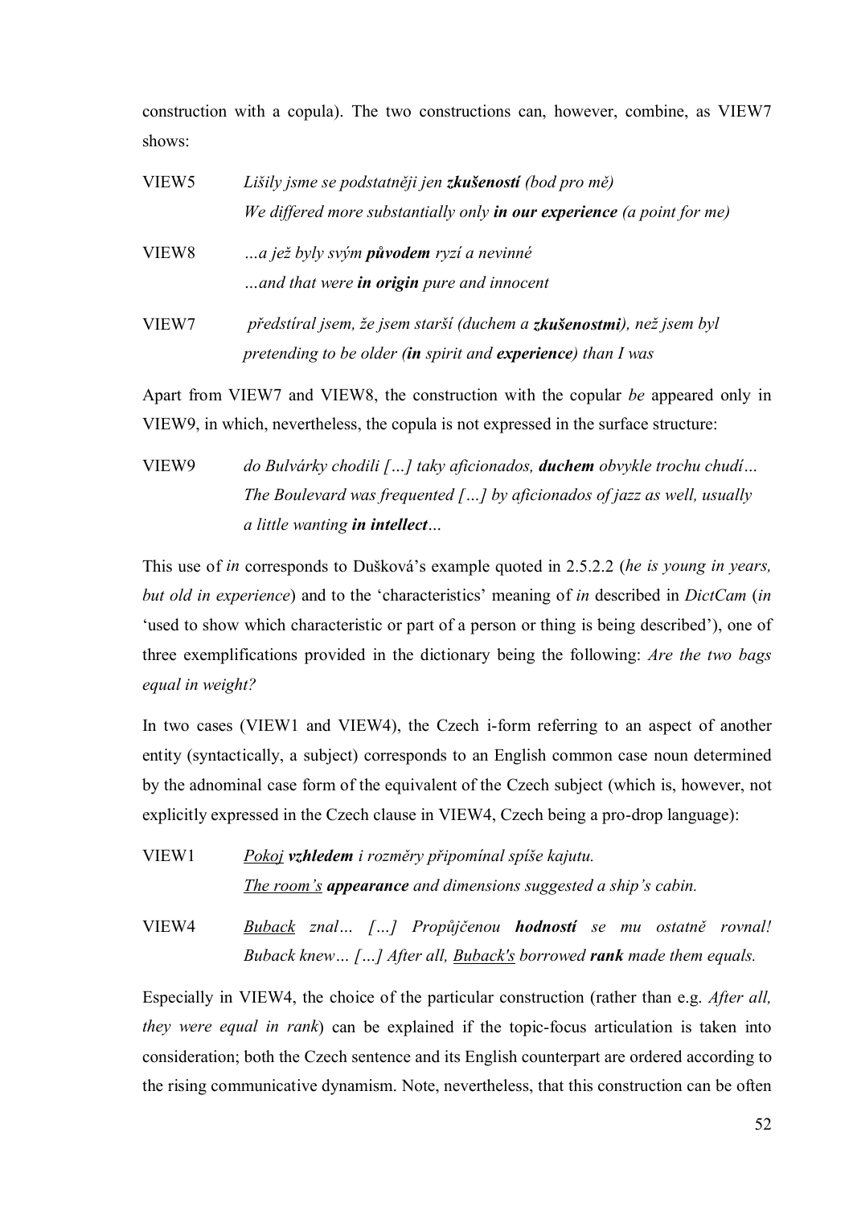construction with a copula). The two constructions can, however, combine, as VIEW7 shows:

VIEW5 *Lišily jsme se podstatněji jen **zkušeností** (bod pro mě)*
*We differed more substantially only **in our experience** (a point for me)*

VIEW8 *…a jež byly svým **původem** ryzí a nevinné*
*…and that were **in origin** pure and innocent*

VIEW7 *předstíral jsem, že jsem starší (duchem a **zkušenostmi**), než jsem byl*
*pretending to be older (**in** spirit and **experience**) than I was*

Apart from VIEW7 and VIEW8, the construction with the copular *be* appeared only in VIEW9, in which, nevertheless, the copula is not expressed in the surface structure:

VIEW9 *do Bulvárky chodili […] taky aficionados, **duchem** obvykle trochu chudí…*
*The Boulevard was frequented […] by aficionados of jazz as well, usually a little wanting **in intellect**…*

This use of *in* corresponds to Dušková's example quoted in 2.5.2.2 (*he is young in years, but old in experience*) and to the 'characteristics' meaning of *in* described in *DictCam* (*in* 'used to show which characteristic or part of a person or thing is being described'), one of three exemplifications provided in the dictionary being the following: *Are the two bags equal in weight?*

In two cases (VIEW1 and VIEW4), the Czech i-form referring to an aspect of another entity (syntactically, a subject) corresponds to an English common case noun determined by the adnominal case form of the equivalent of the Czech subject (which is, however, not explicitly expressed in the Czech clause in VIEW4, Czech being a pro-drop language):

VIEW1 *<u>Pokoj</u> **vzhledem** i rozměry připomínal spíše kajutu.*
*<u>The room's</u> **appearance** and dimensions suggested a ship's cabin.*

VIEW4 *<u>Buback</u> znal… […] Propůjčenou **hodností** se mu ostatně rovnal!*
*Buback knew… […] After all, <u>Buback's</u> borrowed **rank** made them equals.*

Especially in VIEW4, the choice of the particular construction (rather than e.g. *After all, they were equal in rank*) can be explained if the topic-focus articulation is taken into consideration; both the Czech sentence and its English counterpart are ordered according to the rising communicative dynamism. Note, nevertheless, that this construction can be often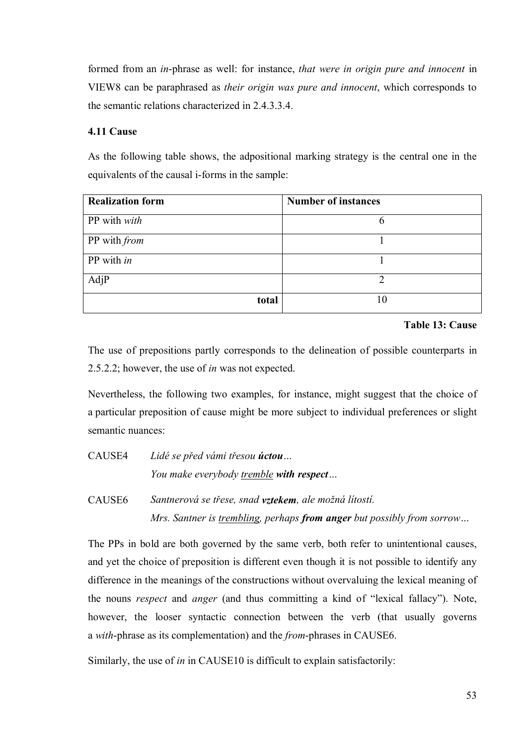formed from an *in*-phrase as well: for instance, *that were in origin pure and innocent* in VIEW8 can be paraphrased as *their origin was pure and innocent*, which corresponds to the semantic relations characterized in 2.4.3.3.4.

### 4.11 Cause

As the following table shows, the adpositional marking strategy is the central one in the equivalents of the causal i-forms in the sample:

| Realization form | Number of instances |
|---|---|
| PP with *with* | 6 |
| PP with *from* | 1 |
| PP with *in* | 1 |
| AdjP | 2 |
| **total** | 10 |

**Table 13: Cause**

The use of prepositions partly corresponds to the delineation of possible counterparts in 2.5.2.2; however, the use of *in* was not expected.

Nevertheless, the following two examples, for instance, might suggest that the choice of a particular preposition of cause might be more subject to individual preferences or slight semantic nuances:

CAUSE4 *Lidé se před vámi třesou **úctou**…*
*You make everybody <u>tremble</u> **with respect**…*

CAUSE6 *Santnerová se třese, snad **vztekem**, ale možná lítostí.*
*Mrs. Santner is <u>trembling</u>, perhaps **from anger** but possibly from sorrow…*

The PPs in bold are both governed by the same verb, both refer to unintentional causes, and yet the choice of preposition is different even though it is not possible to identify any difference in the meanings of the constructions without overvaluing the lexical meaning of the nouns *respect* and *anger* (and thus committing a kind of "lexical fallacy"). Note, however, the looser syntactic connection between the verb (that usually governs a *with*-phrase as its complementation) and the *from*-phrases in CAUSE6.

Similarly, the use of *in* in CAUSE10 is difficult to explain satisfactorily: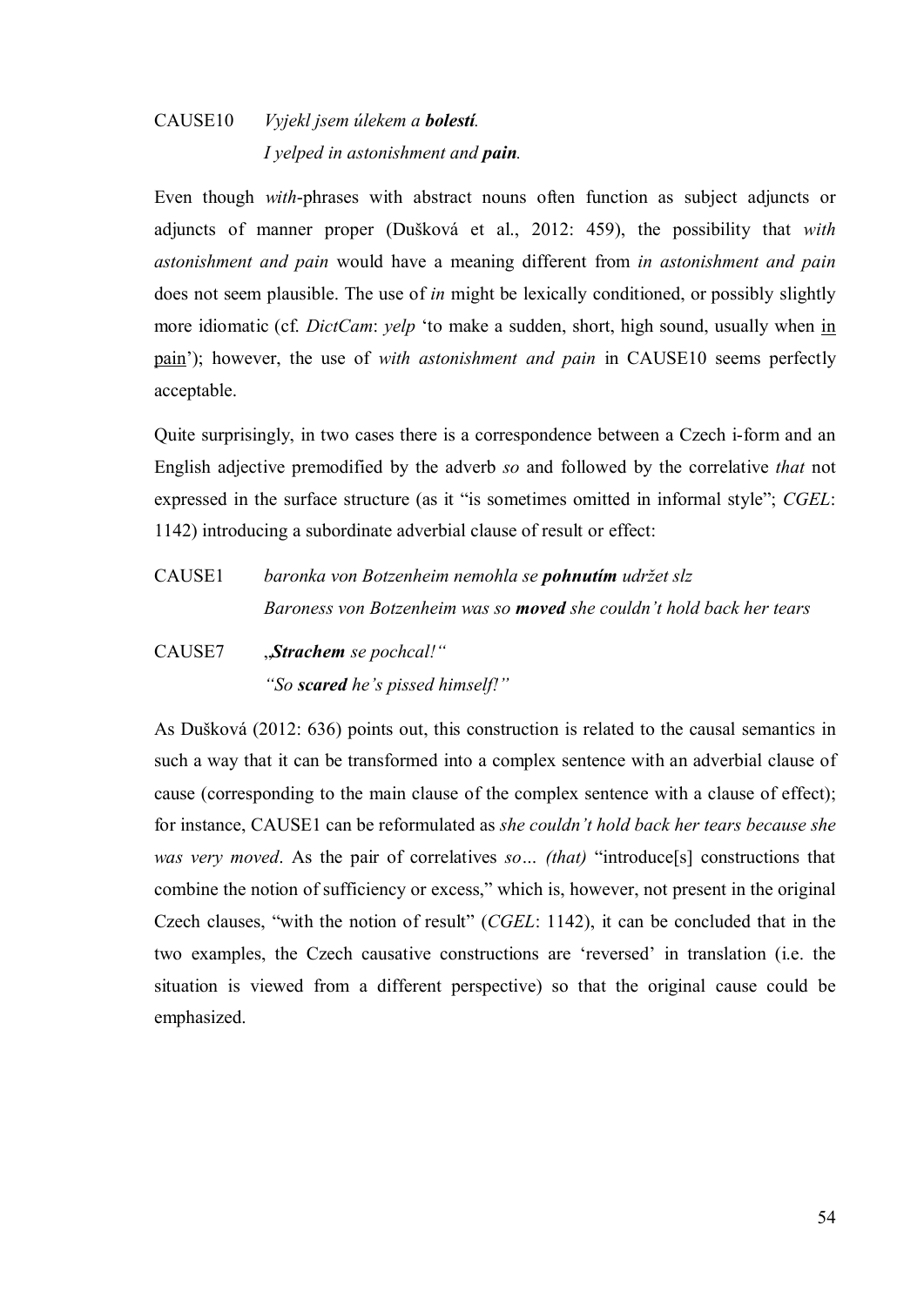CAUSE10 *Vyjekl jsem úlekem a **bolestí**.*
*I yelped in astonishment and **pain**.*

Even though *with*-phrases with abstract nouns often function as subject adjuncts or adjuncts of manner proper (Dušková et al., 2012: 459), the possibility that *with astonishment and pain* would have a meaning different from *in astonishment and pain* does not seem plausible. The use of *in* might be lexically conditioned, or possibly slightly more idiomatic (cf. *DictCam*: *yelp* 'to make a sudden, short, high sound, usually when <u>in pain</u>'); however, the use of *with astonishment and pain* in CAUSE10 seems perfectly acceptable.

Quite surprisingly, in two cases there is a correspondence between a Czech i-form and an English adjective premodified by the adverb *so* and followed by the correlative *that* not expressed in the surface structure (as it "is sometimes omitted in informal style"; *CGEL*: 1142) introducing a subordinate adverbial clause of result or effect:

CAUSE1 *baronka von Botzenheim nemohla se **pohnutím** udržet slz*
*Baroness von Botzenheim was so **moved** she couldn't hold back her tears*

CAUSE7 *„**Strachem** se pochcal!"*
*"So **scared** he's pissed himself!"*

As Dušková (2012: 636) points out, this construction is related to the causal semantics in such a way that it can be transformed into a complex sentence with an adverbial clause of cause (corresponding to the main clause of the complex sentence with a clause of effect); for instance, CAUSE1 can be reformulated as *she couldn't hold back her tears because she was very moved*. As the pair of correlatives *so… (that)* "introduce[s] constructions that combine the notion of sufficiency or excess," which is, however, not present in the original Czech clauses, "with the notion of result" (*CGEL*: 1142), it can be concluded that in the two examples, the Czech causative constructions are 'reversed' in translation (i.e. the situation is viewed from a different perspective) so that the original cause could be emphasized.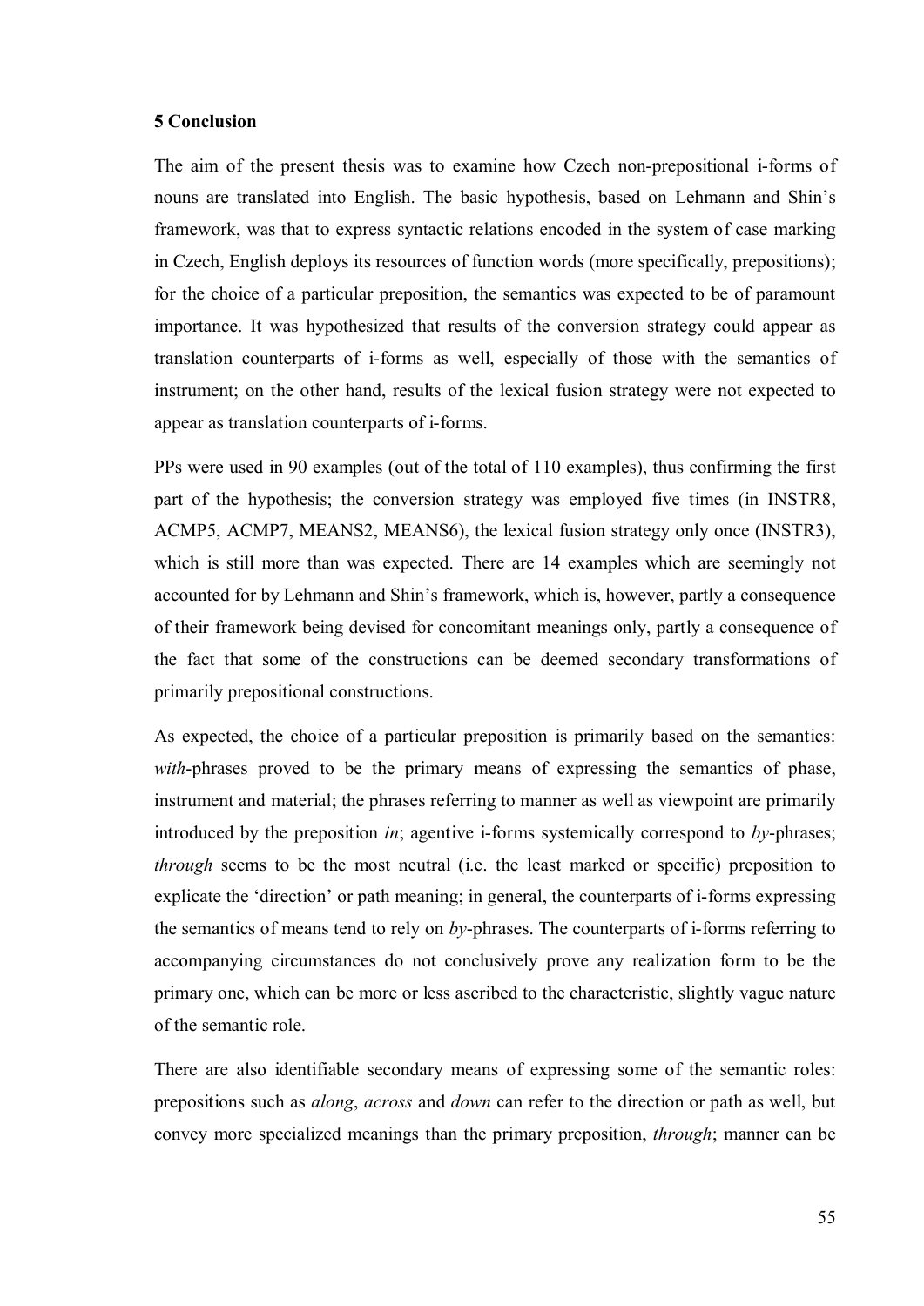## 5 Conclusion

The aim of the present thesis was to examine how Czech non-prepositional i-forms of nouns are translated into English. The basic hypothesis, based on Lehmann and Shin's framework, was that to express syntactic relations encoded in the system of case marking in Czech, English deploys its resources of function words (more specifically, prepositions); for the choice of a particular preposition, the semantics was expected to be of paramount importance. It was hypothesized that results of the conversion strategy could appear as translation counterparts of i-forms as well, especially of those with the semantics of instrument; on the other hand, results of the lexical fusion strategy were not expected to appear as translation counterparts of i-forms.

PPs were used in 90 examples (out of the total of 110 examples), thus confirming the first part of the hypothesis; the conversion strategy was employed five times (in INSTR8, ACMP5, ACMP7, MEANS2, MEANS6), the lexical fusion strategy only once (INSTR3), which is still more than was expected. There are 14 examples which are seemingly not accounted for by Lehmann and Shin's framework, which is, however, partly a consequence of their framework being devised for concomitant meanings only, partly a consequence of the fact that some of the constructions can be deemed secondary transformations of primarily prepositional constructions.

As expected, the choice of a particular preposition is primarily based on the semantics: *with*-phrases proved to be the primary means of expressing the semantics of phase, instrument and material; the phrases referring to manner as well as viewpoint are primarily introduced by the preposition *in*; agentive i-forms systemically correspond to *by*-phrases; *through* seems to be the most neutral (i.e. the least marked or specific) preposition to explicate the 'direction' or path meaning; in general, the counterparts of i-forms expressing the semantics of means tend to rely on *by*-phrases. The counterparts of i-forms referring to accompanying circumstances do not conclusively prove any realization form to be the primary one, which can be more or less ascribed to the characteristic, slightly vague nature of the semantic role.

There are also identifiable secondary means of expressing some of the semantic roles: prepositions such as *along*, *across* and *down* can refer to the direction or path as well, but convey more specialized meanings than the primary preposition, *through*; manner can be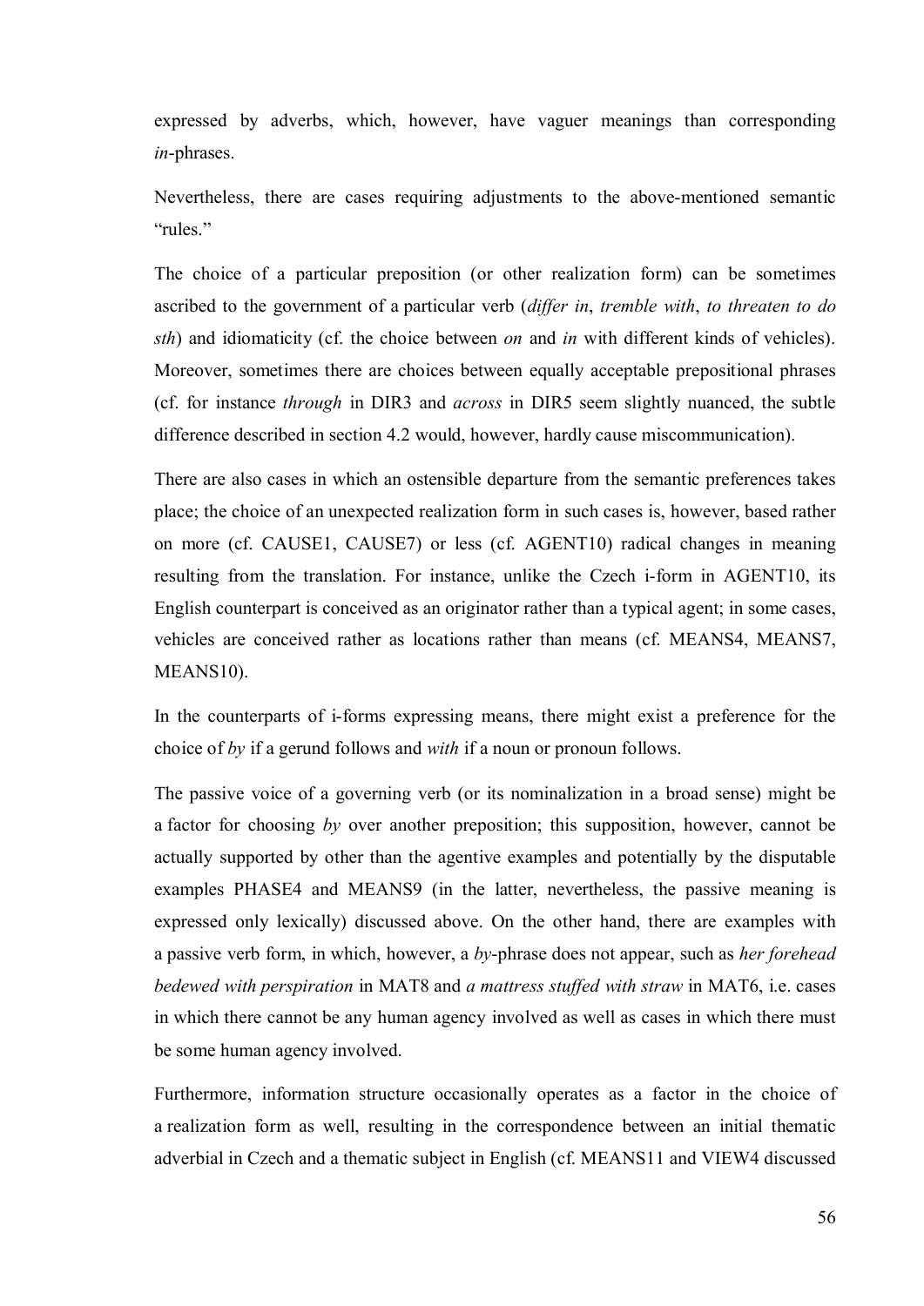expressed by adverbs, which, however, have vaguer meanings than corresponding *in*-phrases.

Nevertheless, there are cases requiring adjustments to the above-mentioned semantic "rules."

The choice of a particular preposition (or other realization form) can be sometimes ascribed to the government of a particular verb (*differ in*, *tremble with*, *to threaten to do sth*) and idiomaticity (cf. the choice between *on* and *in* with different kinds of vehicles). Moreover, sometimes there are choices between equally acceptable prepositional phrases (cf. for instance *through* in DIR3 and *across* in DIR5 seem slightly nuanced, the subtle difference described in section 4.2 would, however, hardly cause miscommunication).

There are also cases in which an ostensible departure from the semantic preferences takes place; the choice of an unexpected realization form in such cases is, however, based rather on more (cf. CAUSE1, CAUSE7) or less (cf. AGENT10) radical changes in meaning resulting from the translation. For instance, unlike the Czech i-form in AGENT10, its English counterpart is conceived as an originator rather than a typical agent; in some cases, vehicles are conceived rather as locations rather than means (cf. MEANS4, MEANS7, MEANS10).

In the counterparts of i-forms expressing means, there might exist a preference for the choice of *by* if a gerund follows and *with* if a noun or pronoun follows.

The passive voice of a governing verb (or its nominalization in a broad sense) might be a factor for choosing *by* over another preposition; this supposition, however, cannot be actually supported by other than the agentive examples and potentially by the disputable examples PHASE4 and MEANS9 (in the latter, nevertheless, the passive meaning is expressed only lexically) discussed above. On the other hand, there are examples with a passive verb form, in which, however, a *by*-phrase does not appear, such as *her forehead bedewed with perspiration* in MAT8 and *a mattress stuffed with straw* in MAT6, i.e. cases in which there cannot be any human agency involved as well as cases in which there must be some human agency involved.

Furthermore, information structure occasionally operates as a factor in the choice of a realization form as well, resulting in the correspondence between an initial thematic adverbial in Czech and a thematic subject in English (cf. MEANS11 and VIEW4 discussed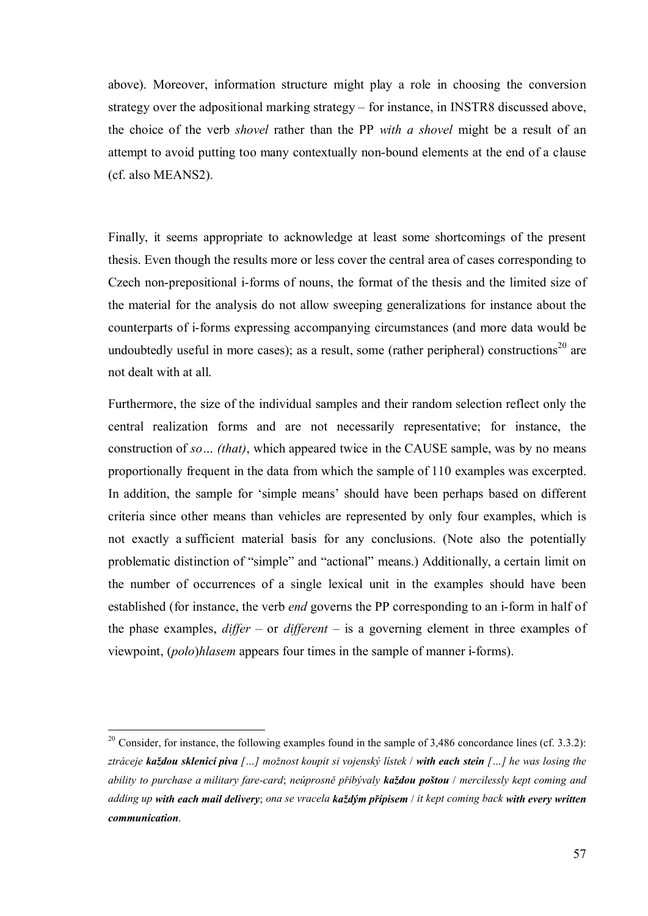above). Moreover, information structure might play a role in choosing the conversion strategy over the adpositional marking strategy – for instance, in INSTR8 discussed above, the choice of the verb *shovel* rather than the PP *with a shovel* might be a result of an attempt to avoid putting too many contextually non-bound elements at the end of a clause (cf. also MEANS2).

Finally, it seems appropriate to acknowledge at least some shortcomings of the present thesis. Even though the results more or less cover the central area of cases corresponding to Czech non-prepositional i-forms of nouns, the format of the thesis and the limited size of the material for the analysis do not allow sweeping generalizations for instance about the counterparts of i-forms expressing accompanying circumstances (and more data would be undoubtedly useful in more cases); as a result, some (rather peripheral) constructions[20] are not dealt with at all.

Furthermore, the size of the individual samples and their random selection reflect only the central realization forms and are not necessarily representative; for instance, the construction of *so… (that)*, which appeared twice in the CAUSE sample, was by no means proportionally frequent in the data from which the sample of 110 examples was excerpted. In addition, the sample for 'simple means' should have been perhaps based on different criteria since other means than vehicles are represented by only four examples, which is not exactly a sufficient material basis for any conclusions. (Note also the potentially problematic distinction of "simple" and "actional" means.) Additionally, a certain limit on the number of occurrences of a single lexical unit in the examples should have been established (for instance, the verb *end* governs the PP corresponding to an i-form in half of the phase examples, *differ* – or *different* – is a governing element in three examples of viewpoint, (*polo*)*hlasem* appears four times in the sample of manner i-forms).

[20] Consider, for instance, the following examples found in the sample of 3,486 concordance lines (cf. 3.3.2): *ztráceje **každou sklenicí piva** […] možnost koupit si vojenský lístek* / ***with each stein** […] he was losing the ability to purchase a military fare-card*; *neúprosně přibývaly **každou poštou*** / *mercilessly kept coming and adding up **with each mail delivery***; *ona se vracela **každým přípisem*** / *it kept coming back **with every written communication***.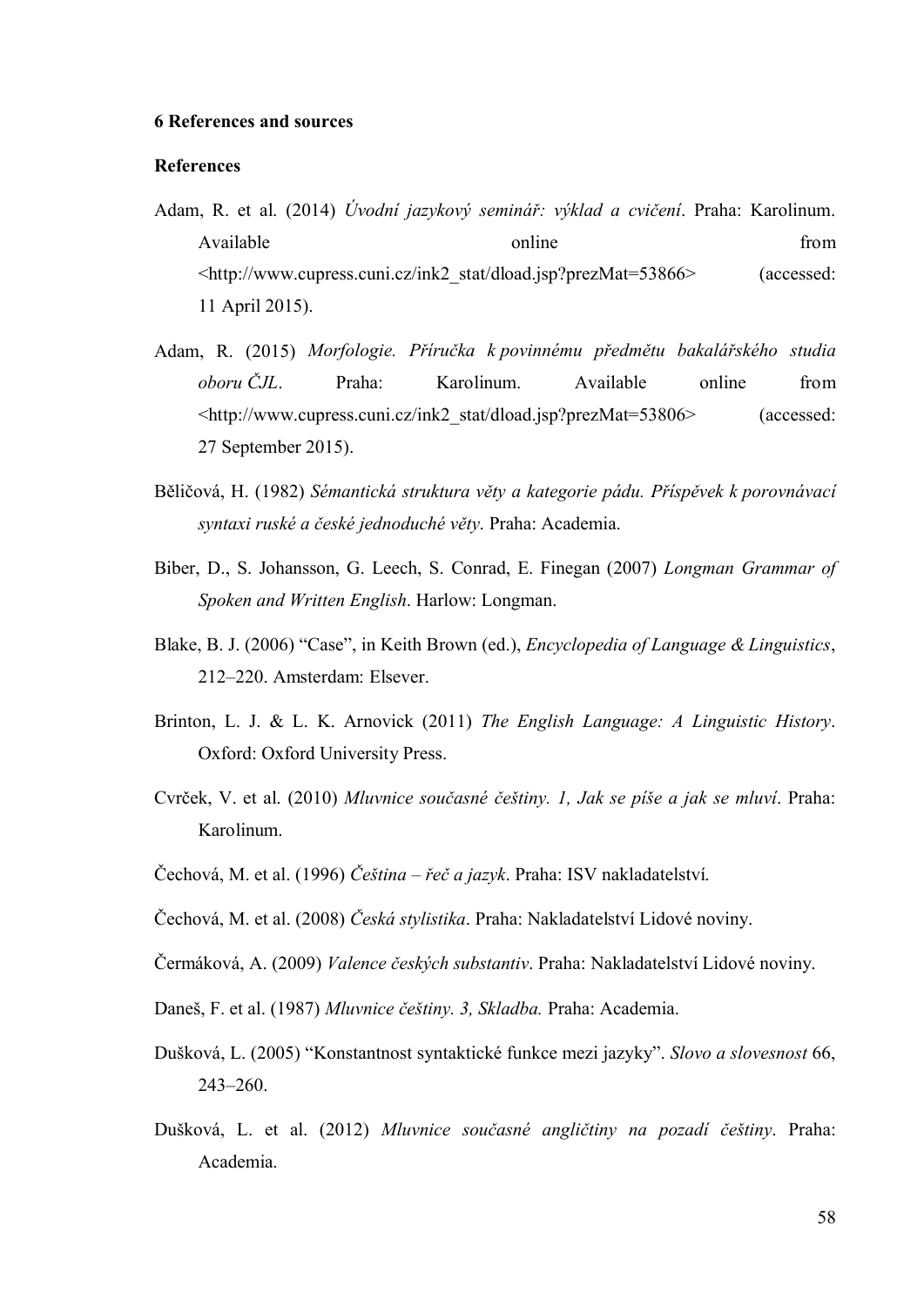## 6 References and sources

### References

Adam, R. et al. (2014) *Úvodní jazykový seminář: výklad a cvičení*. Praha: Karolinum. Available online from <http://www.cupress.cuni.cz/ink2_stat/dload.jsp?prezMat=53866> (accessed: 11 April 2015).

Adam, R. (2015) *Morfologie. Příručka k povinnému předmětu bakalářského studia oboru ČJL*. Praha: Karolinum. Available online from <http://www.cupress.cuni.cz/ink2_stat/dload.jsp?prezMat=53806> (accessed: 27 September 2015).

Běličová, H. (1982) *Sémantická struktura věty a kategorie pádu. Příspěvek k porovnávací syntaxi ruské a české jednoduché věty*. Praha: Academia.

Biber, D., S. Johansson, G. Leech, S. Conrad, E. Finegan (2007) *Longman Grammar of Spoken and Written English*. Harlow: Longman.

Blake, B. J. (2006) "Case", in Keith Brown (ed.), *Encyclopedia of Language & Linguistics*, 212–220. Amsterdam: Elsever.

Brinton, L. J. & L. K. Arnovick (2011) *The English Language: A Linguistic History*. Oxford: Oxford University Press.

Cvrček, V. et al. (2010) *Mluvnice současné češtiny. 1, Jak se píše a jak se mluví*. Praha: Karolinum.

Čechová, M. et al. (1996) *Čeština – řeč a jazyk*. Praha: ISV nakladatelství.

Čechová, M. et al. (2008) *Česká stylistika*. Praha: Nakladatelství Lidové noviny.

Čermáková, A. (2009) *Valence českých substantiv*. Praha: Nakladatelství Lidové noviny.

Daneš, F. et al. (1987) *Mluvnice češtiny. 3, Skladba.* Praha: Academia.

Dušková, L. (2005) "Konstantnost syntaktické funkce mezi jazyky". *Slovo a slovesnost* 66, 243–260.

Dušková, L. et al. (2012) *Mluvnice současné angličtiny na pozadí češtiny*. Praha: Academia.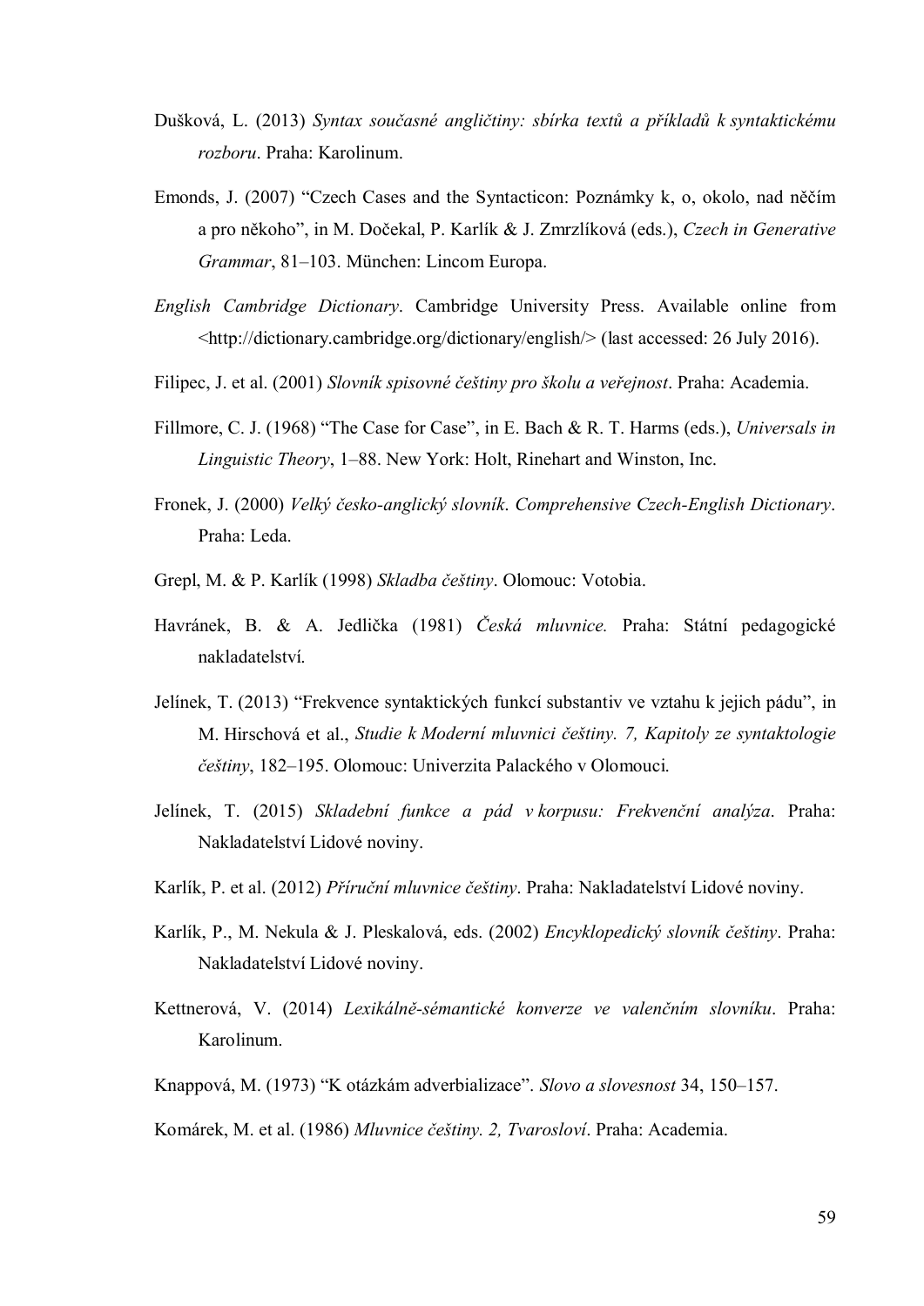Dušková, L. (2013) *Syntax současné angličtiny: sbírka textů a příkladů k syntaktickému rozboru*. Praha: Karolinum.

Emonds, J. (2007) "Czech Cases and the Syntacticon: Poznámky k, o, okolo, nad něčím a pro někoho", in M. Dočekal, P. Karlík & J. Zmrzlíková (eds.), *Czech in Generative Grammar*, 81–103. München: Lincom Europa.

*English Cambridge Dictionary*. Cambridge University Press. Available online from <http://dictionary.cambridge.org/dictionary/english/> (last accessed: 26 July 2016).

Filipec, J. et al. (2001) *Slovník spisovné češtiny pro školu a veřejnost*. Praha: Academia.

Fillmore, C. J. (1968) "The Case for Case", in E. Bach & R. T. Harms (eds.), *Universals in Linguistic Theory*, 1–88. New York: Holt, Rinehart and Winston, Inc.

Fronek, J. (2000) *Velký česko-anglický slovník*. *Comprehensive Czech-English Dictionary*. Praha: Leda.

Grepl, M. & P. Karlík (1998) *Skladba češtiny*. Olomouc: Votobia.

Havránek, B. & A. Jedlička (1981) *Česká mluvnice.* Praha: Státní pedagogické nakladatelství.

Jelínek, T. (2013) "Frekvence syntaktických funkcí substantiv ve vztahu k jejich pádu", in M. Hirschová et al., *Studie k Moderní mluvnici češtiny. 7, Kapitoly ze syntaktologie češtiny*, 182–195. Olomouc: Univerzita Palackého v Olomouci.

Jelínek, T. (2015) *Skladební funkce a pád v korpusu: Frekvenční analýza*. Praha: Nakladatelství Lidové noviny.

Karlík, P. et al. (2012) *Příruční mluvnice češtiny*. Praha: Nakladatelství Lidové noviny.

Karlík, P., M. Nekula & J. Pleskalová, eds. (2002) *Encyklopedický slovník češtiny*. Praha: Nakladatelství Lidové noviny.

Kettnerová, V. (2014) *Lexikálně-sémantické konverze ve valenčním slovníku*. Praha: Karolinum.

Knappová, M. (1973) "K otázkám adverbializace". *Slovo a slovesnost* 34, 150–157.

Komárek, M. et al. (1986) *Mluvnice češtiny. 2, Tvarosloví*. Praha: Academia.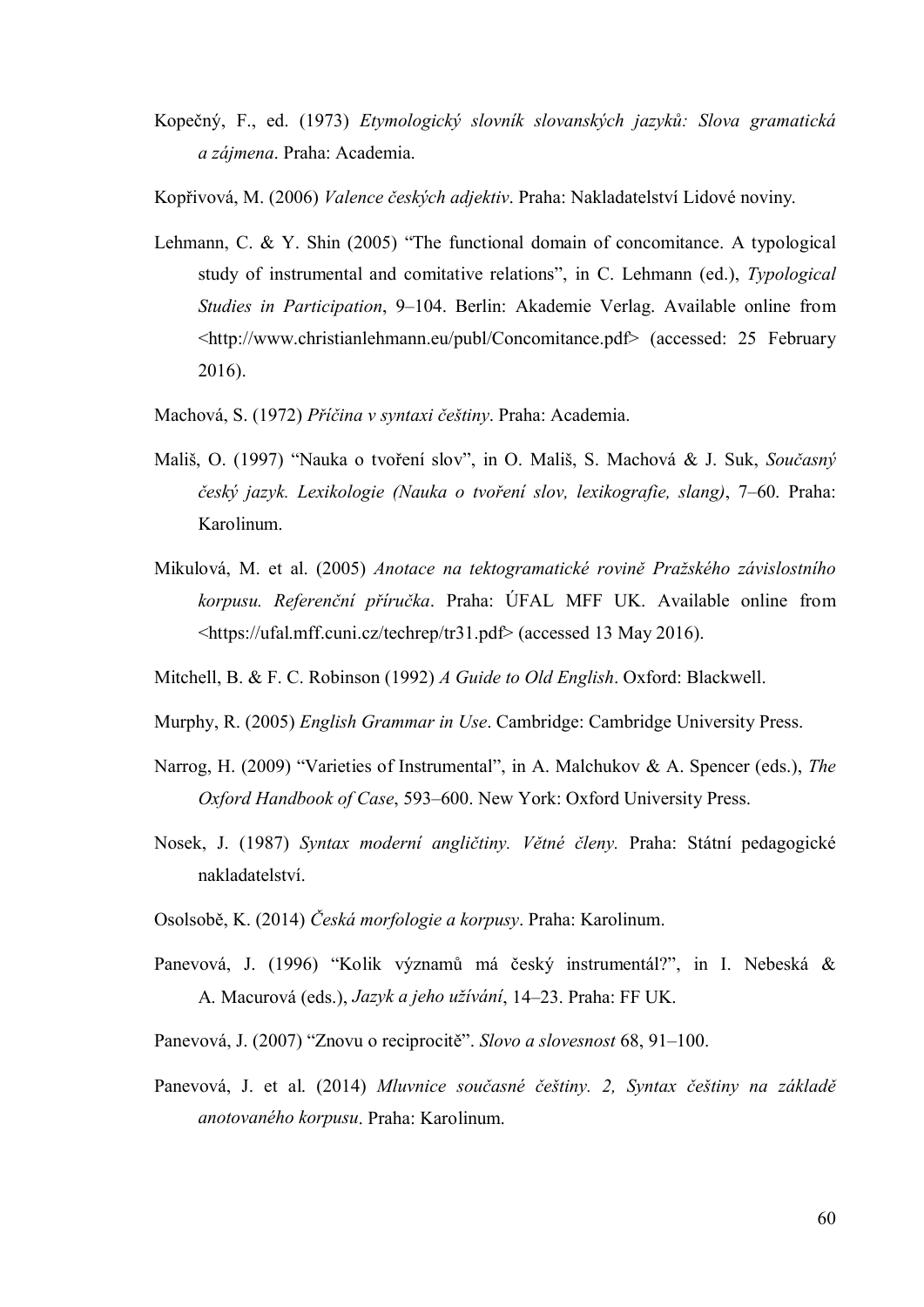Kopečný, F., ed. (1973) *Etymologický slovník slovanských jazyků: Slova gramatická a zájmena*. Praha: Academia.

Kopřivová, M. (2006) *Valence českých adjektiv*. Praha: Nakladatelství Lidové noviny.

Lehmann, C. & Y. Shin (2005) "The functional domain of concomitance. A typological study of instrumental and comitative relations", in C. Lehmann (ed.), *Typological Studies in Participation*, 9–104. Berlin: Akademie Verlag. Available online from <http://www.christianlehmann.eu/publ/Concomitance.pdf> (accessed: 25 February 2016).

Machová, S. (1972) *Příčina v syntaxi češtiny*. Praha: Academia.

Mališ, O. (1997) "Nauka o tvoření slov", in O. Mališ, S. Machová & J. Suk, *Současný český jazyk. Lexikologie (Nauka o tvoření slov, lexikografie, slang)*, 7–60. Praha: Karolinum.

Mikulová, M. et al. (2005) *Anotace na tektogramatické rovině Pražského závislostního korpusu. Referenční příručka*. Praha: ÚFAL MFF UK. Available online from <https://ufal.mff.cuni.cz/techrep/tr31.pdf> (accessed 13 May 2016).

Mitchell, B. & F. C. Robinson (1992) *A Guide to Old English*. Oxford: Blackwell.

Murphy, R. (2005) *English Grammar in Use*. Cambridge: Cambridge University Press.

Narrog, H. (2009) "Varieties of Instrumental", in A. Malchukov & A. Spencer (eds.), *The Oxford Handbook of Case*, 593–600. New York: Oxford University Press.

Nosek, J. (1987) *Syntax moderní angličtiny. Větné členy.* Praha: Státní pedagogické nakladatelství.

Osolsobě, K. (2014) *Česká morfologie a korpusy*. Praha: Karolinum.

Panevová, J. (1996) "Kolik významů má český instrumentál?", in I. Nebeská & A. Macurová (eds.), *Jazyk a jeho užívání*, 14–23. Praha: FF UK.

Panevová, J. (2007) "Znovu o reciprocitě". *Slovo a slovesnost* 68, 91–100.

Panevová, J. et al. (2014) *Mluvnice současné češtiny. 2, Syntax češtiny na základě anotovaného korpusu*. Praha: Karolinum.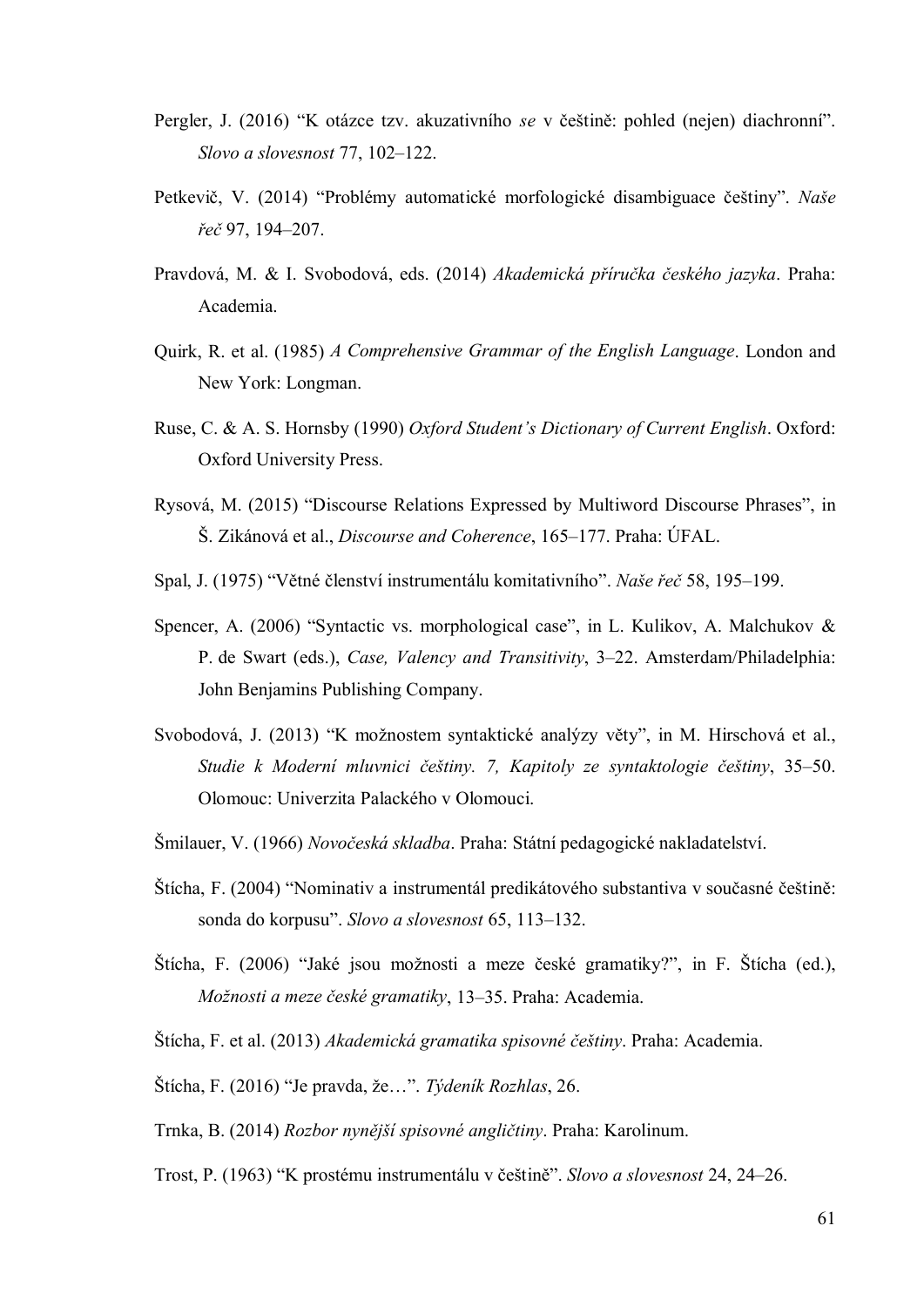Pergler, J. (2016) “K otázce tzv. akuzativního *se* v češtině: pohled (nejen) diachronní”. *Slovo a slovesnost* 77, 102–122.

Petkevič, V. (2014) “Problémy automatické morfologické disambiguace češtiny”. *Naše řeč* 97, 194–207.

Pravdová, M. & I. Svobodová, eds. (2014) *Akademická příručka českého jazyka*. Praha: Academia.

Quirk, R. et al. (1985) *A Comprehensive Grammar of the English Language*. London and New York: Longman.

Ruse, C. & A. S. Hornsby (1990) *Oxford Student's Dictionary of Current English*. Oxford: Oxford University Press.

Rysová, M. (2015) “Discourse Relations Expressed by Multiword Discourse Phrases”, in Š. Zikánová et al., *Discourse and Coherence*, 165–177. Praha: ÚFAL.

Spal, J. (1975) “Větné členství instrumentálu komitativního”. *Naše řeč* 58, 195–199.

Spencer, A. (2006) “Syntactic vs. morphological case”, in L. Kulikov, A. Malchukov & P. de Swart (eds.), *Case, Valency and Transitivity*, 3–22. Amsterdam/Philadelphia: John Benjamins Publishing Company.

Svobodová, J. (2013) “K možnostem syntaktické analýzy věty”, in M. Hirschová et al., *Studie k Moderní mluvnici češtiny. 7, Kapitoly ze syntaktologie češtiny*, 35–50. Olomouc: Univerzita Palackého v Olomouci.

Šmilauer, V. (1966) *Novočeská skladba*. Praha: Státní pedagogické nakladatelství.

Štícha, F. (2004) “Nominativ a instrumentál predikátového substantiva v současné češtině: sonda do korpusu”. *Slovo a slovesnost* 65, 113–132.

Štícha, F. (2006) “Jaké jsou možnosti a meze české gramatiky?”, in F. Štícha (ed.), *Možnosti a meze české gramatiky*, 13–35. Praha: Academia.

Štícha, F. et al. (2013) *Akademická gramatika spisovné češtiny*. Praha: Academia.

Štícha, F. (2016) “Je pravda, že…”. *Týdeník Rozhlas*, 26.

Trnka, B. (2014) *Rozbor nynější spisovné angličtiny*. Praha: Karolinum.

Trost, P. (1963) “K prostému instrumentálu v češtině”. *Slovo a slovesnost* 24, 24–26.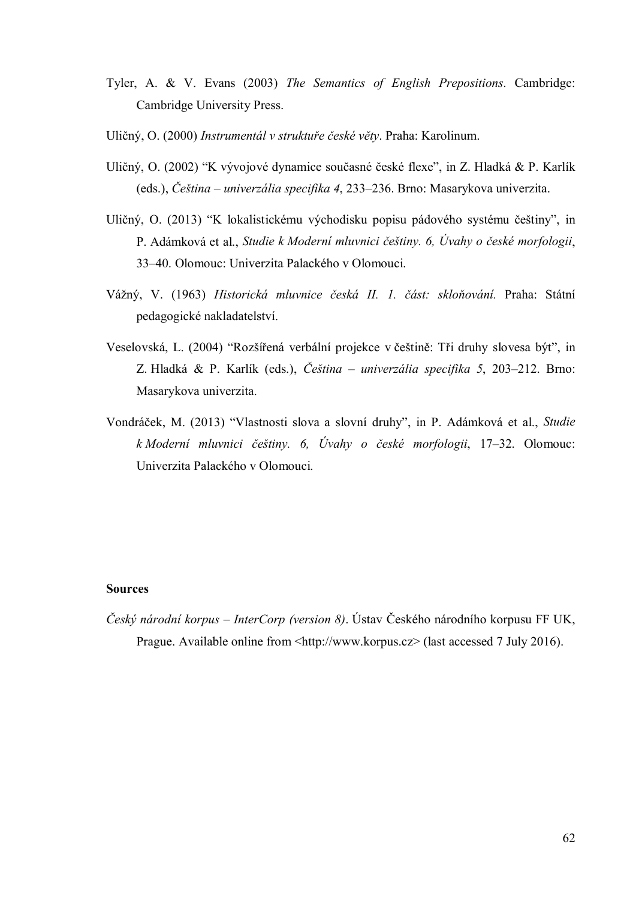Tyler, A. & V. Evans (2003) *The Semantics of English Prepositions*. Cambridge: Cambridge University Press.

Uličný, O. (2000) *Instrumentál v struktuře české věty*. Praha: Karolinum.

Uličný, O. (2002) "K vývojové dynamice současné české flexe", in Z. Hladká & P. Karlík (eds.), *Čeština – univerzália specifika 4*, 233–236. Brno: Masarykova univerzita.

Uličný, O. (2013) "K lokalistickému východisku popisu pádového systému češtiny", in P. Adámková et al., *Studie k Moderní mluvnici češtiny. 6, Úvahy o české morfologii*, 33–40. Olomouc: Univerzita Palackého v Olomouci.

Vážný, V. (1963) *Historická mluvnice česká II. 1. část: skloňování.* Praha: Státní pedagogické nakladatelství.

Veselovská, L. (2004) "Rozšířená verbální projekce v češtině: Tři druhy slovesa být", in Z. Hladká & P. Karlík (eds.), *Čeština – univerzália specifika 5*, 203–212. Brno: Masarykova univerzita.

Vondráček, M. (2013) "Vlastnosti slova a slovní druhy", in P. Adámková et al., *Studie k Moderní mluvnici češtiny. 6, Úvahy o české morfologii*, 17–32. Olomouc: Univerzita Palackého v Olomouci.

**Sources**

*Český národní korpus – InterCorp (version 8)*. Ústav Českého národního korpusu FF UK, Prague. Available online from <http://www.korpus.cz> (last accessed 7 July 2016).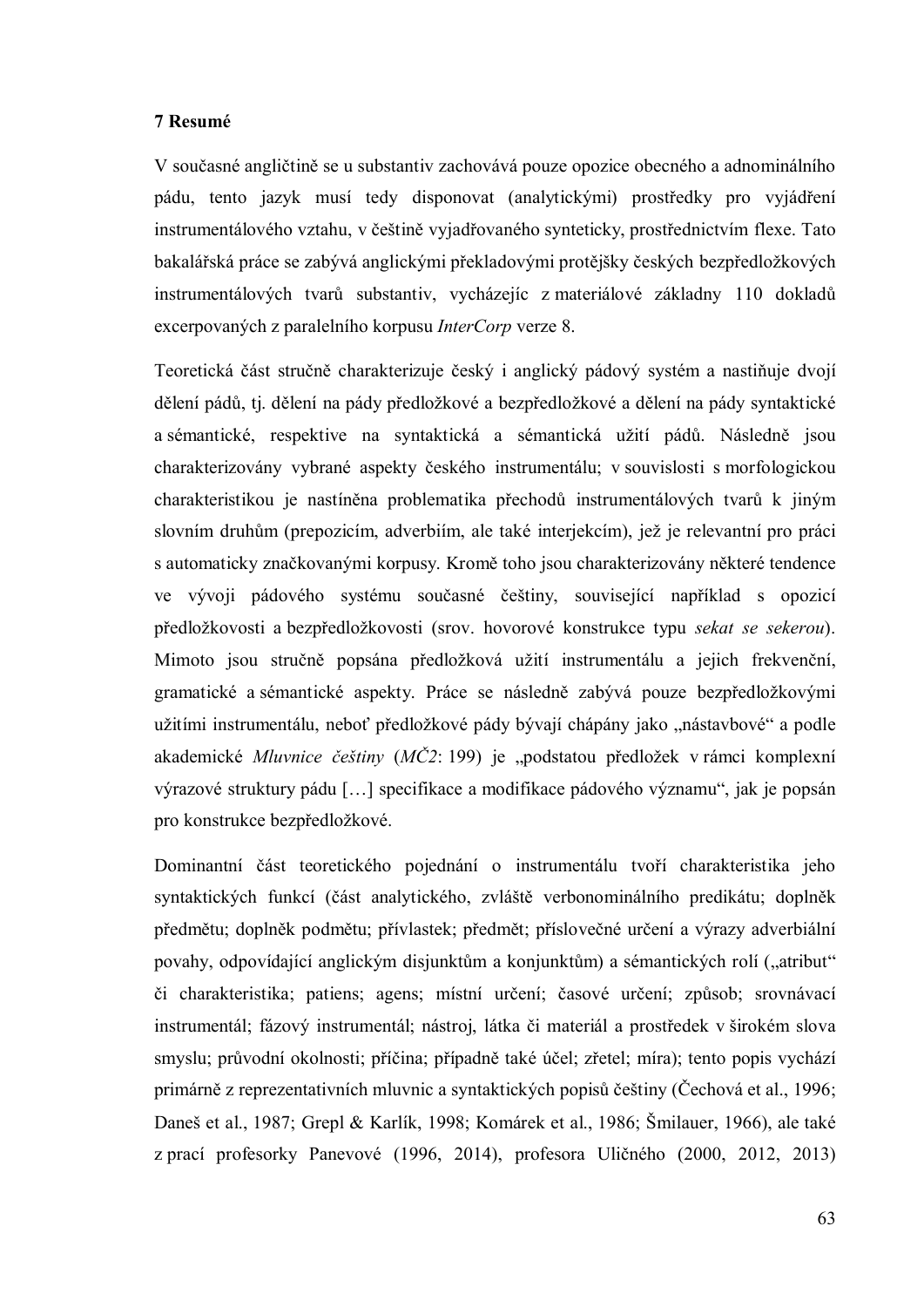## 7 Resumé

V současné angličtině se u substantiv zachovává pouze opozice obecného a adnominálního pádu, tento jazyk musí tedy disponovat (analytickými) prostředky pro vyjádření instrumentálového vztahu, v češtině vyjadřovaného synteticky, prostřednictvím flexe. Tato bakalářská práce se zabývá anglickými překladovými protějšky českých bezpředložkových instrumentálových tvarů substantiv, vycházejíc z materiálové základny 110 dokladů excerpovaných z paralelního korpusu *InterCorp* verze 8.

Teoretická část stručně charakterizuje český i anglický pádový systém a nastiňuje dvojí dělení pádů, tj. dělení na pády předložkové a bezpředložkové a dělení na pády syntaktické a sémantické, respektive na syntaktická a sémantická užití pádů. Následně jsou charakterizovány vybrané aspekty českého instrumentálu; v souvislosti s morfologickou charakteristikou je nastíněna problematika přechodů instrumentálových tvarů k jiným slovním druhům (prepozicím, adverbiím, ale také interjekcím), jež je relevantní pro práci s automaticky značkovanými korpusy. Kromě toho jsou charakterizovány některé tendence ve vývoji pádového systému současné češtiny, související například s opozicí předložkovosti a bezpředložkovosti (srov. hovorové konstrukce typu *sekat se sekerou*). Mimoto jsou stručně popsána předložková užití instrumentálu a jejich frekvenční, gramatické a sémantické aspekty. Práce se následně zabývá pouze bezpředložkovými užitími instrumentálu, neboť předložkové pády bývají chápány jako „nástavbové“ a podle akademické *Mluvnice češtiny* (*MČ2*: 199) je „podstatou předložek v rámci komplexní výrazové struktury pádu […] specifikace a modifikace pádového významu“, jak je popsán pro konstrukce bezpředložkové.

Dominantní část teoretického pojednání o instrumentálu tvoří charakteristika jeho syntaktických funkcí (část analytického, zvláště verbonominálního predikátu; doplněk předmětu; doplněk podmětu; přívlastek; předmět; příslovečné určení a výrazy adverbiální povahy, odpovídající anglickým disjunktům a konjunktům) a sémantických rolí („atribut“ či charakteristika; patiens; agens; místní určení; časové určení; způsob; srovnávací instrumentál; fázový instrumentál; nástroj, látka či materiál a prostředek v širokém slova smyslu; průvodní okolnosti; příčina; případně také účel; zřetel; míra); tento popis vychází primárně z reprezentativních mluvnic a syntaktických popisů češtiny (Čechová et al., 1996; Daneš et al., 1987; Grepl & Karlík, 1998; Komárek et al., 1986; Šmilauer, 1966), ale také z prací profesorky Panevové (1996, 2014), profesora Uličného (2000, 2012, 2013)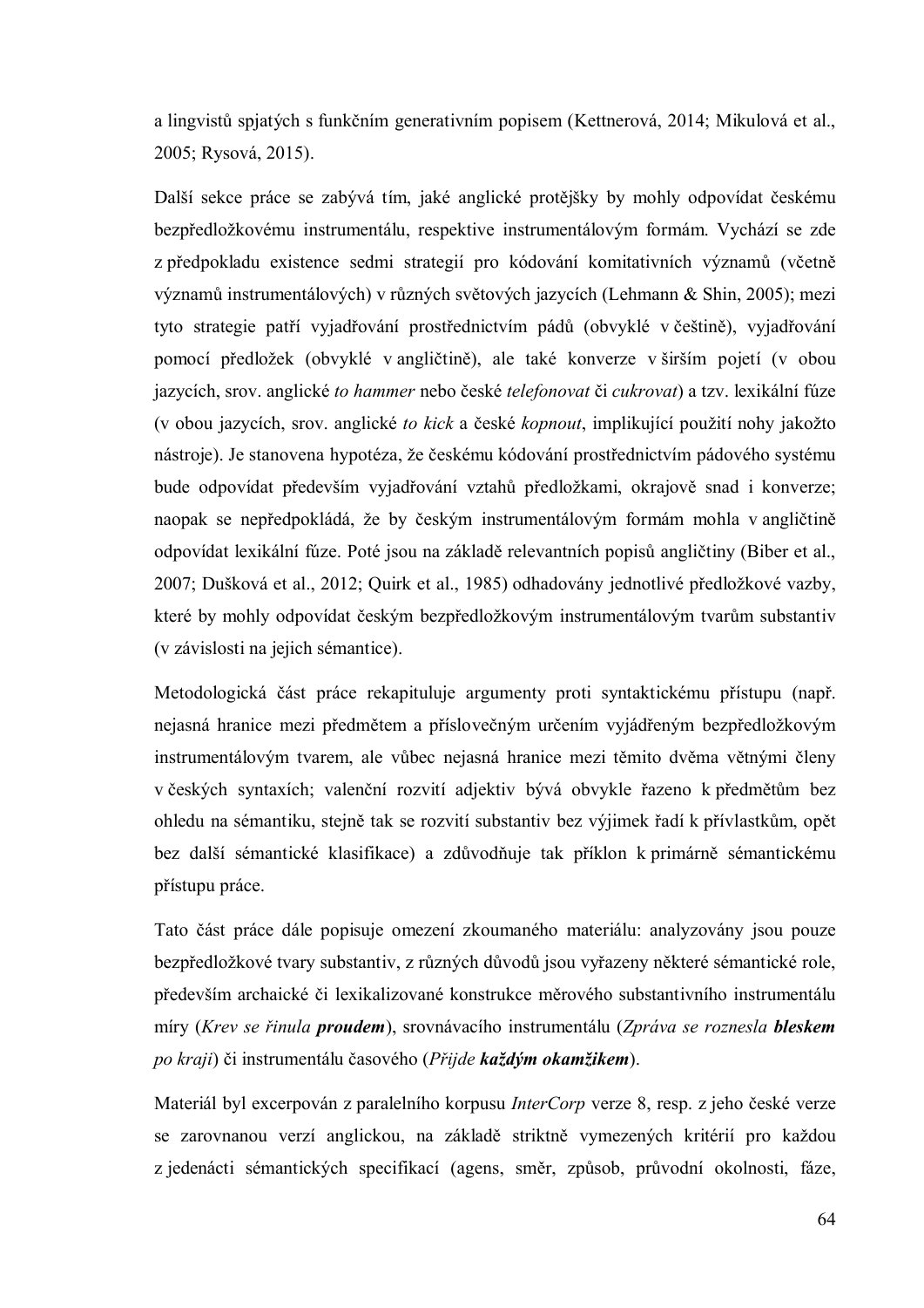a lingvistů spjatých s funkčním generativním popisem (Kettnerová, 2014; Mikulová et al., 2005; Rysová, 2015).

Další sekce práce se zabývá tím, jaké anglické protějšky by mohly odpovídat českému bezpředložkovému instrumentálu, respektive instrumentálovým formám. Vychází se zde z předpokladu existence sedmi strategií pro kódování komitativních významů (včetně významů instrumentálových) v různých světových jazycích (Lehmann & Shin, 2005); mezi tyto strategie patří vyjadřování prostřednictvím pádů (obvyklé v češtině), vyjadřování pomocí předložek (obvyklé v angličtině), ale také konverze v širším pojetí (v obou jazycích, srov. anglické *to hammer* nebo české *telefonovat* či *cukrovat*) a tzv. lexikální fúze (v obou jazycích, srov. anglické *to kick* a české *kopnout*, implikující použití nohy jakožto nástroje). Je stanovena hypotéza, že českému kódování prostřednictvím pádového systému bude odpovídat především vyjadřování vztahů předložkami, okrajově snad i konverze; naopak se nepředpokládá, že by českým instrumentálovým formám mohla v angličtině odpovídat lexikální fúze. Poté jsou na základě relevantních popisů angličtiny (Biber et al., 2007; Dušková et al., 2012; Quirk et al., 1985) odhadovány jednotlivé předložkové vazby, které by mohly odpovídat českým bezpředložkovým instrumentálovým tvarům substantiv (v závislosti na jejich sémantice).

Metodologická část práce rekapituluje argumenty proti syntaktickému přístupu (např. nejasná hranice mezi předmětem a příslovečným určením vyjádřeným bezpředložkovým instrumentálovým tvarem, ale vůbec nejasná hranice mezi těmito dvěma větnými členy v českých syntaxích; valenční rozvití adjektiv bývá obvykle řazeno k předmětům bez ohledu na sémantiku, stejně tak se rozvití substantiv bez výjimek řadí k přívlastkům, opět bez další sémantické klasifikace) a zdůvodňuje tak příklon k primárně sémantickému přístupu práce.

Tato část práce dále popisuje omezení zkoumaného materiálu: analyzovány jsou pouze bezpředložkové tvary substantiv, z různých důvodů jsou vyřazeny některé sémantické role, především archaické či lexikalizované konstrukce měrového substantivního instrumentálu míry (*Krev se řinula* ***proudem***), srovnávacího instrumentálu (*Zpráva se roznesla* ***bleskem*** *po kraji*) či instrumentálu časového (*Přijde* ***každým okamžikem***).

Materiál byl excerpován z paralelního korpusu *InterCorp* verze 8, resp. z jeho české verze se zarovnanou verzí anglickou, na základě striktně vymezených kritérií pro každou z jedenácti sémantických specifikací (agens, směr, způsob, průvodní okolnosti, fáze,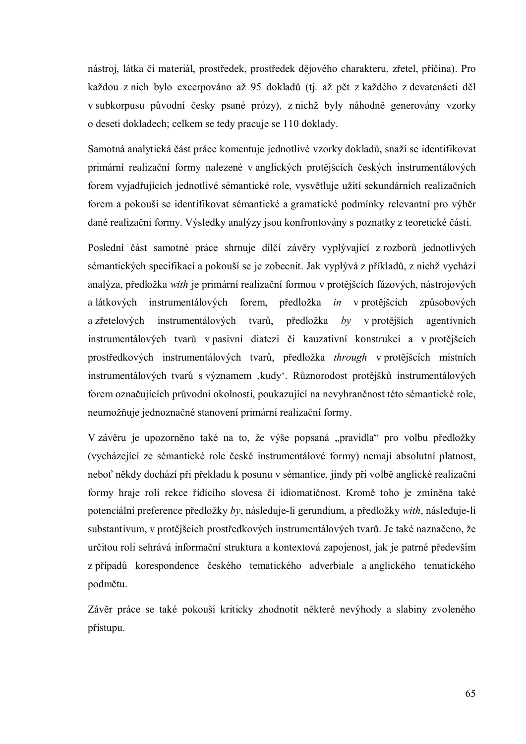nástroj, látka či materiál, prostředek, prostředek dějového charakteru, zřetel, příčina). Pro každou z nich bylo excerpováno až 95 dokladů (tj. až pět z každého z devatenácti děl v subkorpusu původní česky psané prózy), z nichž byly náhodně generovány vzorky o deseti dokladech; celkem se tedy pracuje se 110 doklady.

Samotná analytická část práce komentuje jednotlivé vzorky dokladů, snaží se identifikovat primární realizační formy nalezené v anglických protějšcích českých instrumentálových forem vyjadřujících jednotlivé sémantické role, vysvětluje užití sekundárních realizačních forem a pokouší se identifikovat sémantické a gramatické podmínky relevantní pro výběr dané realizační formy. Výsledky analýzy jsou konfrontovány s poznatky z teoretické části.

Poslední část samotné práce shrnuje dílčí závěry vyplývající z rozborů jednotlivých sémantických specifikací a pokouší se je zobecnit. Jak vyplývá z příkladů, z nichž vychází analýza, předložka *with* je primární realizační formou v protějšcích fázových, nástrojových a látkových instrumentálových forem, předložka *in* v protějšcích způsobových a zřetelových instrumentálových tvarů, předložka *by* v protějších agentivních instrumentálových tvarů v pasivní diatezi či kauzativní konstrukci a v protějšcích prostředkových instrumentálových tvarů, předložka *through* v protějšcích místních instrumentálových tvarů s významem ‚kudy'. Různorodost protějšků instrumentálových forem označujících průvodní okolnosti, poukazující na nevyhraněnost této sémantické role, neumožňuje jednoznačné stanovení primární realizační formy.

V závěru je upozorněno také na to, že výše popsaná „pravidla" pro volbu předložky (vycházející ze sémantické role české instrumentálové formy) nemají absolutní platnost, neboť někdy dochází při překladu k posunu v sémantice, jindy při volbě anglické realizační formy hraje roli rekce řídícího slovesa či idiomatičnost. Kromě toho je zmíněna také potenciální preference předložky *by*, následuje-li gerundium, a předložky *with*, následuje-li substantivum, v protějšcích prostředkových instrumentálových tvarů. Je také naznačeno, že určitou roli sehrává informační struktura a kontextová zapojenost, jak je patrné především z případů korespondence českého tematického adverbiale a anglického tematického podmětu.

Závěr práce se také pokouší kriticky zhodnotit některé nevýhody a slabiny zvoleného přístupu.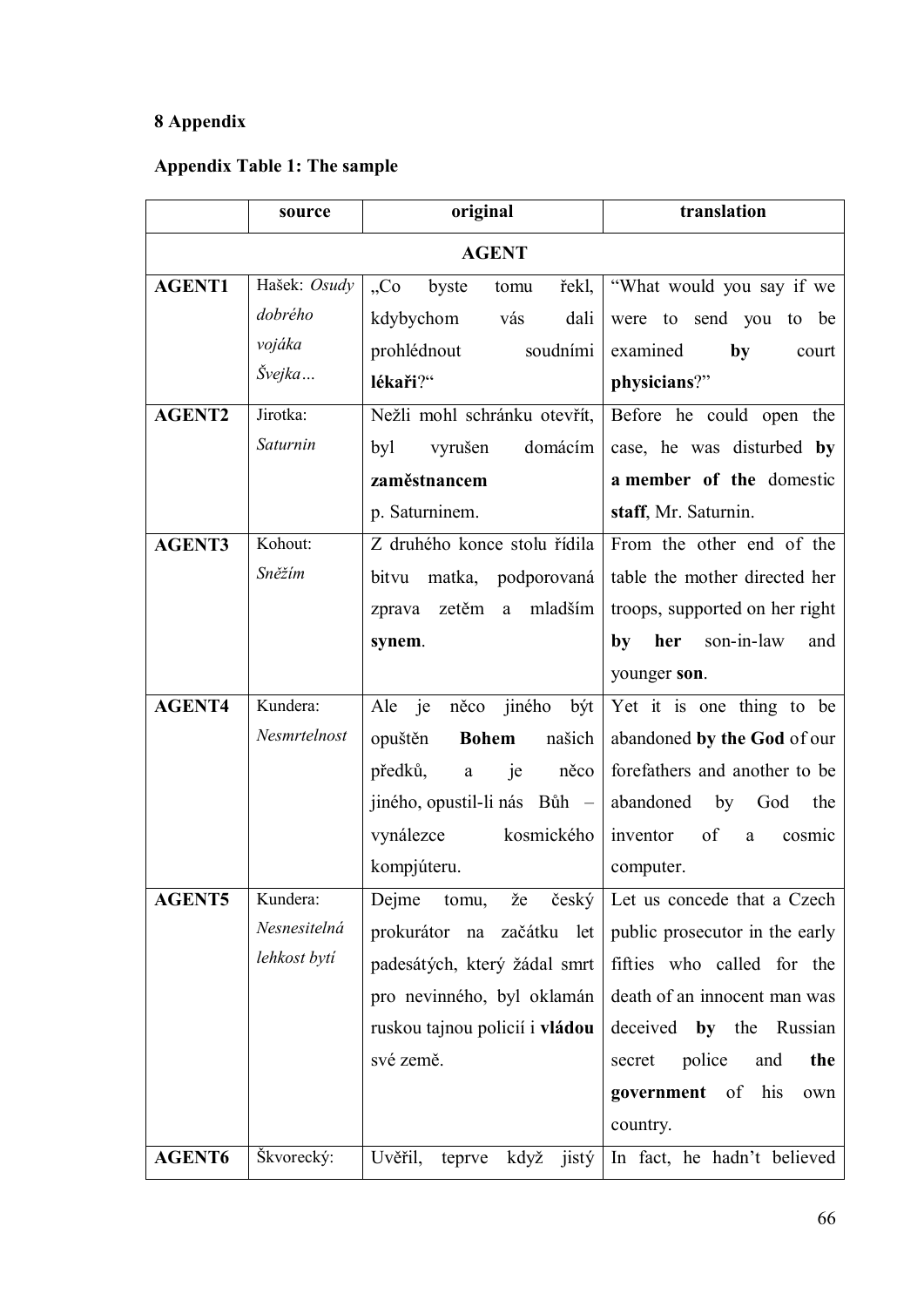# 8 Appendix

**Appendix Table 1: The sample**

| | source | original | translation |
|---|---|---|---|
| | | **AGENT** | |
| **AGENT1** | Hašek: *Osudy dobrého vojáka Švejka…* | „Co byste tomu řekl, kdybychom vás dali prohlédnout soudními **lékaři**?“ | “What would you say if we were to send you to be examined **by** court **physicians**?” |
| **AGENT2** | Jirotka: *Saturnin* | Nežli mohl schránku otevřít, byl vyrušen domácím **zaměstnancem** p. Saturninem. | Before he could open the case, he was disturbed **by a member of the** domestic **staff**, Mr. Saturnin. |
| **AGENT3** | Kohout: *Sněžím* | Z druhého konce stolu řídila bitvu matka, podporovaná zprava zetěm a mladším **synem**. | From the other end of the table the mother directed her troops, supported on her right **by her** son-in-law and younger **son**. |
| **AGENT4** | Kundera: *Nesmrtelnost* | Ale je něco jiného být opuštěn **Bohem** našich předků, a je něco jiného, opustil-li nás Bůh – vynálezce kosmického kompjúteru. | Yet it is one thing to be abandoned **by the God** of our forefathers and another to be abandoned by God the inventor of a cosmic computer. |
| **AGENT5** | Kundera: *Nesnesitelná lehkost bytí* | Dejme tomu, že český prokurátor na začátku let padesátých, který žádal smrt pro nevinného, byl oklamán ruskou tajnou policií i **vládou** své země. | Let us concede that a Czech public prosecutor in the early fifties who called for the death of an innocent man was deceived **by** the Russian secret police and **the government** of his own country. |
| **AGENT6** | Škvorecký: | Uvěřil, teprve když jistý | In fact, he hadn't believed |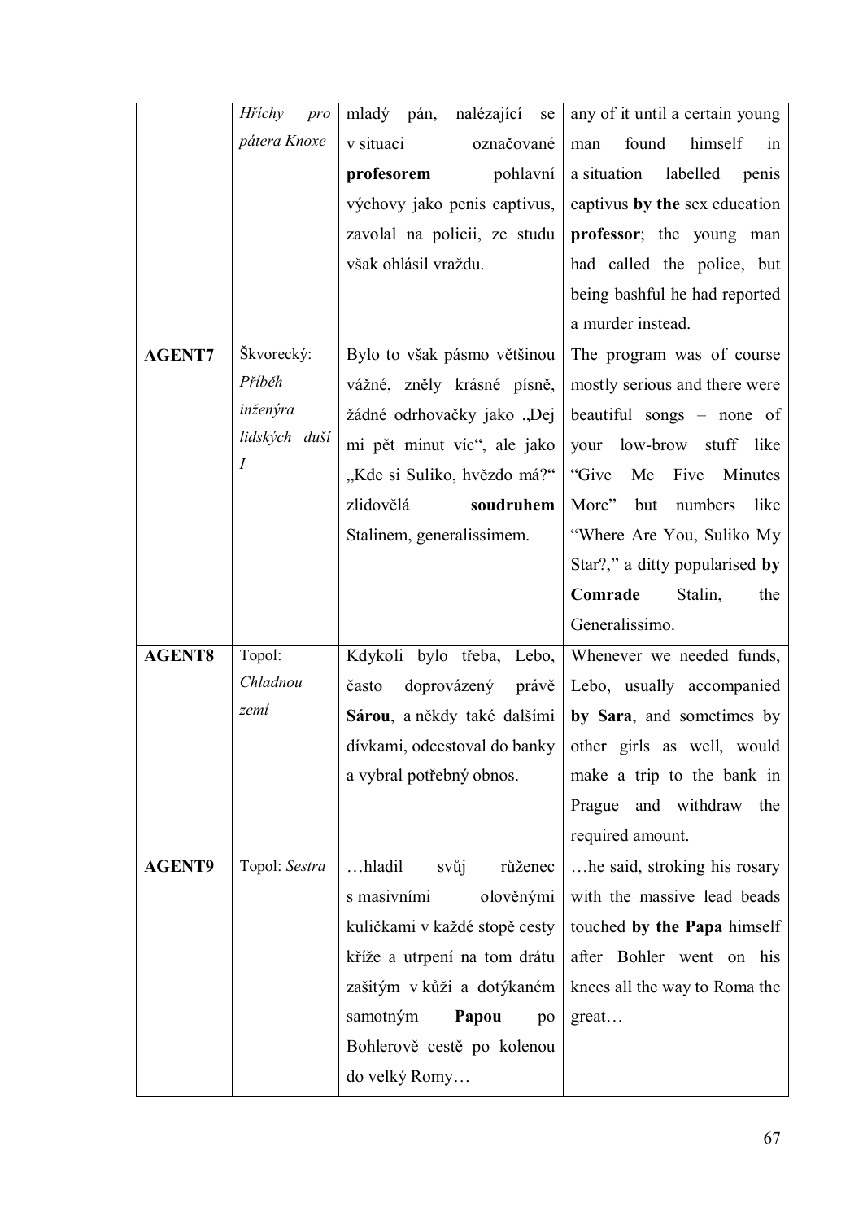| | | | |
|---|---|---|---|
| | *Hříchy pro pátera Knoxe* | mladý pán, nalézající se v situaci označované **profesorem** pohlavní výchovy jako penis captivus, zavolal na policii, ze studu však ohlásil vraždu. | any of it until a certain young man found himself in a situation labelled penis captivus **by the** sex education **professor**; the young man had called the police, but being bashful he had reported a murder instead. |
| **AGENT7** | Škvorecký: *Příběh inženýra lidských duší I* | Bylo to však pásmo většinou vážné, zněly krásné písně, žádné odrhovačky jako „Dej mi pět minut víc", ale jako „Kde si Suliko, hvězdo má?" zlidovělá **soudruhem** Stalinem, generalissimem. | The program was of course mostly serious and there were beautiful songs – none of your low-brow stuff like "Give Me Five Minutes More" but numbers like "Where Are You, Suliko My Star?," a ditty popularised **by Comrade** Stalin, the Generalissimo. |
| **AGENT8** | Topol: *Chladnou zemí* | Kdykoli bylo třeba, Lebo, často doprovázený právě **Sárou**, a někdy také dalšími dívkami, odcestoval do banky a vybral potřebný obnos. | Whenever we needed funds, Lebo, usually accompanied **by Sara**, and sometimes by other girls as well, would make a trip to the bank in Prague and withdraw the required amount. |
| **AGENT9** | Topol: *Sestra* | …hladil svůj růženec s masivními olověnými kuličkami v každé stopě cesty kříže a utrpení na tom drátu zašitým v kůži a dotýkaném samotným **Papou** po Bohlerově cestě po kolenou do velký Romy… | …he said, stroking his rosary with the massive lead beads touched **by the Papa** himself after Bohler went on his knees all the way to Roma the great… |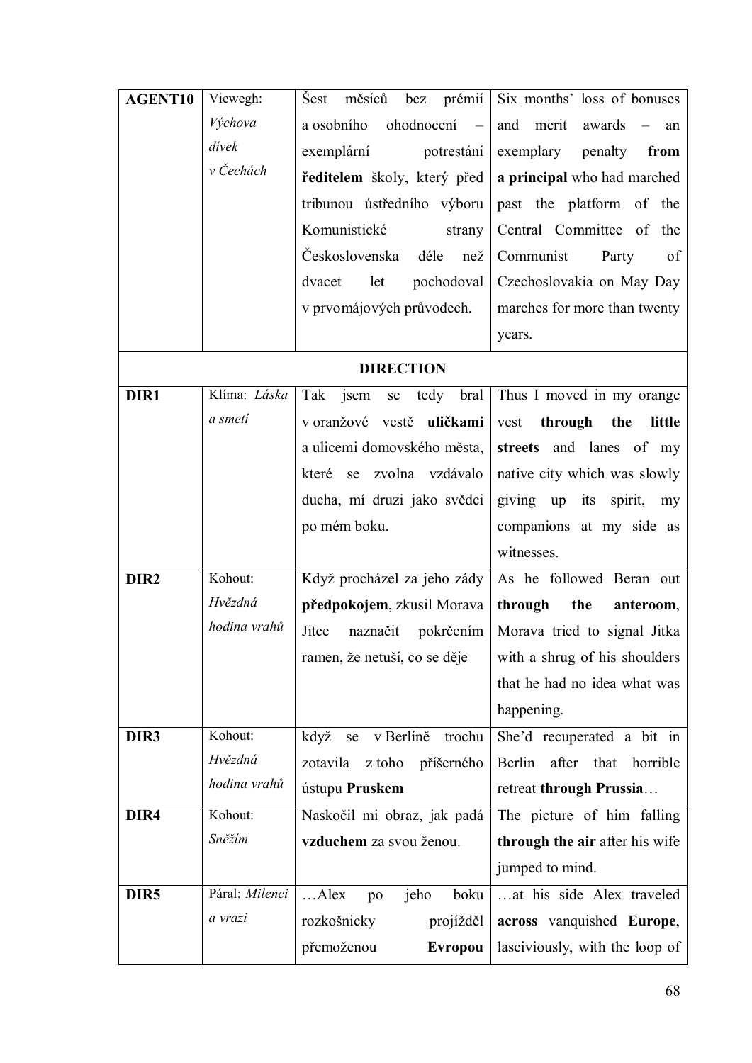| | | | |
|---|---|---|---|
| **AGENT10** | Viewegh: *Výchova dívek v Čechách* | Šest měsíců bez prémií a osobního ohodnocení – exemplární potrestání **ředitelem** školy, který před tribunou ústředního výboru Komunistické strany Československa déle než dvacet let pochodoval v prvomájových průvodech. | Six months' loss of bonuses and merit awards – an exemplary penalty **from a principal** who had marched past the platform of the Central Committee of the Communist Party of Czechoslovakia on May Day marches for more than twenty years. |
| | | **DIRECTION** | |
| **DIR1** | Klíma: *Láska a smetí* | Tak jsem se tedy bral v oranžové vestě **uličkami** a ulicemi domovského města, které se zvolna vzdávalo ducha, mí druzi jako svědci po mém boku. | Thus I moved in my orange vest **through the little streets** and lanes of my native city which was slowly giving up its spirit, my companions at my side as witnesses. |
| **DIR2** | Kohout: *Hvězdná hodina vrahů* | Když procházel za jeho zády **předpokojem**, zkusil Morava Jitce naznačit pokrčením ramen, že netuší, co se děje | As he followed Beran out **through the anteroom**, Morava tried to signal Jitka with a shrug of his shoulders that he had no idea what was happening. |
| **DIR3** | Kohout: *Hvězdná hodina vrahů* | když se v Berlíně trochu zotavila z toho příšerného ústupu **Pruskem** | She'd recuperated a bit in Berlin after that horrible retreat **through Prussia**… |
| **DIR4** | Kohout: *Sněžím* | Naskočil mi obraz, jak padá **vzduchem** za svou ženou. | The picture of him falling **through the air** after his wife jumped to mind. |
| **DIR5** | Páral: *Milenci a vrazi* | …Alex po jeho boku rozkošnicky projížděl přemoženou **Evropou** | …at his side Alex traveled **across** vanquished **Europe**, lasciviously, with the loop of |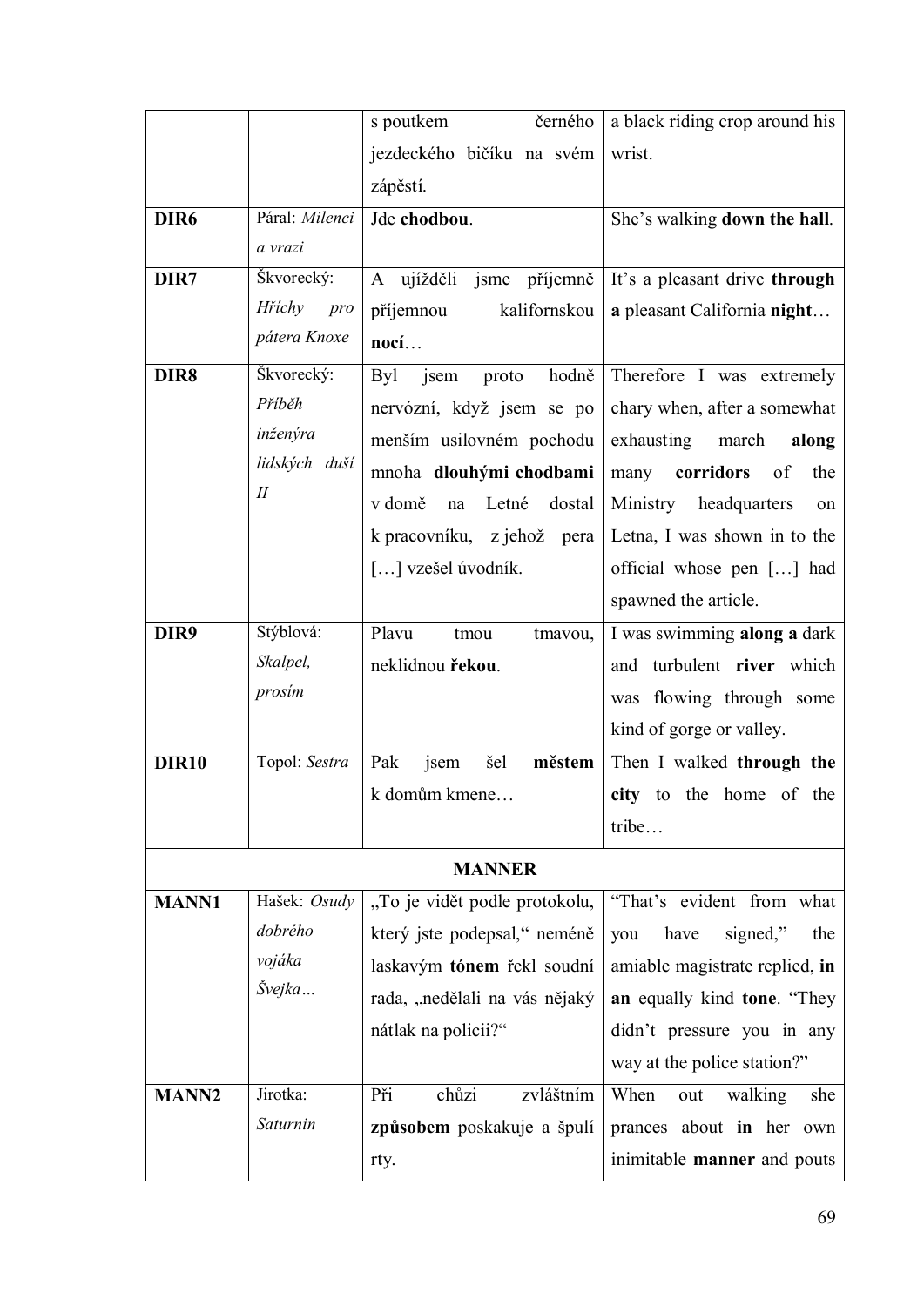| | | | |
|---|---|---|---|
| | | s poutkem černého jezdeckého bičíku na svém zápěstí. | a black riding crop around his wrist. |
| **DIR6** | Páral: *Milenci a vrazi* | Jde **chodbou**. | She's walking **down the hall**. |
| **DIR7** | Škvorecký: *Hříchy pro pátera Knoxe* | A ujížděli jsme příjemně příjemnou kalifornskou **nocí**… | It's a pleasant drive **through a** pleasant California **night**… |
| **DIR8** | Škvorecký: *Příběh inženýra lidských duší II* | Byl jsem proto hodně nervózní, když jsem se po menším usilovném pochodu mnoha **dlouhými chodbami** v domě na Letné dostal k pracovníku, z jehož pera […] vzešel úvodník. | Therefore I was extremely chary when, after a somewhat exhausting march **along** many **corridors** of the Ministry headquarters on Letna, I was shown in to the official whose pen […] had spawned the article. |
| **DIR9** | Stýblová: *Skalpel, prosím* | Plavu tmou tmavou, neklidnou **řekou**. | I was swimming **along a** dark and turbulent **river** which was flowing through some kind of gorge or valley. |
| **DIR10** | Topol: *Sestra* | Pak jsem šel **městem** k domům kmene… | Then I walked **through the city** to the home of the tribe… |
| **MANNER** | | | |
| **MANN1** | Hašek: *Osudy dobrého vojáka Švejka…* | „To je vidět podle protokolu, který jste podepsal," neméně laskavým **tónem** řekl soudní rada, „nedělali na vás nějaký nátlak na policii?" | "That's evident from what you have signed," the amiable magistrate replied, **in an** equally kind **tone**. "They didn't pressure you in any way at the police station?" |
| **MANN2** | Jirotka: *Saturnin* | Při chůzi zvláštním **způsobem** poskakuje a špulí rty. | When out walking she prances about **in** her own inimitable **manner** and pouts |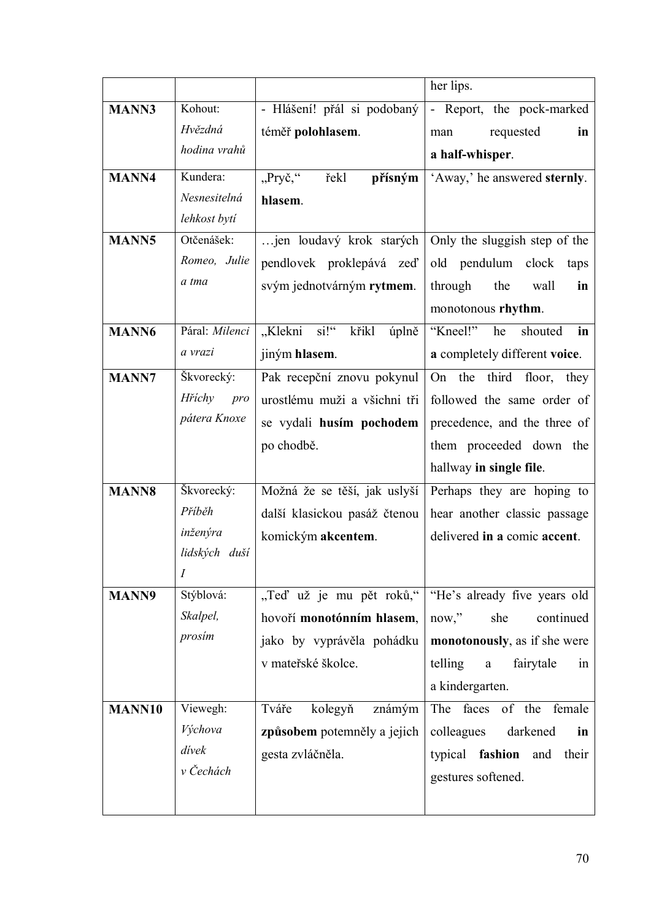| | | | her lips. |
|---|---|---|---|
| **MANN3** | Kohout: *Hvězdná hodina vrahů* | - Hlášení! přál si podobaný téměř **polohlasem**. | - Report, the pock-marked man requested **in a half-whisper**. |
| **MANN4** | Kundera: *Nesnesitelná lehkost bytí* | „Pryč," řekl **přísným hlasem**. | 'Away,' he answered **sternly**. |
| **MANN5** | Otčenášek: *Romeo, Julie a tma* | …jen loudavý krok starých pendlovek proklepává zeď svým jednotvárným **rytmem**. | Only the sluggish step of the old pendulum clock taps through the wall **in** monotonous **rhythm**. |
| **MANN6** | Páral: *Milenci a vrazi* | „Klekni si!" křikl úplně jiným **hlasem**. | "Kneel!" he shouted **in a** completely different **voice**. |
| **MANN7** | Škvorecký: *Hříchy pro pátera Knoxe* | Pak recepční znovu pokynul urostlému muži a všichni tři se vydali **husím pochodem** po chodbě. | On the third floor, they followed the same order of precedence, and the three of them proceeded down the hallway **in single file**. |
| **MANN8** | Škvorecký: *Příběh inženýra lidských duší I* | Možná že se těší, jak uslyší další klasickou pasáž čtenou komickým **akcentem**. | Perhaps they are hoping to hear another classic passage delivered **in a** comic **accent**. |
| **MANN9** | Stýblová: *Skalpel, prosím* | „Teď už je mu pět roků," hovoří **monotónním hlasem**, jako by vyprávěla pohádku v mateřské školce. | "He's already five years old now," she continued **monotonously**, as if she were telling a fairytale in a kindergarten. |
| **MANN10** | Viewegh: *Výchova dívek v Čechách* | Tváře kolegyň známým **způsobem** potemněly a jejich gesta zvláčněla. | The faces of the female colleagues darkened **in** typical **fashion** and their gestures softened. |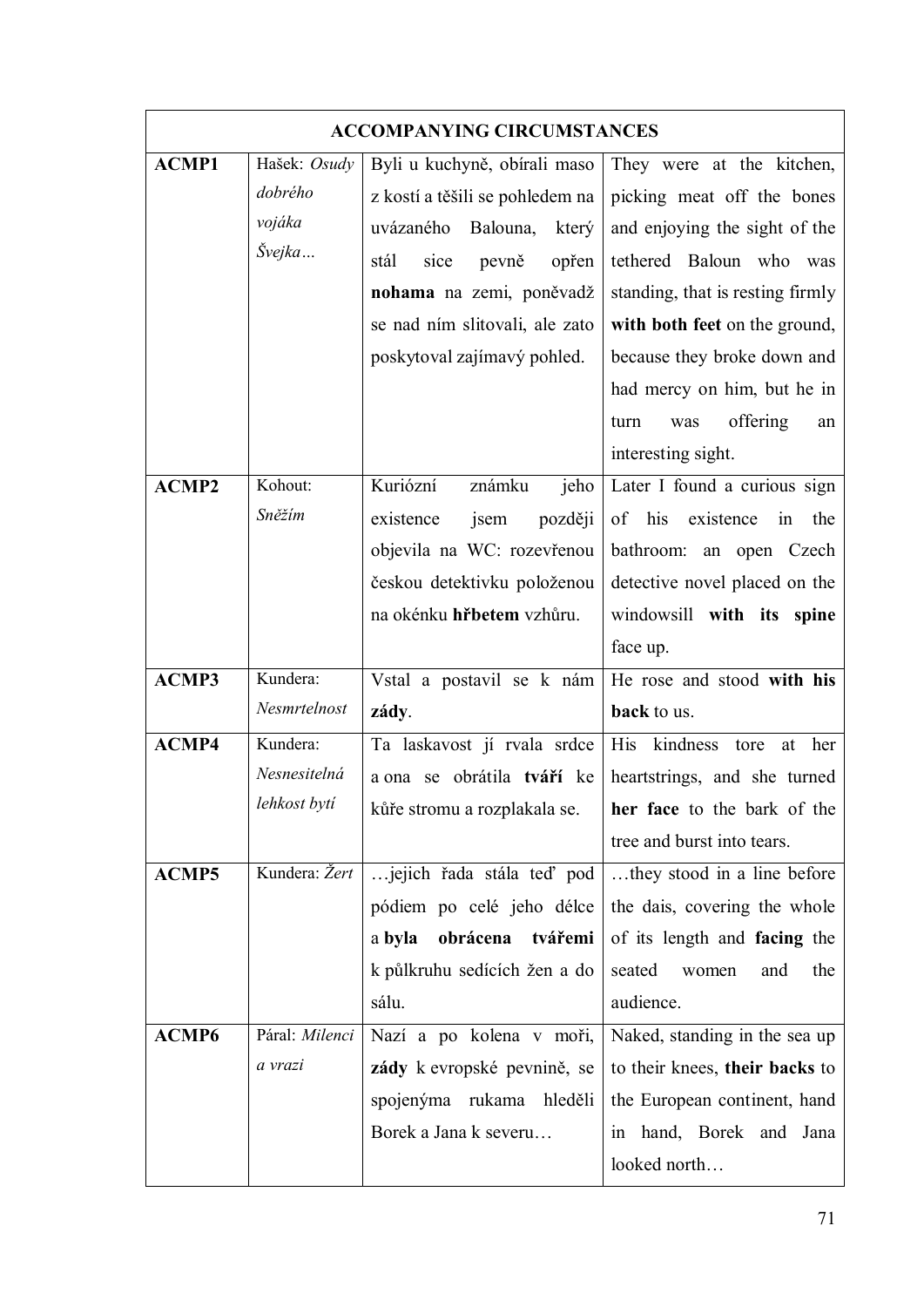| ACCOMPANYING CIRCUMSTANCES | | | |
|---|---|---|---|
| **ACMP1** | Hašek: *Osudy dobrého vojáka Švejka…* | Byli u kuchyně, obírali maso z kostí a těšili se pohledem na uvázaného Balouna, který stál sice pevně opřen **nohama** na zemi, poněvadž se nad ním slitovali, ale zato poskytoval zajímavý pohled. | They were at the kitchen, picking meat off the bones and enjoying the sight of the tethered Baloun who was standing, that is resting firmly **with both feet** on the ground, because they broke down and had mercy on him, but he in turn was offering an interesting sight. |
| **ACMP2** | Kohout: *Sněžím* | Kuriózní známku jeho existence jsem později objevila na WC: rozevřenou českou detektivku položenou na okénku **hřbetem** vzhůru. | Later I found a curious sign of his existence in the bathroom: an open Czech detective novel placed on the windowsill **with its spine** face up. |
| **ACMP3** | Kundera: *Nesmrtelnost* | Vstal a postavil se k nám **zády**. | He rose and stood **with his back** to us. |
| **ACMP4** | Kundera: *Nesnesitelná lehkost bytí* | Ta laskavost jí rvala srdce a ona se obrátila **tváří** ke kůře stromu a rozplakala se. | His kindness tore at her heartstrings, and she turned **her face** to the bark of the tree and burst into tears. |
| **ACMP5** | Kundera: *Žert* | …jejich řada stála teď pod pódiem po celé jeho délce a **byla obrácena tvářemi** k půlkruhu sedících žen a do sálu. | …they stood in a line before the dais, covering the whole of its length and **facing** the seated women and the audience. |
| **ACMP6** | Páral: *Milenci a vrazi* | Nazí a po kolena v moři, **zády** k evropské pevnině, se spojenýma rukama hleděli Borek a Jana k severu… | Naked, standing in the sea up to their knees, **their backs** to the European continent, hand in hand, Borek and Jana looked north… |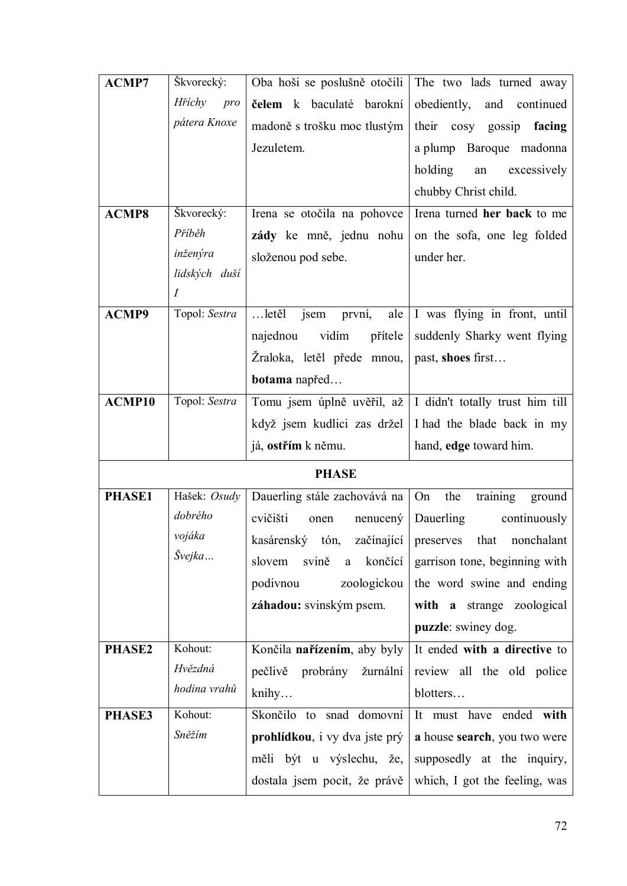| | | | |
|---|---|---|---|
| **ACMP7** | Škvorecký: *Hříchy pro pátera Knoxe* | Oba hoši se poslušně otočili **čelem** k baculaté barokní madoně s trošku moc tlustým Jezuletem. | The two lads turned away obediently, and continued their cosy gossip **facing** a plump Baroque madonna holding an excessively chubby Christ child. |
| **ACMP8** | Škvorecký: *Příběh inženýra lidských duší I* | Irena se otočila na pohovce **zády** ke mně, jednu nohu složenou pod sebe. | Irena turned **her back** to me on the sofa, one leg folded under her. |
| **ACMP9** | Topol: *Sestra* | …letěl jsem první, ale najednou vidím přítele Žraloka, letěl přede mnou, **botama** napřed… | I was flying in front, until suddenly Sharky went flying past, **shoes** first… |
| **ACMP10** | Topol: *Sestra* | Tomu jsem úplně uvěřil, až když jsem kudlici zas držel já, **ostřím** k němu. | I didn't totally trust him till I had the blade back in my hand, **edge** toward him. |
| | | **PHASE** | |
| **PHASE1** | Hašek: *Osudy dobrého vojáka Švejka…* | Dauerling stále zachovává na cvičišti onen nenucený kasárenský tón, začínající slovem svině a končící podivnou zoologickou **záhadou:** svinským psem. | On the training ground Dauerling continuously preserves that nonchalant garrison tone, beginning with the word swine and ending **with a** strange zoological **puzzle**: swiney dog. |
| **PHASE2** | Kohout: *Hvězdná hodina vrahů* | Končila **nařízením**, aby byly pečlivě probrány žurnální knihy… | It ended **with a directive** to review all the old police blotters… |
| **PHASE3** | Kohout: *Sněžím* | Skončilo to snad domovní **prohlídkou**, i vy dva jste prý měli být u výslechu, že, dostala jsem pocit, že právě | It must have ended **with a** house **search**, you two were supposedly at the inquiry, which, I got the feeling, was |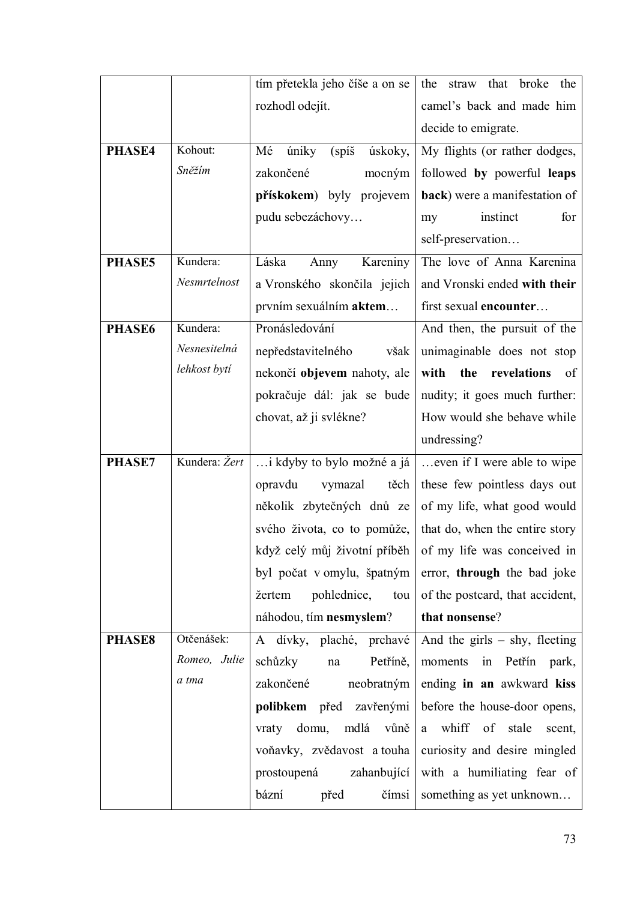|  |  |  |  |
|---|---|---|---|
|  |  | tím přetekla jeho číše a on se rozhodl odejít. | the straw that broke the camel's back and made him decide to emigrate. |
| **PHASE4** | Kohout: *Sněžím* | Mé úniky (spíš úskoky, zakončené mocným **přískokem**) byly projevem pudu sebezáchovy… | My flights (or rather dodges, followed **by** powerful **leaps back**) were a manifestation of my instinct for self-preservation… |
| **PHASE5** | Kundera: *Nesmrtelnost* | Láska Anny Kareniny a Vronského skončila jejich prvním sexuálním **aktem**… | The love of Anna Karenina and Vronski ended **with their** first sexual **encounter**… |
| **PHASE6** | Kundera: *Nesnesitelná lehkost bytí* | Pronásledování nepředstavitelného však nekončí **objevem** nahoty, ale pokračuje dál: jak se bude chovat, až ji svlékne? | And then, the pursuit of the unimaginable does not stop **with the revelations** of nudity; it goes much further: How would she behave while undressing? |
| **PHASE7** | Kundera: *Žert* | …i kdyby to bylo možné a já opravdu vymazal těch několik zbytečných dnů ze svého života, co to pomůže, když celý můj životní příběh byl počat v omylu, špatným žertem pohlednice, tou náhodou, tím **nesmyslem**? | …even if I were able to wipe these few pointless days out of my life, what good would that do, when the entire story of my life was conceived in error, **through** the bad joke of the postcard, that accident, **that nonsense**? |
| **PHASE8** | Otčenášek: *Romeo, Julie a tma* | A dívky, plaché, prchavé schůzky na Petříně, zakončené neobratným **polibkem** před zavřenými vraty domu, mdlá vůně voňavky, zvědavost a touha prostoupená zahanbující bázní před čímsi | And the girls – shy, fleeting moments in Petřín park, ending **in an** awkward **kiss** before the house-door opens, a whiff of stale scent, curiosity and desire mingled with a humiliating fear of something as yet unknown… |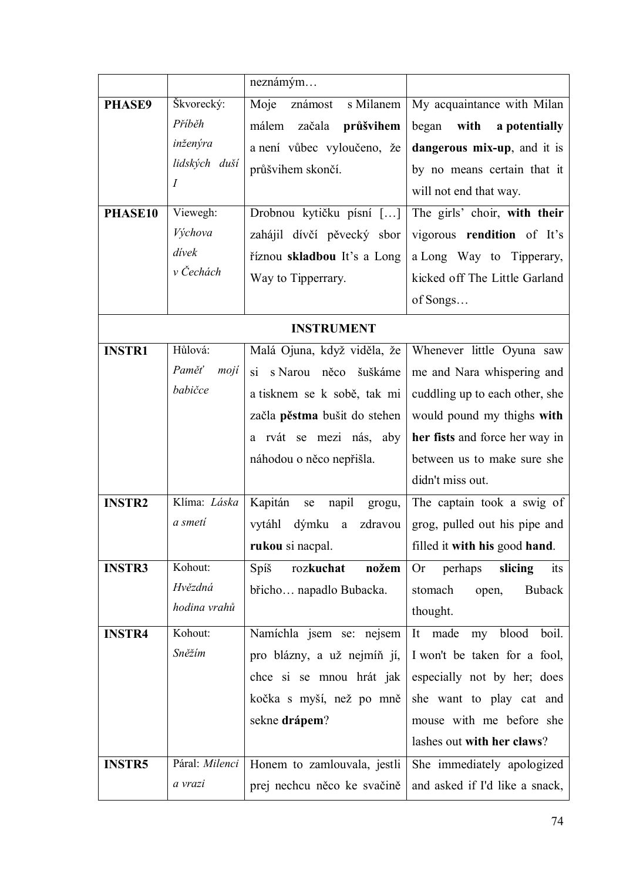| | | neznámým… | |
|---|---|---|---|
| **PHASE9** | Škvorecký: *Příběh inženýra lidských duší I* | Moje známost s Milanem málem začala **průšvihem** a není vůbec vyloučeno, že průšvihem skončí. | My acquaintance with Milan began **with a potentially dangerous mix-up**, and it is by no means certain that it will not end that way. |
| **PHASE10** | Viewegh: *Výchova dívek v Čechách* | Drobnou kytičku písní […] zahájil dívčí pěvecký sbor říznou **skladbou** It's a Long Way to Tipperrary. | The girls' choir, **with their** vigorous **rendition** of It's a Long Way to Tipperary, kicked off The Little Garland of Songs… |
| | | **INSTRUMENT** | |
| **INSTR1** | Hůlová: *Paměť mojí babičce* | Malá Ojuna, když viděla, že si s Narou něco šuškáme a tisknem se k sobě, tak mi začla **pěstma** bušit do stehen a rvát se mezi nás, aby náhodou o něco nepřišla. | Whenever little Oyuna saw me and Nara whispering and cuddling up to each other, she would pound my thighs **with her fists** and force her way in between us to make sure she didn't miss out. |
| **INSTR2** | Klíma: *Láska a smetí* | Kapitán se napil grogu, vytáhl dýmku a zdravou **rukou** si nacpal. | The captain took a swig of grog, pulled out his pipe and filled it **with his** good **hand**. |
| **INSTR3** | Kohout: *Hvězdná hodina vrahů* | Spíš roz**kuchat** **nožem** břicho… napadlo Bubacka. | Or perhaps **slicing** its stomach open, Buback thought. |
| **INSTR4** | Kohout: *Sněžím* | Namíchla jsem se: nejsem pro blázny, a už nejmíň jí, chce si se mnou hrát jak kočka s myší, než po mně sekne **drápem**? | It made my blood boil. I won't be taken for a fool, especially not by her; does she want to play cat and mouse with me before she lashes out **with her claws**? |
| **INSTR5** | Páral: *Milenci a vrazi* | Honem to zamlouvala, jestli prej nechcu něco ke svačině | She immediately apologized and asked if I'd like a snack, |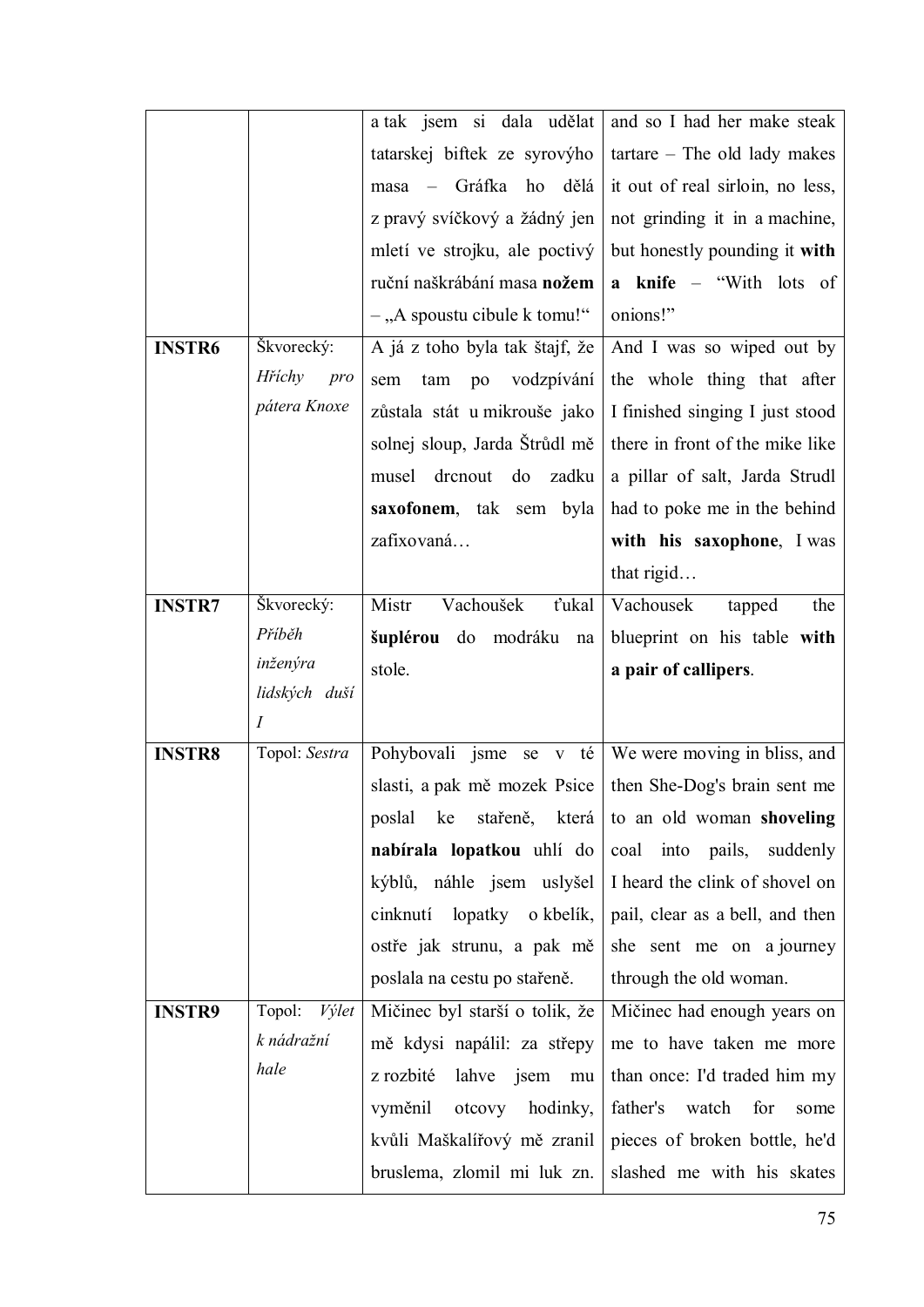| | | a tak jsem si dala udělat tatarskej biftek ze syrovýho masa – Gráfka ho dělá z pravý svíčkový a žádný jen mletí ve strojku, ale poctivý ruční naškrábání masa **nožem** – „A spoustu cibule k tomu!“ | and so I had her make steak tartare – The old lady makes it out of real sirloin, no less, not grinding it in a machine, but honestly pounding it **with a knife** – “With lots of onions!” |
|---|---|---|---|
| **INSTR6** | Škvorecký: *Hříchy pro pátera Knoxe* | A já z toho byla tak štajf, že sem tam po vodzpívání zůstala stát u mikrouše jako solnej sloup, Jarda Štrůdl mě musel drcnout do zadku **saxofonem**, tak sem byla zafixovaná… | And I was so wiped out by the whole thing that after I finished singing I just stood there in front of the mike like a pillar of salt, Jarda Strudl had to poke me in the behind **with his saxophone**, I was that rigid… |
| **INSTR7** | Škvorecký: *Příběh inženýra lidských duší I* | Mistr Vachoušek ťukal **šuplérou** do modráku na stole. | Vachousek tapped the blueprint on his table **with a pair of callipers**. |
| **INSTR8** | Topol: *Sestra* | Pohybovali jsme se v té slasti, a pak mě mozek Psice poslal ke stařeně, která **nabírala lopatkou** uhlí do kýblů, náhle jsem uslyšel cinknutí lopatky o kbelík, ostře jak strunu, a pak mě poslala na cestu po stařeně. | We were moving in bliss, and then She-Dog's brain sent me to an old woman **shoveling** coal into pails, suddenly I heard the clink of shovel on pail, clear as a bell, and then she sent me on a journey through the old woman. |
| **INSTR9** | Topol: *Výlet k nádražní hale* | Mičinec byl starší o tolik, že mě kdysi napálil: za střepy z rozbité lahve jsem mu vyměnil otcovy hodinky, kvůli Maškalířový mě zranil bruslema, zlomil mi luk zn. | Mičinec had enough years on me to have taken me more than once: I'd traded him my father's watch for some pieces of broken bottle, he'd slashed me with his skates |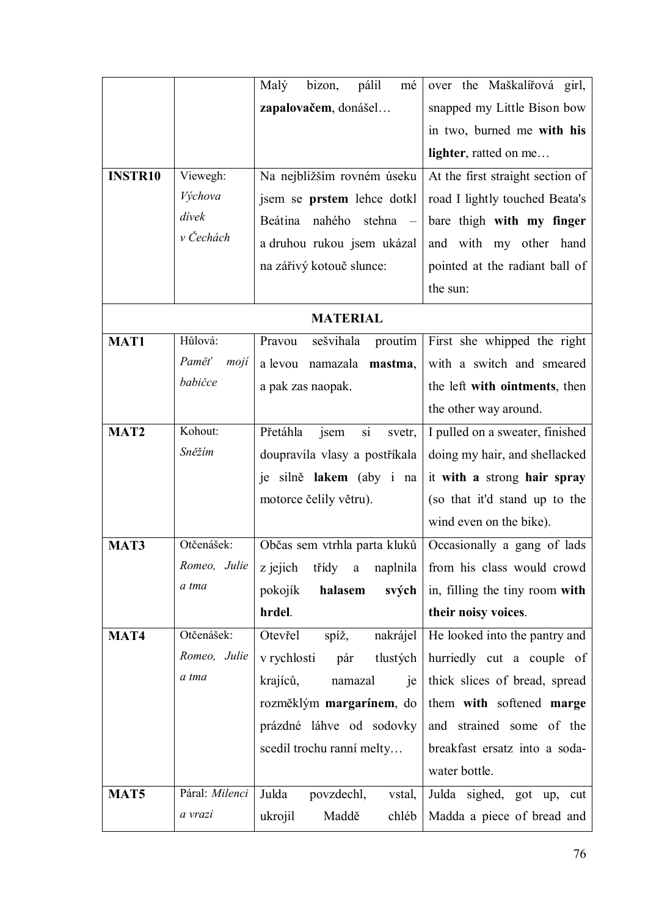| | | | |
|---|---|---|---|
| | | Malý bizon, pálil mé **zapalovačem**, donášel… | over the Maškalířová girl, snapped my Little Bison bow in two, burned me **with his lighter**, ratted on me… |
| **INSTR10** | Viewegh: *Výchova dívek v Čechách* | Na nejbližším rovném úseku jsem se **prstem** lehce dotkl Beátina nahého stehna – a druhou rukou jsem ukázal na zářivý kotouč slunce: | At the first straight section of road I lightly touched Beata's bare thigh **with my finger** and with my other hand pointed at the radiant ball of the sun: |
| | | **MATERIAL** | |
| **MAT1** | Hůlová: *Paměť mojí babičce* | Pravou sešvihala proutím a levou namazala **mastma**, a pak zas naopak. | First she whipped the right with a switch and smeared the left **with ointments**, then the other way around. |
| **MAT2** | Kohout: *Sněžím* | Přetáhla jsem si svetr, dopravila vlasy a postříkala je silně **lakem** (aby i na motorce čelily větru). | I pulled on a sweater, finished doing my hair, and shellacked it **with a** strong **hair spray** (so that it'd stand up to the wind even on the bike). |
| **MAT3** | Otčenášek: *Romeo, Julie a tma* | Občas sem vtrhla parta kluků z jejich třídy a naplnila pokojík **halasem svých hrdel**. | Occasionally a gang of lads from his class would crowd in, filling the tiny room **with their noisy voices**. |
| **MAT4** | Otčenášek: *Romeo, Julie a tma* | Otevřel spíž, nakrájel v rychlosti pár tlustých krajíců, namazal je rozměklým **margarínem**, do prázdné láhve od sodovky scedil trochu ranní melty… | He looked into the pantry and hurriedly cut a couple of thick slices of bread, spread them **with** softened **marge** and strained some of the breakfast ersatz into a soda-water bottle. |
| **MAT5** | Páral: *Milenci a vrazi* | Julda povzdechl, vstal, ukrojil Maddě chléb | Julda sighed, got up, cut Madda a piece of bread and |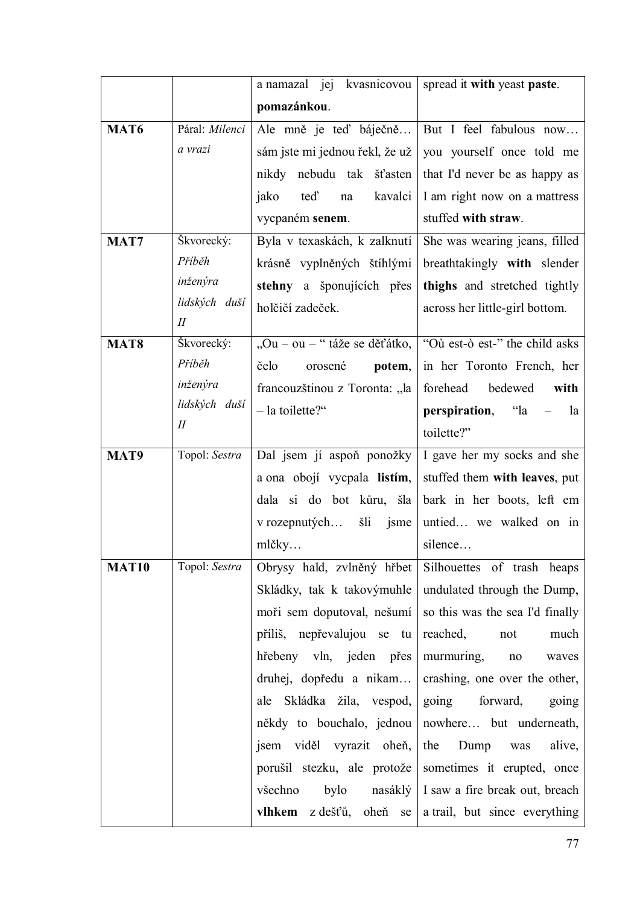| | | a namazal jej kvasnicovou **pomazánkou**. | spread it **with** yeast **paste**. |
|---|---|---|---|
| **MAT6** | Páral: *Milenci a vrazi* | Ale mně je teď báječně… sám jste mi jednou řekl, že už nikdy nebudu tak šťasten jako teď na kavalci vycpaném **senem**. | But I feel fabulous now… you yourself once told me that I'd never be as happy as I am right now on a mattress stuffed **with straw**. |
| **MAT7** | Škvorecký: *Příběh inženýra lidských duší II* | Byla v texaskách, k zalknutí krásně vyplněných štíhlými **stehny** a šponujících přes holčičí zadeček. | She was wearing jeans, filled breathtakingly **with** slender **thighs** and stretched tightly across her little-girl bottom. |
| **MAT8** | Škvorecký: *Příběh inženýra lidských duší II* | „Ou – ou – " táže se děťátko, čelo orosené **potem**, francouzštinou z Toronta: „la – la toilette?" | "Où est-ò est-" the child asks in her Toronto French, her forehead bedewed **with perspiration**, "la – la toilette?" |
| **MAT9** | Topol: *Sestra* | Dal jsem jí aspoň ponožky a ona obojí vycpala **listím**, dala si do bot kůru, šla v rozepnutých… šli jsme mlčky… | I gave her my socks and she stuffed them **with leaves**, put bark in her boots, left em untied… we walked on in silence… |
| **MAT10** | Topol: *Sestra* | Obrysy hald, zvlněný hřbet Skládky, tak k takovýmuhle moři sem doputoval, nešumí příliš, nepřevalujou se tu hřebeny vln, jeden přes druhej, dopředu a nikam… ale Skládka žila, vespod, někdy to bouchalo, jednou jsem viděl vyrazit oheň, porušil stezku, ale protože všechno bylo nasáklý **vlhkem** z dešťů, oheň se | Silhouettes of trash heaps undulated through the Dump, so this was the sea I'd finally reached, not much murmuring, no waves crashing, one over the other, going forward, going nowhere… but underneath, the Dump was alive, sometimes it erupted, once I saw a fire break out, breach a trail, but since everything |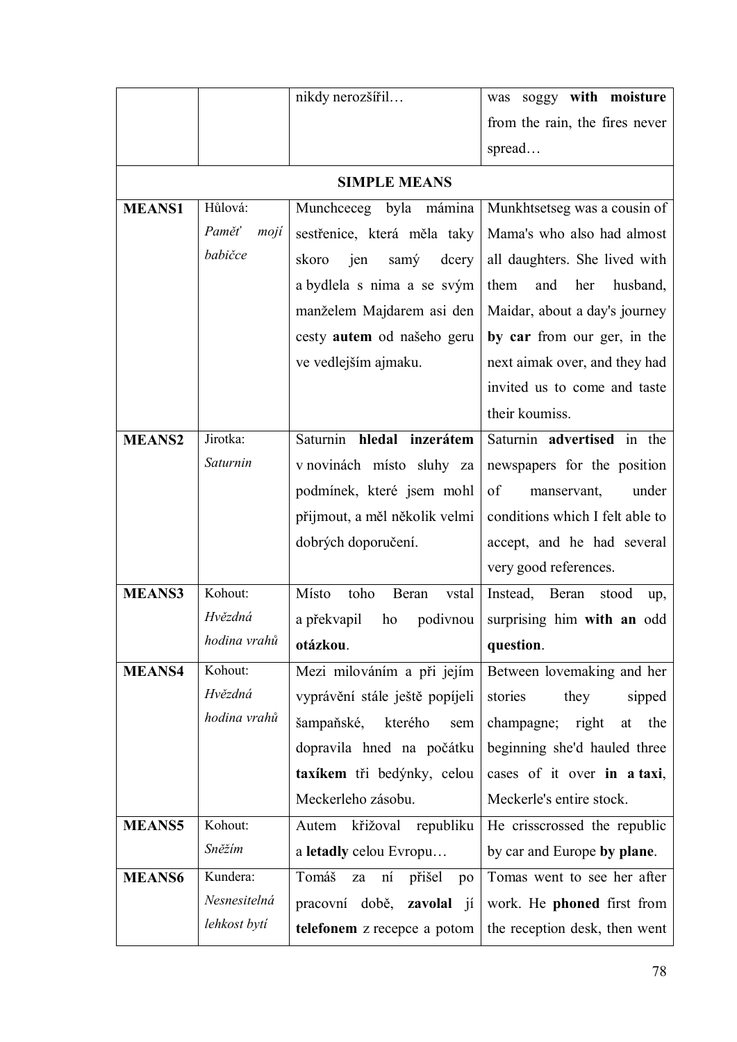| | | | |
|---|---|---|---|
| | | nikdy nerozšířil… | was soggy **with moisture** from the rain, the fires never spread… |
| | | **SIMPLE MEANS** | |
| **MEANS1** | Hůlová: *Paměť mojí babičce* | Munchceceg byla mámina sestřenice, která měla taky skoro jen samý dcery a bydlela s nima a se svým manželem Majdarem asi den cesty **autem** od našeho geru ve vedlejším ajmaku. | Munkhtsetseg was a cousin of Mama's who also had almost all daughters. She lived with them and her husband, Maidar, about a day's journey **by car** from our ger, in the next aimak over, and they had invited us to come and taste their koumiss. |
| **MEANS2** | Jirotka: *Saturnin* | Saturnin **hledal inzerátem** v novinách místo sluhy za podmínek, které jsem mohl přijmout, a měl několik velmi dobrých doporučení. | Saturnin **advertised** in the newspapers for the position of manservant, under conditions which I felt able to accept, and he had several very good references. |
| **MEANS3** | Kohout: *Hvězdná hodina vrahů* | Místo toho Beran vstal a překvapil ho podivnou **otázkou**. | Instead, Beran stood up, surprising him **with an** odd **question**. |
| **MEANS4** | Kohout: *Hvězdná hodina vrahů* | Mezi milováním a při jejím vyprávění stále ještě popíjeli šampaňské, kterého sem dopravila hned na počátku **taxíkem** tři bedýnky, celou Meckerleho zásobu. | Between lovemaking and her stories they sipped champagne; right at the beginning she'd hauled three cases of it over **in a taxi**, Meckerle's entire stock. |
| **MEANS5** | Kohout: *Sněžím* | Autem křižoval republiku a **letadly** celou Evropu… | He crisscrossed the republic by car and Europe **by plane**. |
| **MEANS6** | Kundera: *Nesnesitelná lehkost bytí* | Tomáš za ní přišel po pracovní době, **zavolal** jí **telefonem** z recepce a potom | Tomas went to see her after work. He **phoned** first from the reception desk, then went |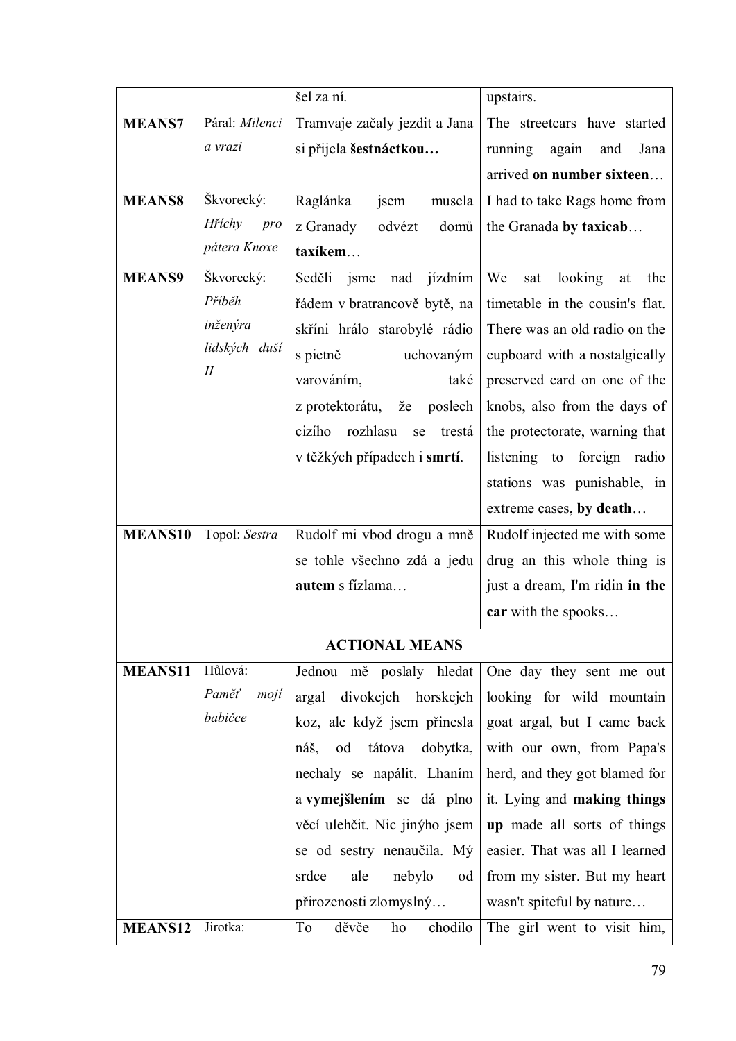|  |  | šel za ní. | upstairs. |
|---|---|---|---|
| **MEANS7** | Páral: *Milenci a vrazi* | Tramvaje začaly jezdit a Jana si přijela **šestnáctkou…** | The streetcars have started running again and Jana arrived **on number sixteen**… |
| **MEANS8** | Škvorecký: *Hříchy pro pátera Knoxe* | Raglánka jsem musela z Granady odvézt domů **taxíkem**… | I had to take Rags home from the Granada **by taxicab**… |
| **MEANS9** | Škvorecký: *Příběh inženýra lidských duší II* | Seděli jsme nad jízdním řádem v bratrancově bytě, na skříni hrálo starobylé rádio s pietně uchovaným varováním, také z protektorátu, že poslech cizího rozhlasu se trestá v těžkých případech i **smrtí**. | We sat looking at the timetable in the cousin's flat. There was an old radio on the cupboard with a nostalgically preserved card on one of the knobs, also from the days of the protectorate, warning that listening to foreign radio stations was punishable, in extreme cases, **by death**… |
| **MEANS10** | Topol: *Sestra* | Rudolf mi vbod drogu a mně se tohle všechno zdá a jedu **autem** s fízlama… | Rudolf injected me with some drug an this whole thing is just a dream, I'm ridin **in the car** with the spooks… |
| **ACTIONAL MEANS** | | | |
| **MEANS11** | Hůlová: *Paměť mojí babičce* | Jednou mě poslaly hledat argal divokejch horskejch koz, ale když jsem přinesla náš, od tátova dobytka, nechaly se napálit. Lhaním a **vymejšlením** se dá plno věcí ulehčit. Nic jinýho jsem se od sestry nenaučila. Mý srdce ale nebylo od přirozenosti zlomyslný… | One day they sent me out looking for wild mountain goat argal, but I came back with our own, from Papa's herd, and they got blamed for it. Lying and **making things up** made all sorts of things easier. That was all I learned from my sister. But my heart wasn't spiteful by nature… |
| **MEANS12** | Jirotka: | To děvče ho chodilo | The girl went to visit him, |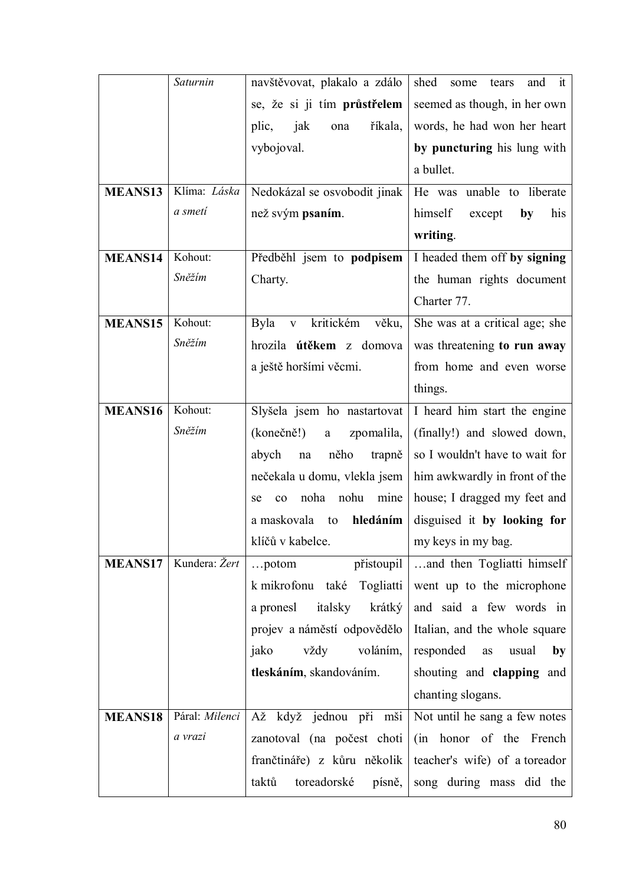| | | | |
|---|---|---|---|
| | *Saturnin* | navštěvovat, plakalo a zdálo se, že si ji tím **průstřelem** plic, jak ona říkala, vybojoval. | shed some tears and it seemed as though, in her own words, he had won her heart **by puncturing** his lung with a bullet. |
| **MEANS13** | Klíma: *Láska a smetí* | Nedokázal se osvobodit jinak než svým **psaním**. | He was unable to liberate himself except **by** his **writing**. |
| **MEANS14** | Kohout: *Sněžím* | Předběhl jsem to **podpisem** Charty. | I headed them off **by signing** the human rights document Charter 77. |
| **MEANS15** | Kohout: *Sněžím* | Byla v kritickém věku, hrozila **útěkem** z domova a ještě horšími věcmi. | She was at a critical age; she was threatening **to run away** from home and even worse things. |
| **MEANS16** | Kohout: *Sněžím* | Slyšela jsem ho nastartovat (konečně!) a zpomalila, abych na něho trapně nečekala u domu, vlekla jsem se co noha nohu mine a maskovala to **hledáním** klíčů v kabelce. | I heard him start the engine (finally!) and slowed down, so I wouldn't have to wait for him awkwardly in front of the house; I dragged my feet and disguised it **by looking for** my keys in my bag. |
| **MEANS17** | Kundera: *Žert* | …potom přistoupil k mikrofonu také Togliatti a pronesl italsky krátký projev a náměstí odpovědělo jako vždy voláním, **tleskáním**, skandováním. | …and then Togliatti himself went up to the microphone and said a few words in Italian, and the whole square responded as usual **by** shouting and **clapping** and chanting slogans. |
| **MEANS18** | Páral: *Milenci a vrazi* | Až když jednou při mši zanotoval (na počest choti frančtináře) z kůru několik taktů toreadorské písně, | Not until he sang a few notes (in honor of the French teacher's wife) of a toreador song during mass did the |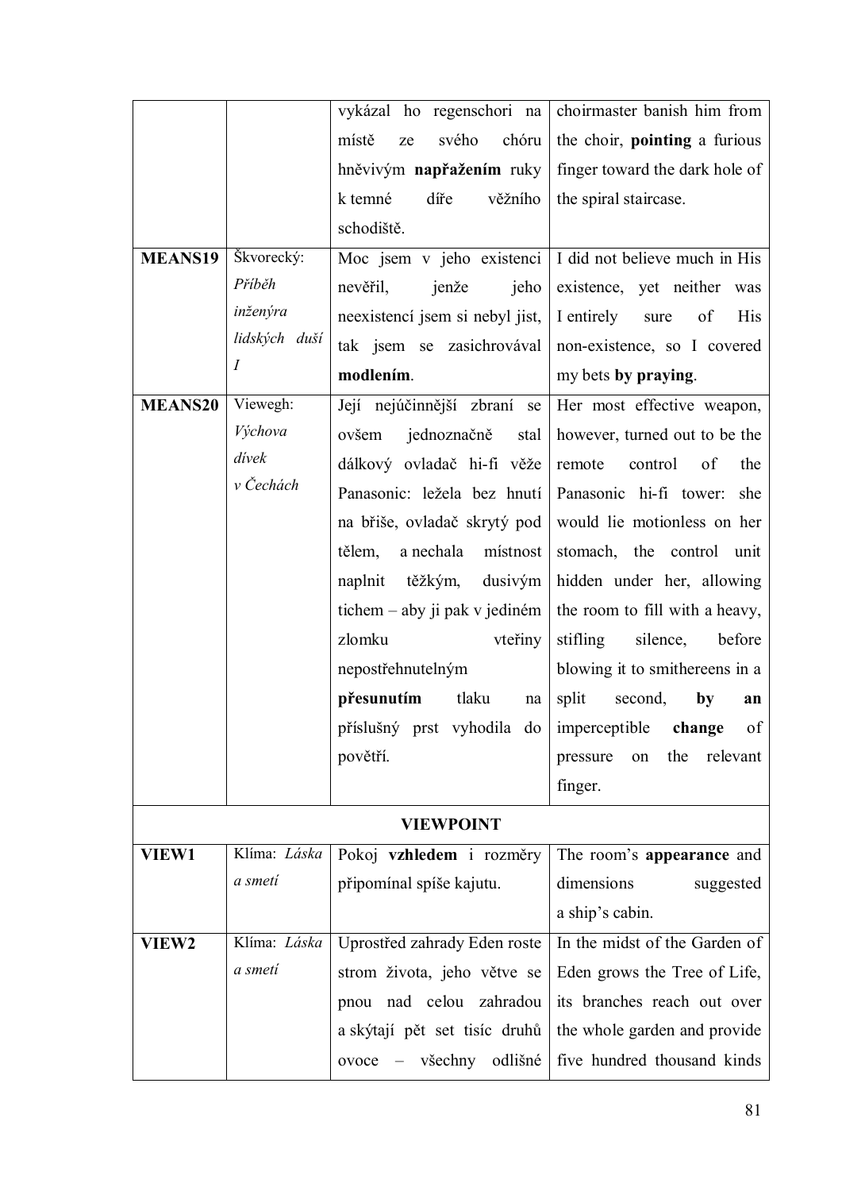| | | | |
|---|---|---|---|
| | | vykázal ho regenschori na místě ze svého chóru hněvivým **napřažením** ruky k temné díře věžního schodiště. | choirmaster banish him from the choir, **pointing** a furious finger toward the dark hole of the spiral staircase. |
| **MEANS19** | Škvorecký: *Příběh inženýra lidských duší I* | Moc jsem v jeho existenci nevěřil, jenže jeho neexistencí jsem si nebyl jist, tak jsem se zasichrovával **modlením**. | I did not believe much in His existence, yet neither was I entirely sure of His non-existence, so I covered my bets **by praying**. |
| **MEANS20** | Viewegh: *Výchova dívek v Čechách* | Její nejúčinnější zbraní se ovšem jednoznačně stal dálkový ovladač hi-fi věže Panasonic: ležela bez hnutí na břiše, ovladač skrytý pod tělem, a nechala místnost naplnit těžkým, dusivým tichem – aby ji pak v jediném zlomku vteřiny nepostřehnutelným **přesunutím** tlaku na příslušný prst vyhodila do povětří. | Her most effective weapon, however, turned out to be the remote control of the Panasonic hi-fi tower: she would lie motionless on her stomach, the control unit hidden under her, allowing the room to fill with a heavy, stifling silence, before blowing it to smithereens in a split second, **by an** imperceptible **change** of pressure on the relevant finger. |
| | | **VIEWPOINT** | |
| **VIEW1** | Klíma: *Láska a smetí* | Pokoj **vzhledem** i rozměry připomínal spíše kajutu. | The room's **appearance** and dimensions suggested a ship's cabin. |
| **VIEW2** | Klíma: *Láska a smetí* | Uprostřed zahrady Eden roste strom života, jeho větve se pnou nad celou zahradou a skýtají pět set tisíc druhů ovoce – všechny odlišné | In the midst of the Garden of Eden grows the Tree of Life, its branches reach out over the whole garden and provide five hundred thousand kinds |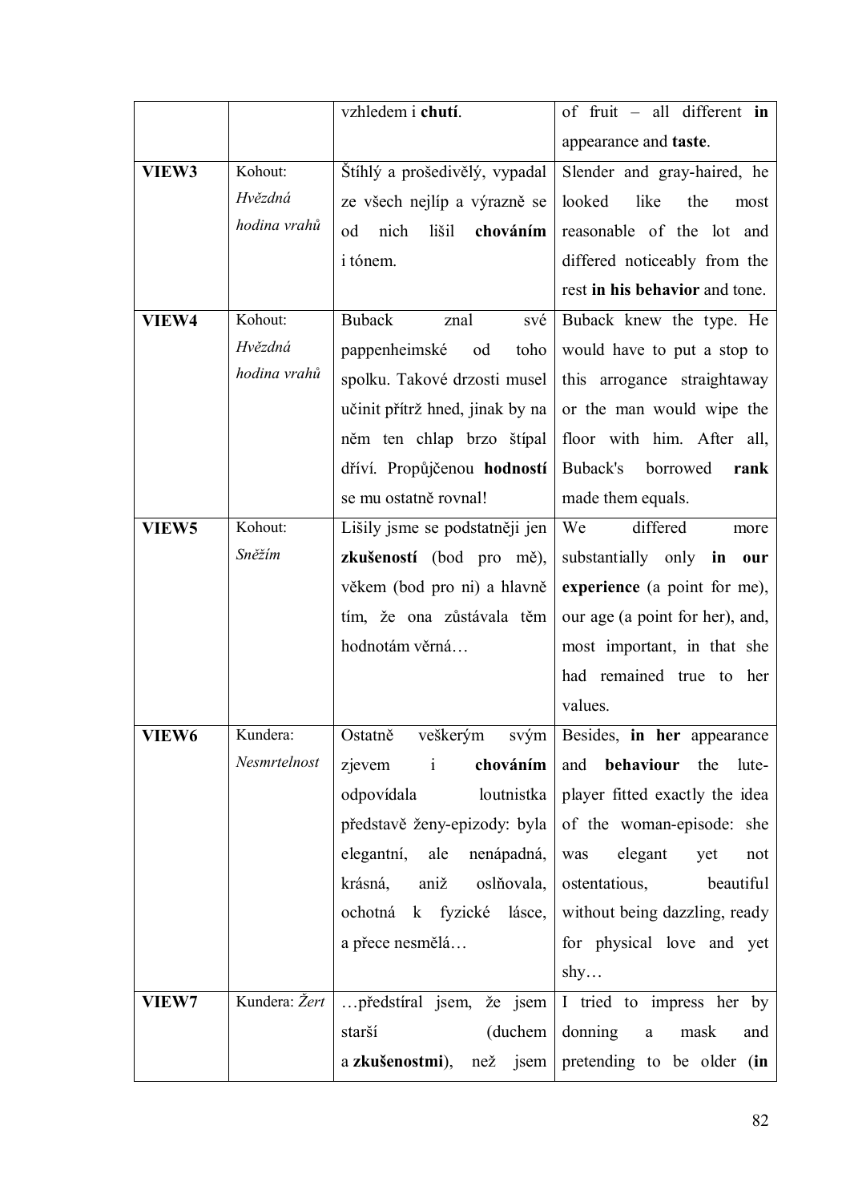| | | vzhledem i **chutí**. | of fruit – all different **in** appearance and **taste**. |
|---|---|---|---|
| **VIEW3** | Kohout: *Hvězdná hodina vrahů* | Štíhlý a prošedivělý, vypadal ze všech nejlíp a výrazně se od nich lišil **chováním** i tónem. | Slender and gray-haired, he looked like the most reasonable of the lot and differed noticeably from the rest **in his behavior** and tone. |
| **VIEW4** | Kohout: *Hvězdná hodina vrahů* | Buback znal své pappenheimské od toho spolku. Takové drzosti musel učinit přítrž hned, jinak by na něm ten chlap brzo štípal dříví. Propůjčenou **hodností** se mu ostatně rovnal! | Buback knew the type. He would have to put a stop to this arrogance straightaway or the man would wipe the floor with him. After all, Buback's borrowed **rank** made them equals. |
| **VIEW5** | Kohout: *Sněžím* | Lišily jsme se podstatněji jen **zkušeností** (bod pro mě), věkem (bod pro ni) a hlavně tím, že ona zůstávala těm hodnotám věrná… | We differed more substantially only **in our experience** (a point for me), our age (a point for her), and, most important, in that she had remained true to her values. |
| **VIEW6** | Kundera: *Nesmrtelnost* | Ostatně veškerým svým zjevem i **chováním** odpovídala loutnistka představě ženy-epizody: byla elegantní, ale nenápadná, krásná, aniž oslňovala, ochotná k fyzické lásce, a přece nesmělá… | Besides, **in her** appearance and **behaviour** the lute-player fitted exactly the idea of the woman-episode: she was elegant yet not ostentatious, beautiful without being dazzling, ready for physical love and yet shy… |
| **VIEW7** | Kundera: *Žert* | …předstíral jsem, že jsem starší (duchem a **zkušenostmi**), než jsem | I tried to impress her by donning a mask and pretending to be older (**in** |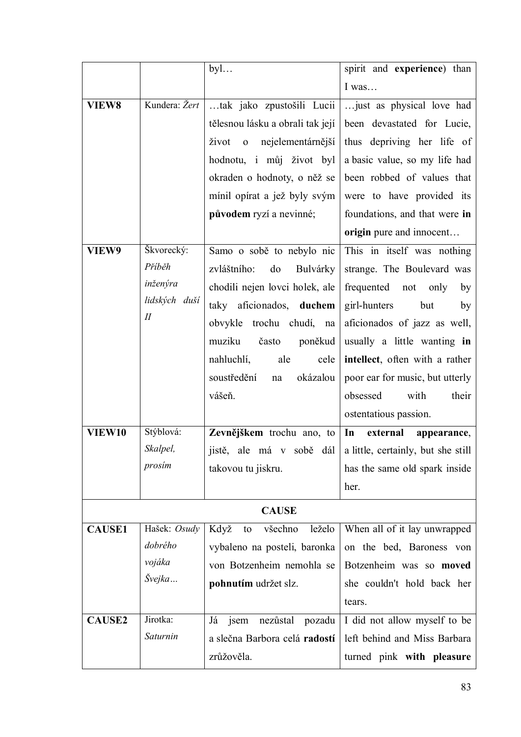| | | | |
|---|---|---|---|
| | | byl… | spirit and **experience**) than I was… |
| **VIEW8** | Kundera: *Žert* | …tak jako zpustošili Lucii tělesnou lásku a obrali tak její život o nejelementárnější hodnotu, i můj život byl okraden o hodnoty, o něž se mínil opírat a jež byly svým **původem** ryzí a nevinné; | …just as physical love had been devastated for Lucie, thus depriving her life of a basic value, so my life had been robbed of values that were to have provided its foundations, and that were **in origin** pure and innocent… |
| **VIEW9** | Škvorecký: *Příběh inženýra lidských duší II* | Samo o sobě to nebylo nic zvláštního: do Bulvárky chodili nejen lovci holek, ale taky aficionados, **duchem** obvykle trochu chudí, na muziku často poněkud nahluchlí, ale cele soustředění na okázalou vášeň. | This in itself was nothing strange. The Boulevard was frequented not only by girl-hunters but by aficionados of jazz as well, usually a little wanting **in intellect**, often with a rather poor ear for music, but utterly obsessed with their ostentatious passion. |
| **VIEW10** | Stýblová: *Skalpel, prosím* | **Zevnějškem** trochu ano, to jistě, ale má v sobě dál takovou tu jiskru. | **In external appearance**, a little, certainly, but she still has the same old spark inside her. |
| | | **CAUSE** | |
| **CAUSE1** | Hašek: *Osudy dobrého vojáka Švejka…* | Když to všechno leželo vybaleno na posteli, baronka von Botzenheim nemohla se **pohnutím** udržet slz. | When all of it lay unwrapped on the bed, Baroness von Botzenheim was so **moved** she couldn't hold back her tears. |
| **CAUSE2** | Jirotka: *Saturnin* | Já jsem nezůstal pozadu a slečna Barbora celá **radostí** zrůžověla. | I did not allow myself to be left behind and Miss Barbara turned pink **with pleasure** |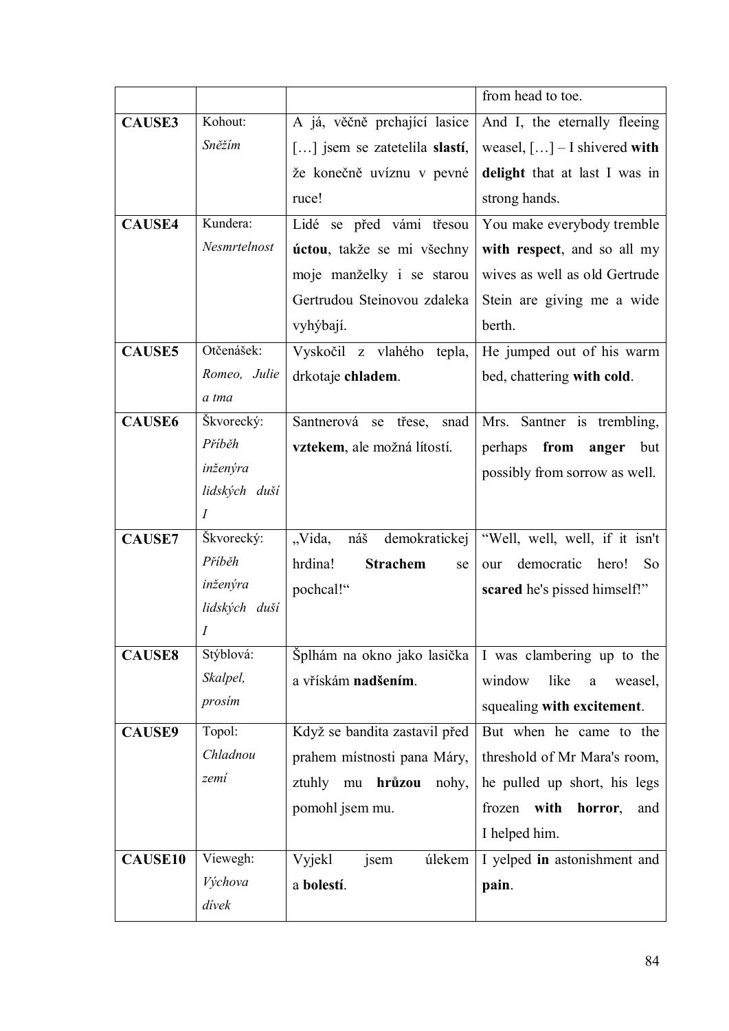| | | | from head to toe. |
|---|---|---|---|
| **CAUSE3** | Kohout: *Sněžím* | A já, věčně prchající lasice […] jsem se zatetelila **slastí**, že konečně uvíznu v pevné ruce! | And I, the eternally fleeing weasel, […] – I shivered **with delight** that at last I was in strong hands. |
| **CAUSE4** | Kundera: *Nesmrtelnost* | Lidé se před vámi třesou **úctou**, takže se mi všechny moje manželky i se starou Gertrudou Steinovou zdaleka vyhýbají. | You make everybody tremble **with respect**, and so all my wives as well as old Gertrude Stein are giving me a wide berth. |
| **CAUSE5** | Otčenášek: *Romeo, Julie a tma* | Vyskočil z vlahého tepla, drkotaje **chladem**. | He jumped out of his warm bed, chattering **with cold**. |
| **CAUSE6** | Škvorecký: *Příběh inženýra lidských duší I* | Santnerová se třese, snad **vztekem**, ale možná lítostí. | Mrs. Santner is trembling, perhaps **from anger** but possibly from sorrow as well. |
| **CAUSE7** | Škvorecký: *Příběh inženýra lidských duší I* | „Vida, náš demokratickej hrdina! **Strachem** se pochcal!" | "Well, well, well, if it isn't our democratic hero! So **scared** he's pissed himself!" |
| **CAUSE8** | Stýblová: *Skalpel, prosím* | Šplhám na okno jako lasička a vřískám **nadšením**. | I was clambering up to the window like a weasel, squealing **with excitement**. |
| **CAUSE9** | Topol: *Chladnou zemí* | Když se bandita zastavil před prahem místnosti pana Máry, ztuhly mu **hrůzou** nohy, pomohl jsem mu. | But when he came to the threshold of Mr Mara's room, he pulled up short, his legs frozen **with horror**, and I helped him. |
| **CAUSE10** | Viewegh: *Výchova dívek* | Vyjekl jsem úlekem a **bolestí**. | I yelped **in** astonishment and **pain**. |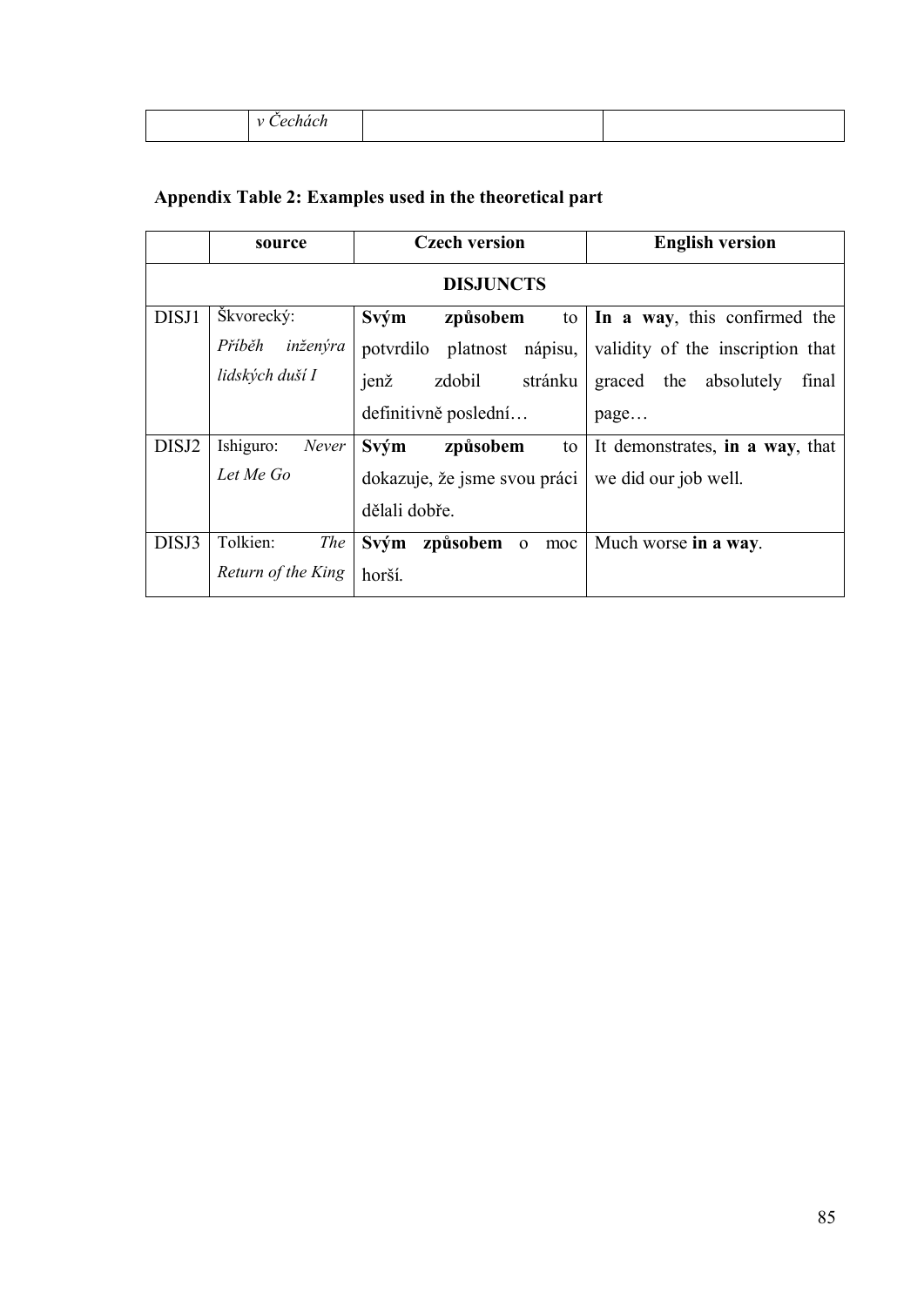| | v Čechách | | |
|---|---|---|---|

**Appendix Table 2: Examples used in the theoretical part**

| | source | Czech version | English version |
|---|---|---|---|
| | | **DISJUNCTS** | |
| DISJ1 | Škvorecký: *Příběh inženýra lidských duší I* | **Svým způsobem** to potvrdilo platnost nápisu, jenž zdobil stránku definitivně poslední… | **In a way**, this confirmed the validity of the inscription that graced the absolutely final page… |
| DISJ2 | Ishiguro: *Never Let Me Go* | **Svým způsobem** to dokazuje, že jsme svou práci dělali dobře. | It demonstrates, **in a way**, that we did our job well. |
| DISJ3 | Tolkien: *The Return of the King* | **Svým způsobem** o moc horší. | Much worse **in a way**. |